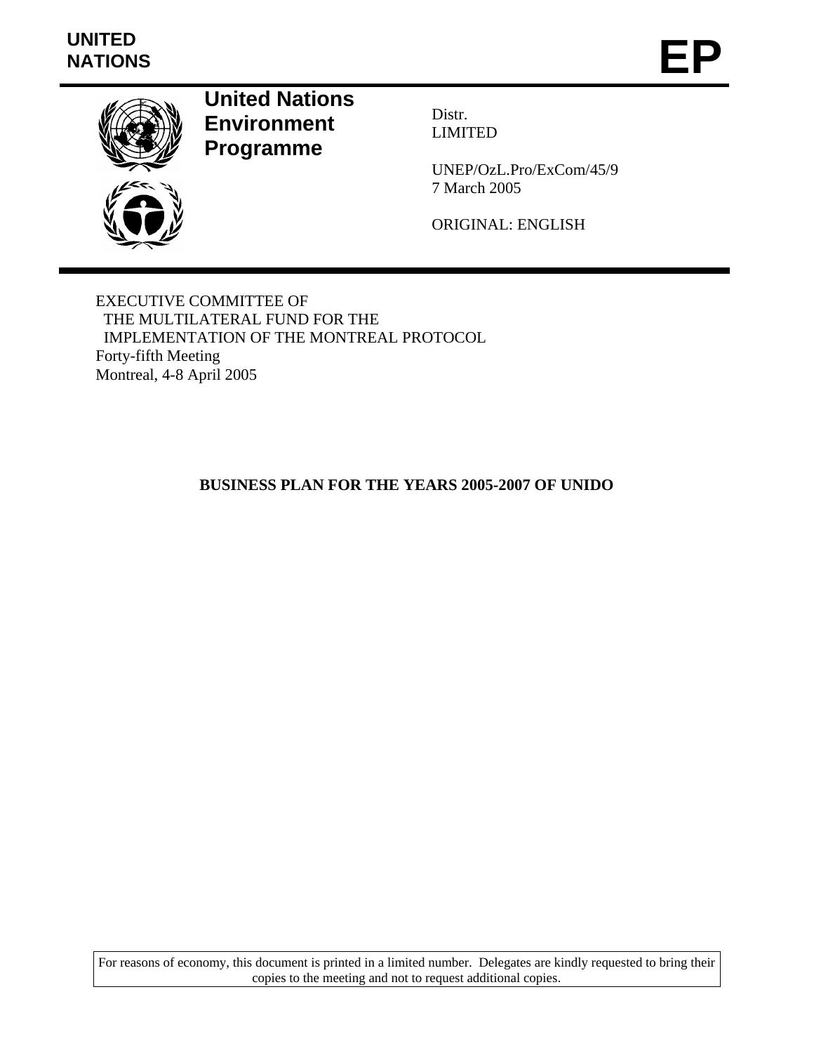**UNITED NATIONS**

# EP

**United Nations Environment Programme**

Distr.
LIMITED

UNEP/OzL.Pro/ExCom/45/9
7 March 2005

ORIGINAL: ENGLISH

EXECUTIVE COMMITTEE OF
THE MULTILATERAL FUND FOR THE
IMPLEMENTATION OF THE MONTREAL PROTOCOL
Forty-fifth Meeting
Montreal, 4-8 April 2005

## BUSINESS PLAN FOR THE YEARS 2005-2007 OF UNIDO

For reasons of economy, this document is printed in a limited number. Delegates are kindly requested to bring their copies to the meeting and not to request additional copies.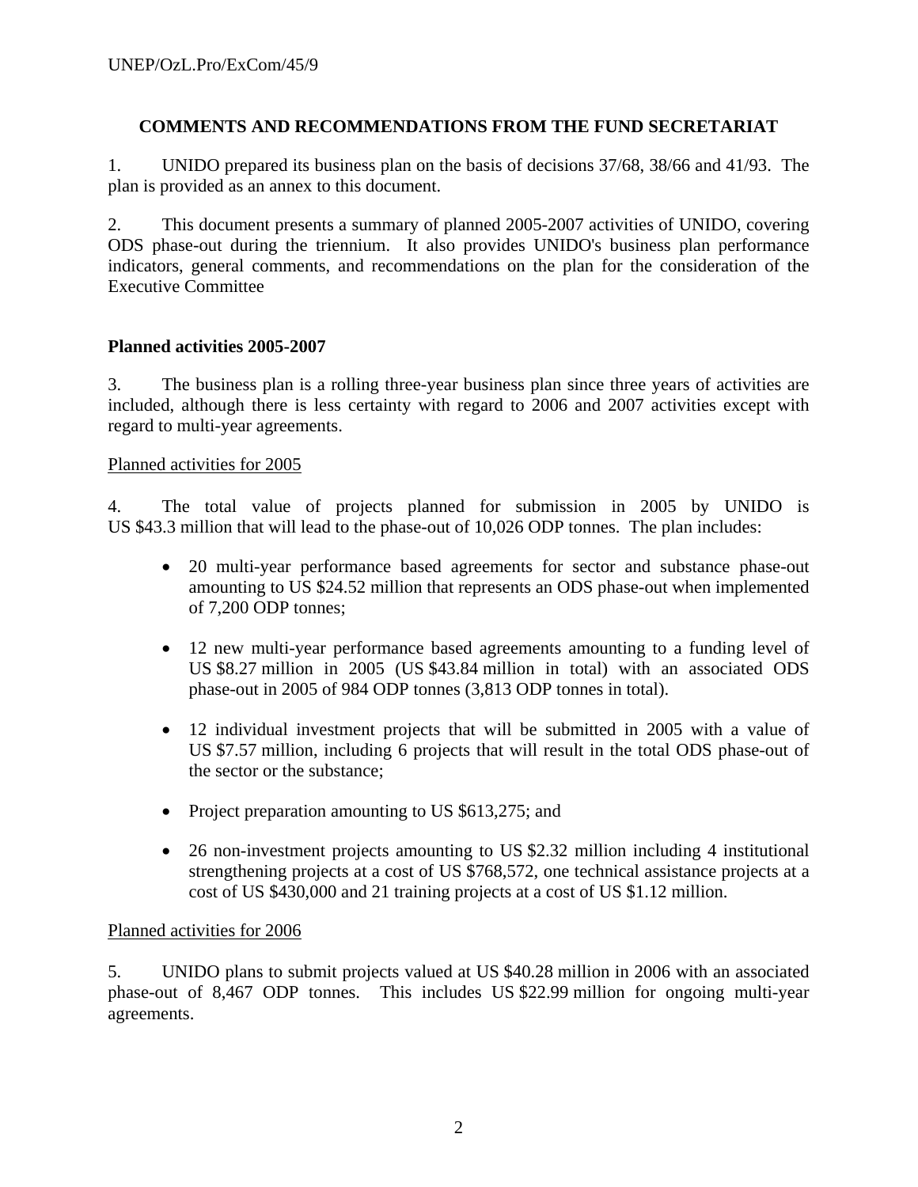## COMMENTS AND RECOMMENDATIONS FROM THE FUND SECRETARIAT

1. UNIDO prepared its business plan on the basis of decisions 37/68, 38/66 and 41/93. The plan is provided as an annex to this document.

2. This document presents a summary of planned 2005-2007 activities of UNIDO, covering ODS phase-out during the triennium. It also provides UNIDO's business plan performance indicators, general comments, and recommendations on the plan for the consideration of the Executive Committee

### Planned activities 2005-2007

3. The business plan is a rolling three-year business plan since three years of activities are included, although there is less certainty with regard to 2006 and 2007 activities except with regard to multi-year agreements.

Planned activities for 2005

4. The total value of projects planned for submission in 2005 by UNIDO is US $43.3 million that will lead to the phase-out of 10,026 ODP tonnes. The plan includes:

- 20 multi-year performance based agreements for sector and substance phase-out amounting to US $24.52 million that represents an ODS phase-out when implemented of 7,200 ODP tonnes;
- 12 new multi-year performance based agreements amounting to a funding level of US $8.27 million in 2005 (US $43.84 million in total) with an associated ODS phase-out in 2005 of 984 ODP tonnes (3,813 ODP tonnes in total).
- 12 individual investment projects that will be submitted in 2005 with a value of US $7.57 million, including 6 projects that will result in the total ODS phase-out of the sector or the substance;
- Project preparation amounting to US $613,275; and
- 26 non-investment projects amounting to US $2.32 million including 4 institutional strengthening projects at a cost of US $768,572, one technical assistance projects at a cost of US $430,000 and 21 training projects at a cost of US $1.12 million.

Planned activities for 2006

5. UNIDO plans to submit projects valued at US $40.28 million in 2006 with an associated phase-out of 8,467 ODP tonnes. This includes US $22.99 million for ongoing multi-year agreements.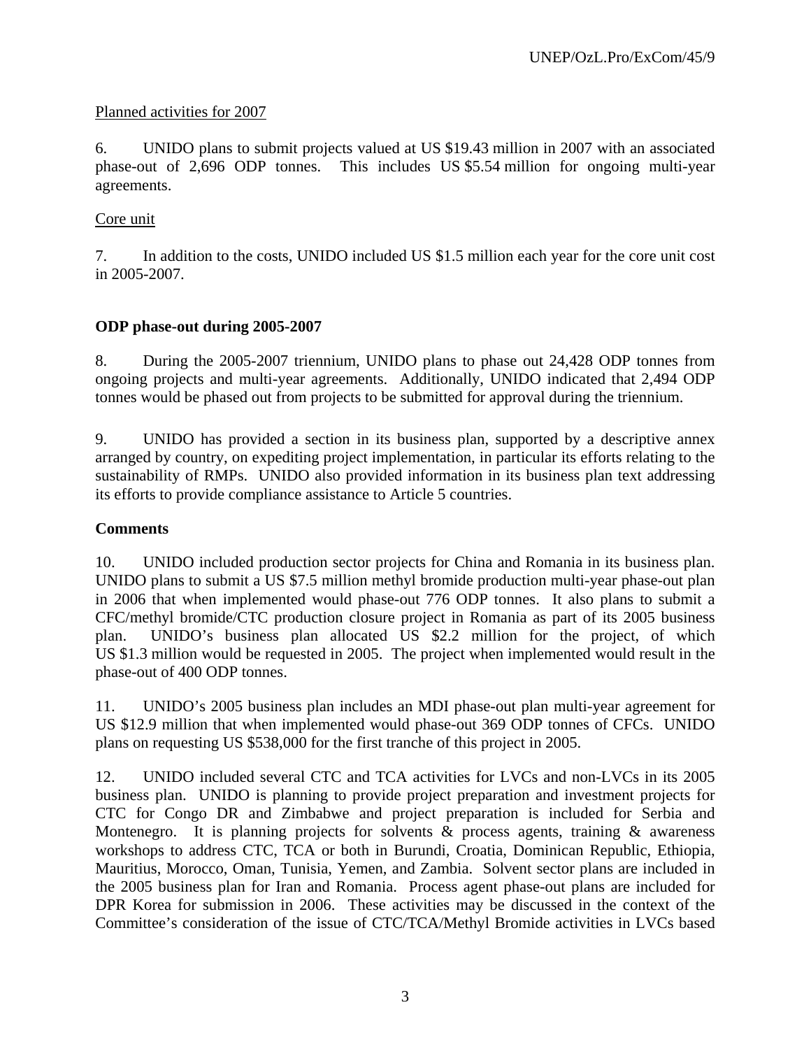Planned activities for 2007

6. UNIDO plans to submit projects valued at US $19.43 million in 2007 with an associated phase-out of 2,696 ODP tonnes. This includes US $5.54 million for ongoing multi-year agreements.

Core unit

7. In addition to the costs, UNIDO included US $1.5 million each year for the core unit cost in 2005-2007.

**ODP phase-out during 2005-2007**

8. During the 2005-2007 triennium, UNIDO plans to phase out 24,428 ODP tonnes from ongoing projects and multi-year agreements. Additionally, UNIDO indicated that 2,494 ODP tonnes would be phased out from projects to be submitted for approval during the triennium.

9. UNIDO has provided a section in its business plan, supported by a descriptive annex arranged by country, on expediting project implementation, in particular its efforts relating to the sustainability of RMPs. UNIDO also provided information in its business plan text addressing its efforts to provide compliance assistance to Article 5 countries.

**Comments**

10. UNIDO included production sector projects for China and Romania in its business plan. UNIDO plans to submit a US $7.5 million methyl bromide production multi-year phase-out plan in 2006 that when implemented would phase-out 776 ODP tonnes. It also plans to submit a CFC/methyl bromide/CTC production closure project in Romania as part of its 2005 business plan. UNIDO's business plan allocated US $2.2 million for the project, of which US $1.3 million would be requested in 2005. The project when implemented would result in the phase-out of 400 ODP tonnes.

11. UNIDO's 2005 business plan includes an MDI phase-out plan multi-year agreement for US $12.9 million that when implemented would phase-out 369 ODP tonnes of CFCs. UNIDO plans on requesting US $538,000 for the first tranche of this project in 2005.

12. UNIDO included several CTC and TCA activities for LVCs and non-LVCs in its 2005 business plan. UNIDO is planning to provide project preparation and investment projects for CTC for Congo DR and Zimbabwe and project preparation is included for Serbia and Montenegro. It is planning projects for solvents & process agents, training & awareness workshops to address CTC, TCA or both in Burundi, Croatia, Dominican Republic, Ethiopia, Mauritius, Morocco, Oman, Tunisia, Yemen, and Zambia. Solvent sector plans are included in the 2005 business plan for Iran and Romania. Process agent phase-out plans are included for DPR Korea for submission in 2006. These activities may be discussed in the context of the Committee's consideration of the issue of CTC/TCA/Methyl Bromide activities in LVCs based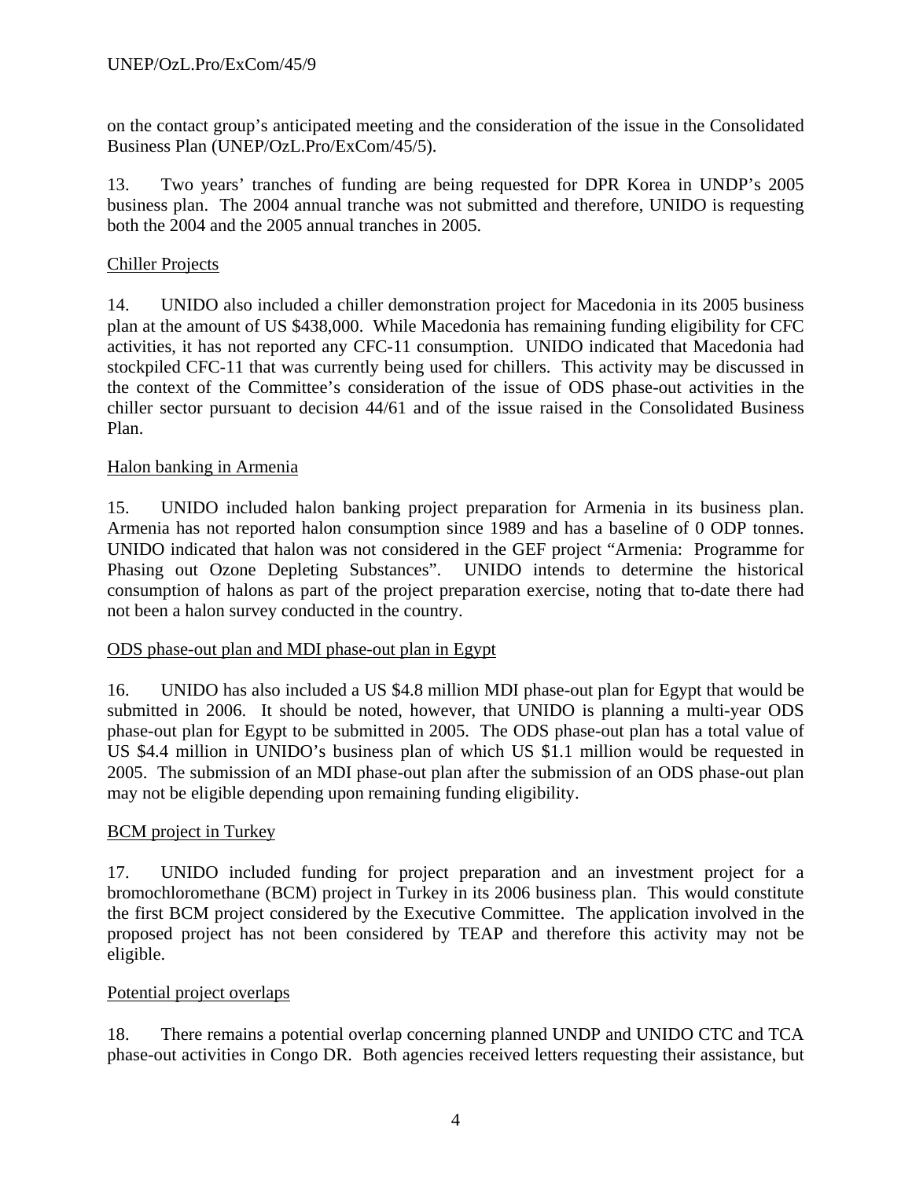on the contact group's anticipated meeting and the consideration of the issue in the Consolidated Business Plan (UNEP/OzL.Pro/ExCom/45/5).

13. Two years' tranches of funding are being requested for DPR Korea in UNDP's 2005 business plan. The 2004 annual tranche was not submitted and therefore, UNIDO is requesting both the 2004 and the 2005 annual tranches in 2005.

Chiller Projects

14. UNIDO also included a chiller demonstration project for Macedonia in its 2005 business plan at the amount of US $438,000. While Macedonia has remaining funding eligibility for CFC activities, it has not reported any CFC-11 consumption. UNIDO indicated that Macedonia had stockpiled CFC-11 that was currently being used for chillers. This activity may be discussed in the context of the Committee's consideration of the issue of ODS phase-out activities in the chiller sector pursuant to decision 44/61 and of the issue raised in the Consolidated Business Plan.

Halon banking in Armenia

15. UNIDO included halon banking project preparation for Armenia in its business plan. Armenia has not reported halon consumption since 1989 and has a baseline of 0 ODP tonnes. UNIDO indicated that halon was not considered in the GEF project "Armenia: Programme for Phasing out Ozone Depleting Substances". UNIDO intends to determine the historical consumption of halons as part of the project preparation exercise, noting that to-date there had not been a halon survey conducted in the country.

ODS phase-out plan and MDI phase-out plan in Egypt

16. UNIDO has also included a US $4.8 million MDI phase-out plan for Egypt that would be submitted in 2006. It should be noted, however, that UNIDO is planning a multi-year ODS phase-out plan for Egypt to be submitted in 2005. The ODS phase-out plan has a total value of US $4.4 million in UNIDO's business plan of which US $1.1 million would be requested in 2005. The submission of an MDI phase-out plan after the submission of an ODS phase-out plan may not be eligible depending upon remaining funding eligibility.

BCM project in Turkey

17. UNIDO included funding for project preparation and an investment project for a bromochloromethane (BCM) project in Turkey in its 2006 business plan. This would constitute the first BCM project considered by the Executive Committee. The application involved in the proposed project has not been considered by TEAP and therefore this activity may not be eligible.

Potential project overlaps

18. There remains a potential overlap concerning planned UNDP and UNIDO CTC and TCA phase-out activities in Congo DR. Both agencies received letters requesting their assistance, but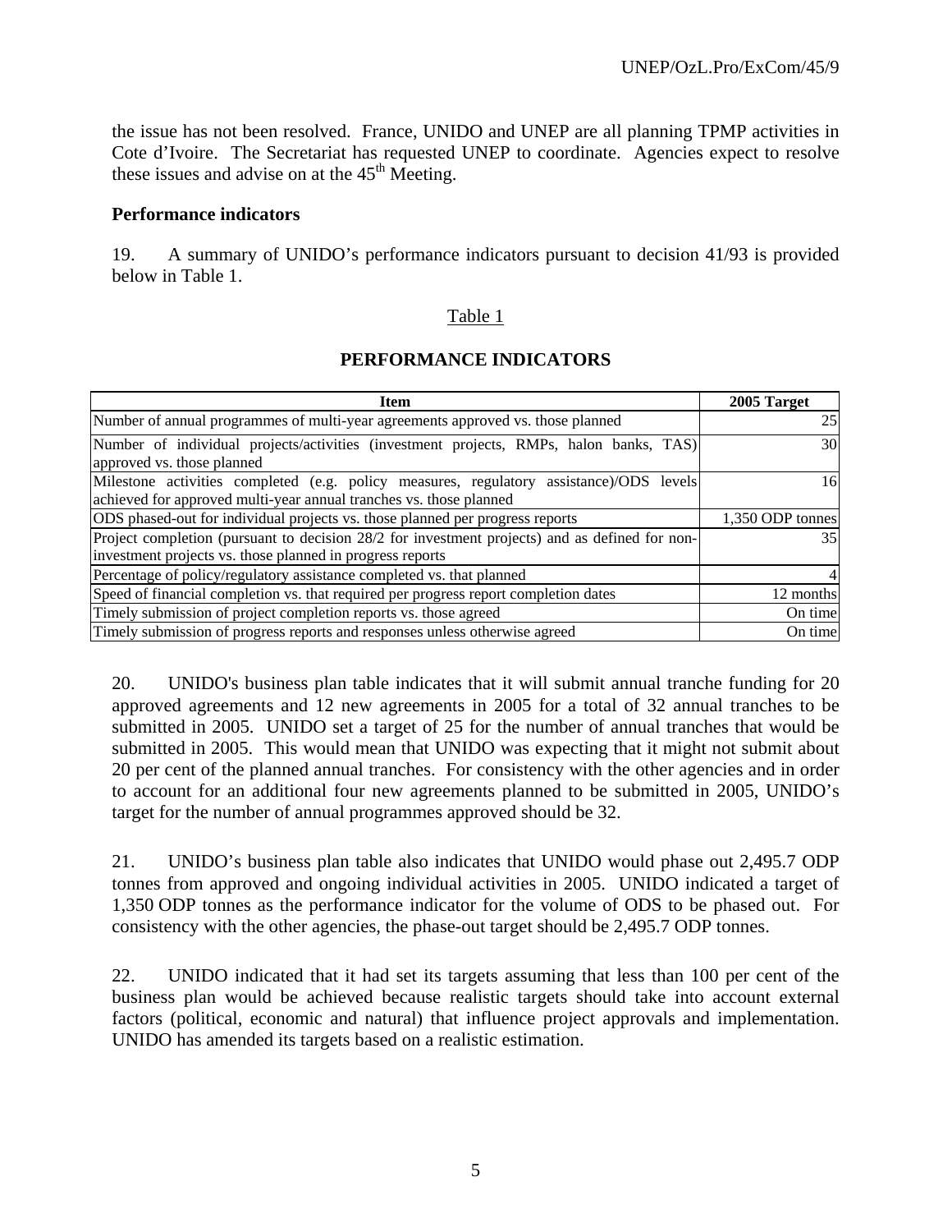the issue has not been resolved. France, UNIDO and UNEP are all planning TPMP activities in Cote d'Ivoire. The Secretariat has requested UNEP to coordinate. Agencies expect to resolve these issues and advise on at the 45th Meeting.

**Performance indicators**

19. A summary of UNIDO's performance indicators pursuant to decision 41/93 is provided below in Table 1.

Table 1

**PERFORMANCE INDICATORS**

| Item | 2005 Target |
|---|---|
| Number of annual programmes of multi-year agreements approved vs. those planned | 25 |
| Number of individual projects/activities (investment projects, RMPs, halon banks, TAS) approved vs. those planned | 30 |
| Milestone activities completed (e.g. policy measures, regulatory assistance)/ODS levels achieved for approved multi-year annual tranches vs. those planned | 16 |
| ODS phased-out for individual projects vs. those planned per progress reports | 1,350 ODP tonnes |
| Project completion (pursuant to decision 28/2 for investment projects) and as defined for non-investment projects vs. those planned in progress reports | 35 |
| Percentage of policy/regulatory assistance completed vs. that planned | 4 |
| Speed of financial completion vs. that required per progress report completion dates | 12 months |
| Timely submission of project completion reports vs. those agreed | On time |
| Timely submission of progress reports and responses unless otherwise agreed | On time |

20. UNIDO's business plan table indicates that it will submit annual tranche funding for 20 approved agreements and 12 new agreements in 2005 for a total of 32 annual tranches to be submitted in 2005. UNIDO set a target of 25 for the number of annual tranches that would be submitted in 2005. This would mean that UNIDO was expecting that it might not submit about 20 per cent of the planned annual tranches. For consistency with the other agencies and in order to account for an additional four new agreements planned to be submitted in 2005, UNIDO's target for the number of annual programmes approved should be 32.

21. UNIDO's business plan table also indicates that UNIDO would phase out 2,495.7 ODP tonnes from approved and ongoing individual activities in 2005. UNIDO indicated a target of 1,350 ODP tonnes as the performance indicator for the volume of ODS to be phased out. For consistency with the other agencies, the phase-out target should be 2,495.7 ODP tonnes.

22. UNIDO indicated that it had set its targets assuming that less than 100 per cent of the business plan would be achieved because realistic targets should take into account external factors (political, economic and natural) that influence project approvals and implementation. UNIDO has amended its targets based on a realistic estimation.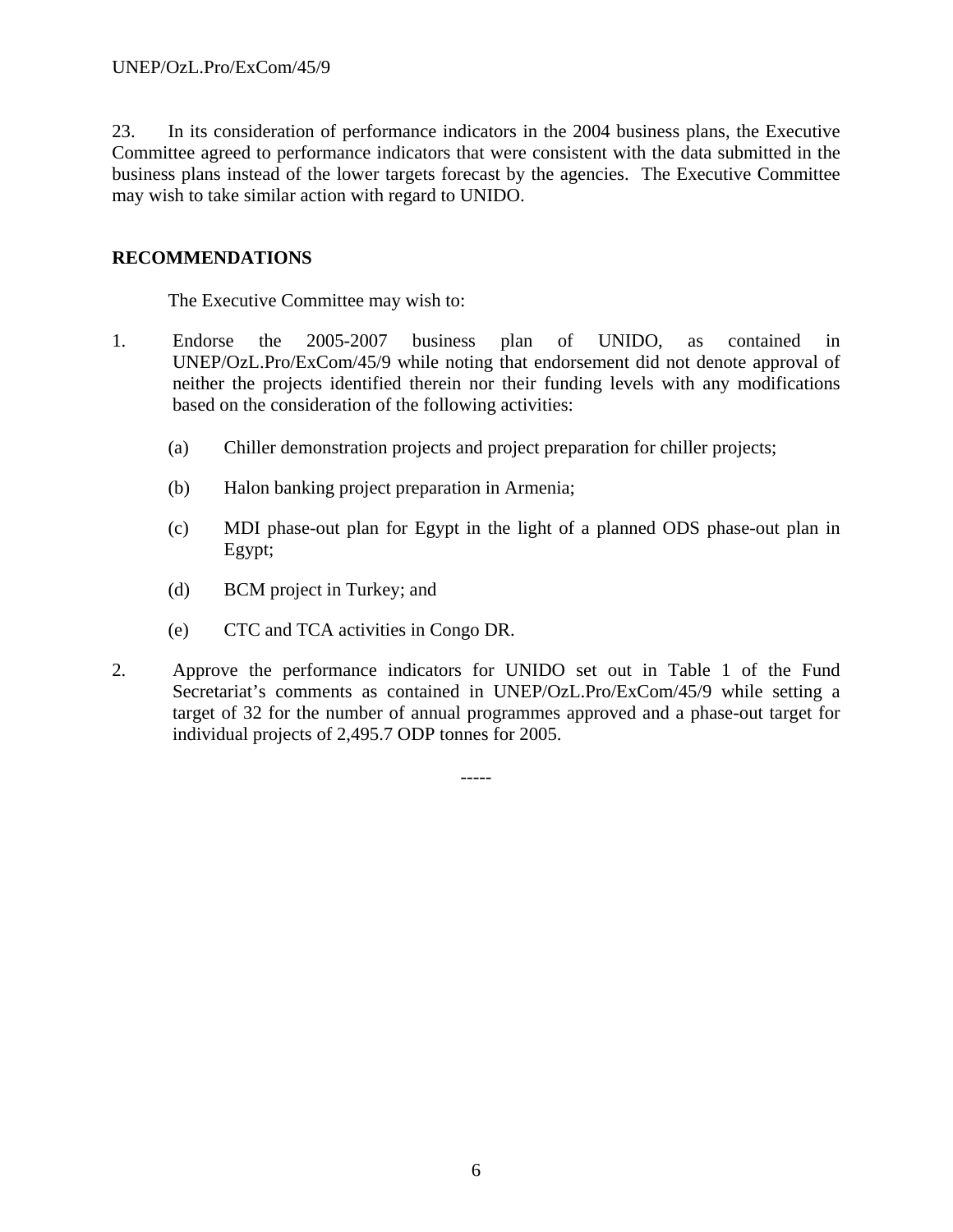23. In its consideration of performance indicators in the 2004 business plans, the Executive Committee agreed to performance indicators that were consistent with the data submitted in the business plans instead of the lower targets forecast by the agencies. The Executive Committee may wish to take similar action with regard to UNIDO.

## RECOMMENDATIONS

The Executive Committee may wish to:

1. Endorse the 2005-2007 business plan of UNIDO, as contained in UNEP/OzL.Pro/ExCom/45/9 while noting that endorsement did not denote approval of neither the projects identified therein nor their funding levels with any modifications based on the consideration of the following activities:

    (a) Chiller demonstration projects and project preparation for chiller projects;

    (b) Halon banking project preparation in Armenia;

    (c) MDI phase-out plan for Egypt in the light of a planned ODS phase-out plan in Egypt;

    (d) BCM project in Turkey; and

    (e) CTC and TCA activities in Congo DR.

2. Approve the performance indicators for UNIDO set out in Table 1 of the Fund Secretariat's comments as contained in UNEP/OzL.Pro/ExCom/45/9 while setting a target of 32 for the number of annual programmes approved and a phase-out target for individual projects of 2,495.7 ODP tonnes for 2005.

-----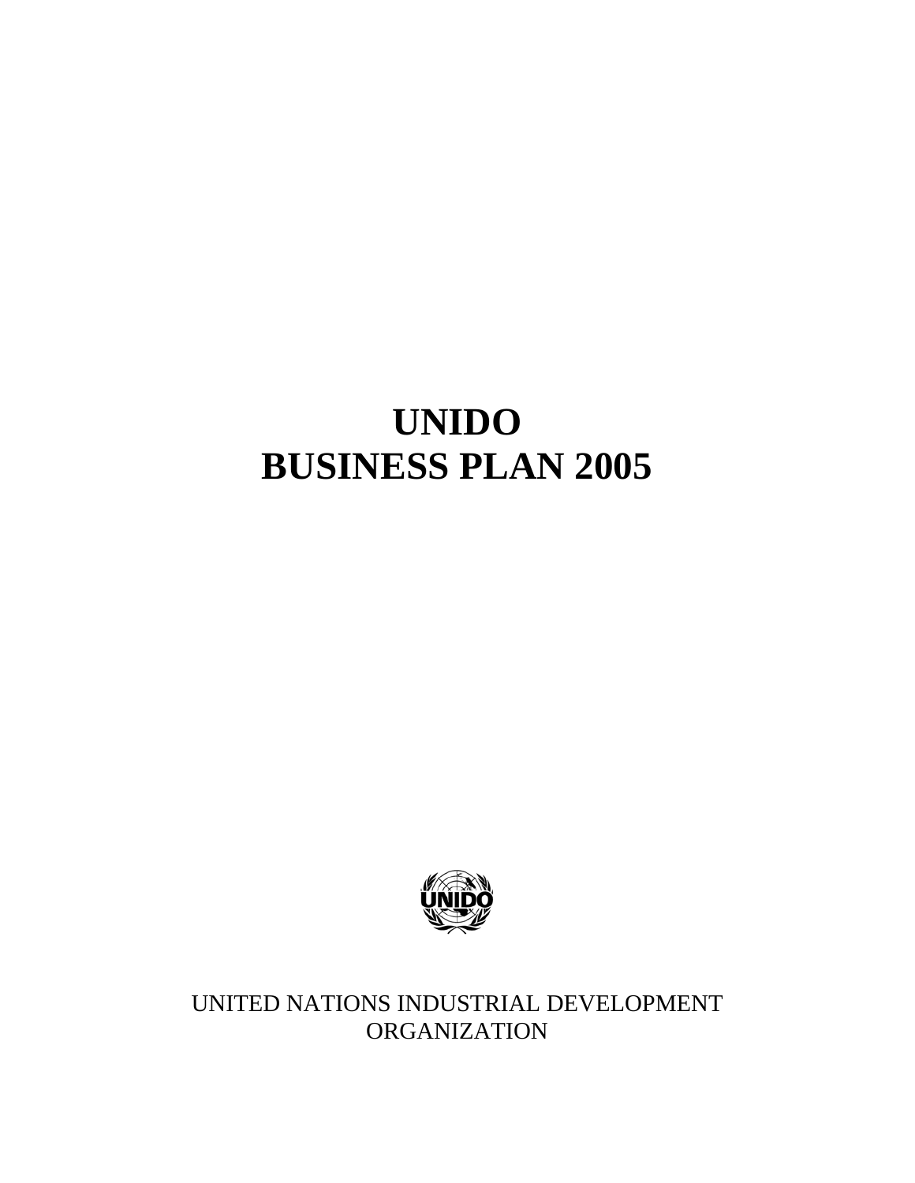# UNIDO
# BUSINESS PLAN 2005

UNITED NATIONS INDUSTRIAL DEVELOPMENT ORGANIZATION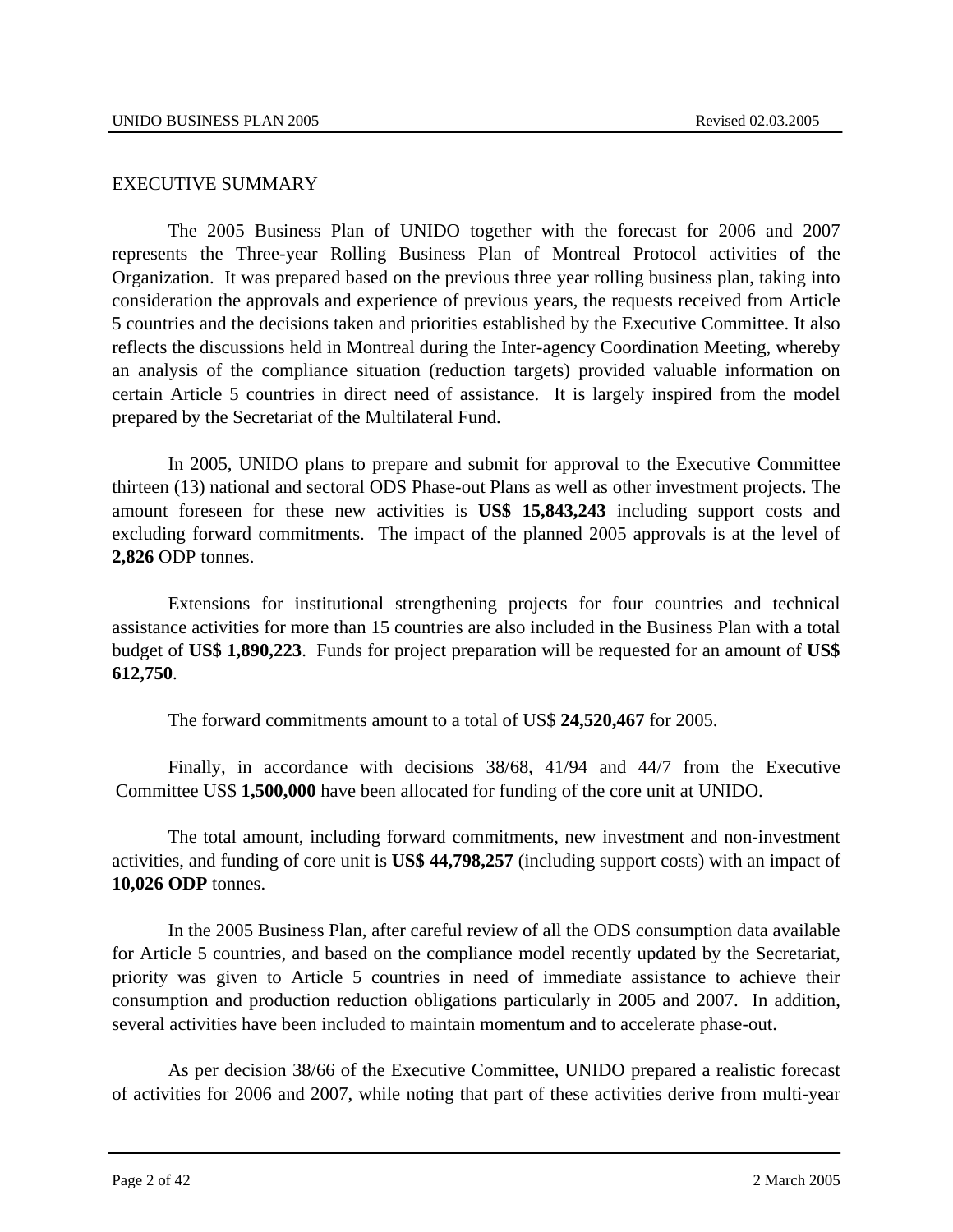EXECUTIVE SUMMARY

The 2005 Business Plan of UNIDO together with the forecast for 2006 and 2007 represents the Three-year Rolling Business Plan of Montreal Protocol activities of the Organization. It was prepared based on the previous three year rolling business plan, taking into consideration the approvals and experience of previous years, the requests received from Article 5 countries and the decisions taken and priorities established by the Executive Committee. It also reflects the discussions held in Montreal during the Inter-agency Coordination Meeting, whereby an analysis of the compliance situation (reduction targets) provided valuable information on certain Article 5 countries in direct need of assistance. It is largely inspired from the model prepared by the Secretariat of the Multilateral Fund.

In 2005, UNIDO plans to prepare and submit for approval to the Executive Committee thirteen (13) national and sectoral ODS Phase-out Plans as well as other investment projects. The amount foreseen for these new activities is **US$ 15,843,243** including support costs and excluding forward commitments. The impact of the planned 2005 approvals is at the level of **2,826** ODP tonnes.

Extensions for institutional strengthening projects for four countries and technical assistance activities for more than 15 countries are also included in the Business Plan with a total budget of **US$ 1,890,223**. Funds for project preparation will be requested for an amount of **US$ 612,750**.

The forward commitments amount to a total of US$ **24,520,467** for 2005.

Finally, in accordance with decisions 38/68, 41/94 and 44/7 from the Executive Committee US$ **1,500,000** have been allocated for funding of the core unit at UNIDO.

The total amount, including forward commitments, new investment and non-investment activities, and funding of core unit is **US$ 44,798,257** (including support costs) with an impact of **10,026 ODP** tonnes.

In the 2005 Business Plan, after careful review of all the ODS consumption data available for Article 5 countries, and based on the compliance model recently updated by the Secretariat, priority was given to Article 5 countries in need of immediate assistance to achieve their consumption and production reduction obligations particularly in 2005 and 2007. In addition, several activities have been included to maintain momentum and to accelerate phase-out.

As per decision 38/66 of the Executive Committee, UNIDO prepared a realistic forecast of activities for 2006 and 2007, while noting that part of these activities derive from multi-year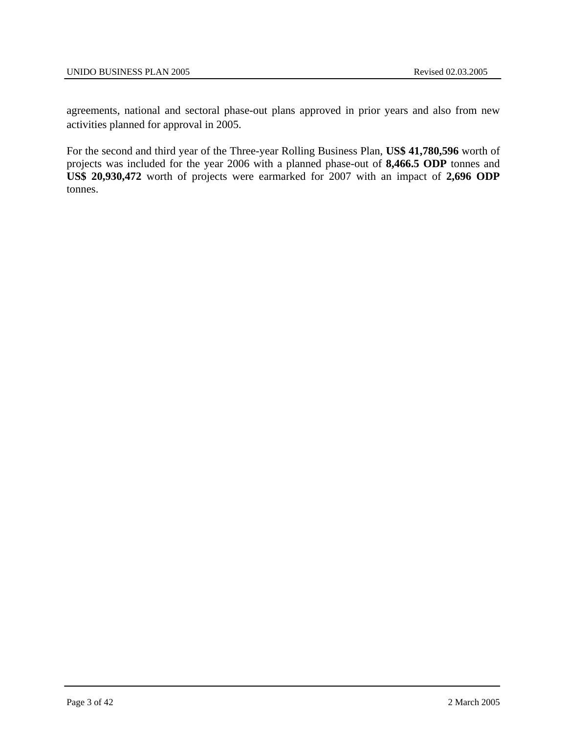agreements, national and sectoral phase-out plans approved in prior years and also from new activities planned for approval in 2005.

For the second and third year of the Three-year Rolling Business Plan, **US$ 41,780,596** worth of projects was included for the year 2006 with a planned phase-out of **8,466.5 ODP** tonnes and **US$ 20,930,472** worth of projects were earmarked for 2007 with an impact of **2,696 ODP** tonnes.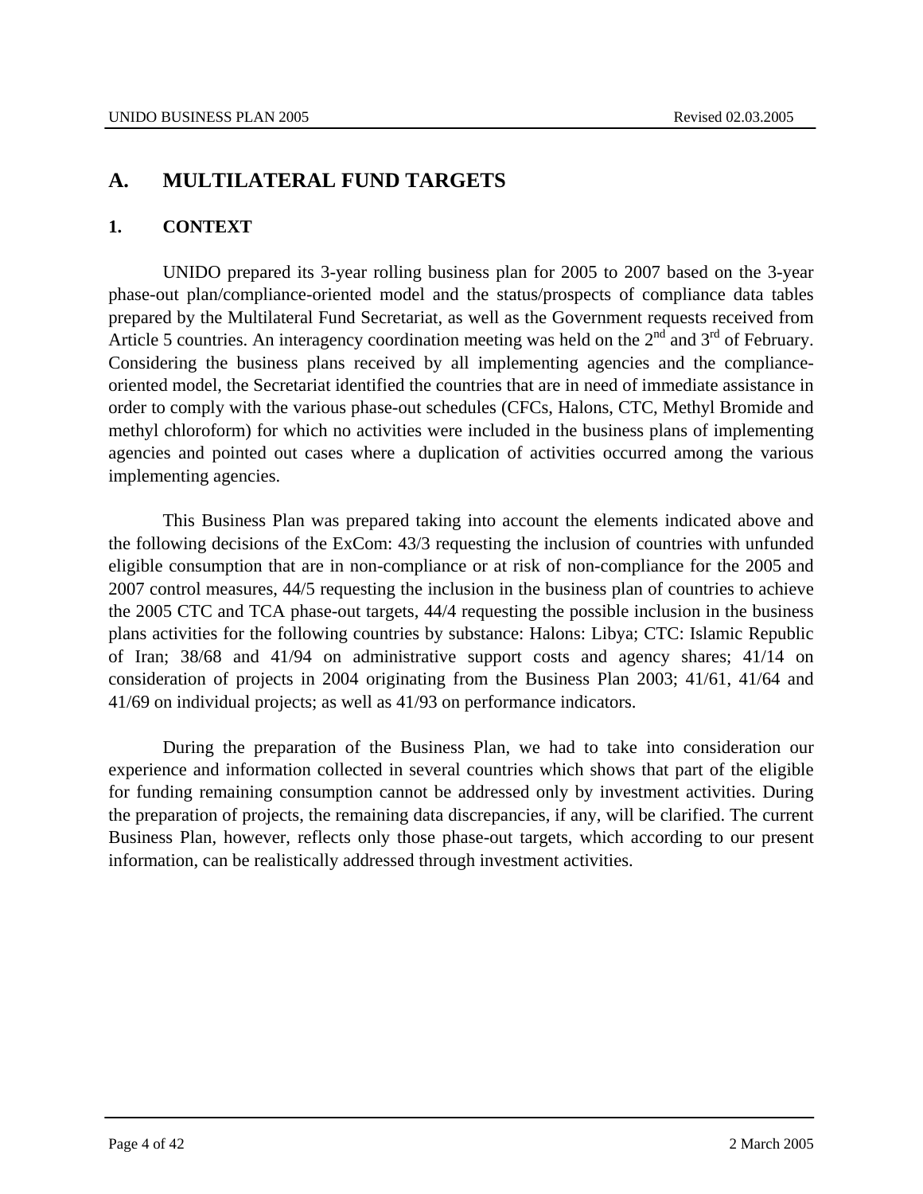# A. MULTILATERAL FUND TARGETS

## 1. CONTEXT

UNIDO prepared its 3-year rolling business plan for 2005 to 2007 based on the 3-year phase-out plan/compliance-oriented model and the status/prospects of compliance data tables prepared by the Multilateral Fund Secretariat, as well as the Government requests received from Article 5 countries. An interagency coordination meeting was held on the 2nd and 3rd of February. Considering the business plans received by all implementing agencies and the compliance-oriented model, the Secretariat identified the countries that are in need of immediate assistance in order to comply with the various phase-out schedules (CFCs, Halons, CTC, Methyl Bromide and methyl chloroform) for which no activities were included in the business plans of implementing agencies and pointed out cases where a duplication of activities occurred among the various implementing agencies.

This Business Plan was prepared taking into account the elements indicated above and the following decisions of the ExCom: 43/3 requesting the inclusion of countries with unfunded eligible consumption that are in non-compliance or at risk of non-compliance for the 2005 and 2007 control measures, 44/5 requesting the inclusion in the business plan of countries to achieve the 2005 CTC and TCA phase-out targets, 44/4 requesting the possible inclusion in the business plans activities for the following countries by substance: Halons: Libya; CTC: Islamic Republic of Iran; 38/68 and 41/94 on administrative support costs and agency shares; 41/14 on consideration of projects in 2004 originating from the Business Plan 2003; 41/61, 41/64 and 41/69 on individual projects; as well as 41/93 on performance indicators.

During the preparation of the Business Plan, we had to take into consideration our experience and information collected in several countries which shows that part of the eligible for funding remaining consumption cannot be addressed only by investment activities. During the preparation of projects, the remaining data discrepancies, if any, will be clarified. The current Business Plan, however, reflects only those phase-out targets, which according to our present information, can be realistically addressed through investment activities.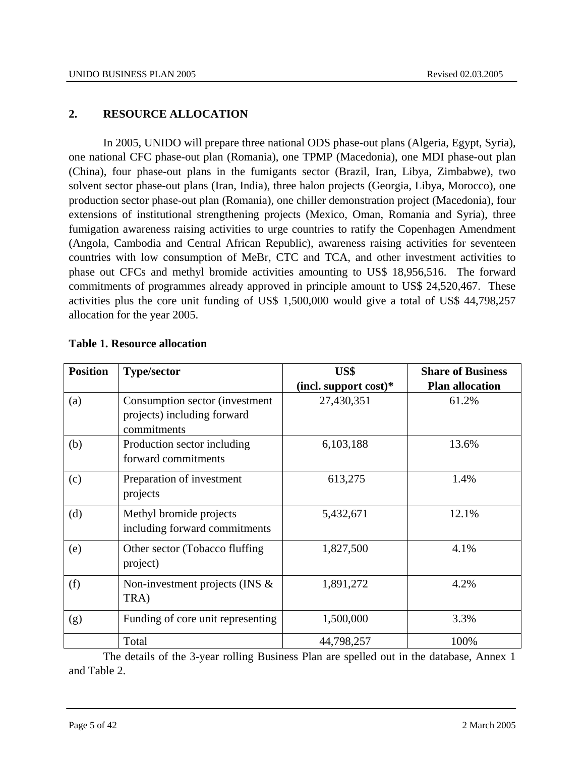## 2. RESOURCE ALLOCATION

In 2005, UNIDO will prepare three national ODS phase-out plans (Algeria, Egypt, Syria), one national CFC phase-out plan (Romania), one TPMP (Macedonia), one MDI phase-out plan (China), four phase-out plans in the fumigants sector (Brazil, Iran, Libya, Zimbabwe), two solvent sector phase-out plans (Iran, India), three halon projects (Georgia, Libya, Morocco), one production sector phase-out plan (Romania), one chiller demonstration project (Macedonia), four extensions of institutional strengthening projects (Mexico, Oman, Romania and Syria), three fumigation awareness raising activities to urge countries to ratify the Copenhagen Amendment (Angola, Cambodia and Central African Republic), awareness raising activities for seventeen countries with low consumption of MeBr, CTC and TCA, and other investment activities to phase out CFCs and methyl bromide activities amounting to US$ 18,956,516. The forward commitments of programmes already approved in principle amount to US$ 24,520,467. These activities plus the core unit funding of US$ 1,500,000 would give a total of US$ 44,798,257 allocation for the year 2005.

**Table 1. Resource allocation**

| Position | Type/sector | US$ (incl. support cost)* | Share of Business Plan allocation |
|---|---|---|---|
| (a) | Consumption sector (investment projects) including forward commitments | 27,430,351 | 61.2% |
| (b) | Production sector including forward commitments | 6,103,188 | 13.6% |
| (c) | Preparation of investment projects | 613,275 | 1.4% |
| (d) | Methyl bromide projects including forward commitments | 5,432,671 | 12.1% |
| (e) | Other sector (Tobacco fluffing project) | 1,827,500 | 4.1% |
| (f) | Non-investment projects (INS & TRA) | 1,891,272 | 4.2% |
| (g) | Funding of core unit representing | 1,500,000 | 3.3% |
| | Total | 44,798,257 | 100% |

The details of the 3-year rolling Business Plan are spelled out in the database, Annex 1 and Table 2.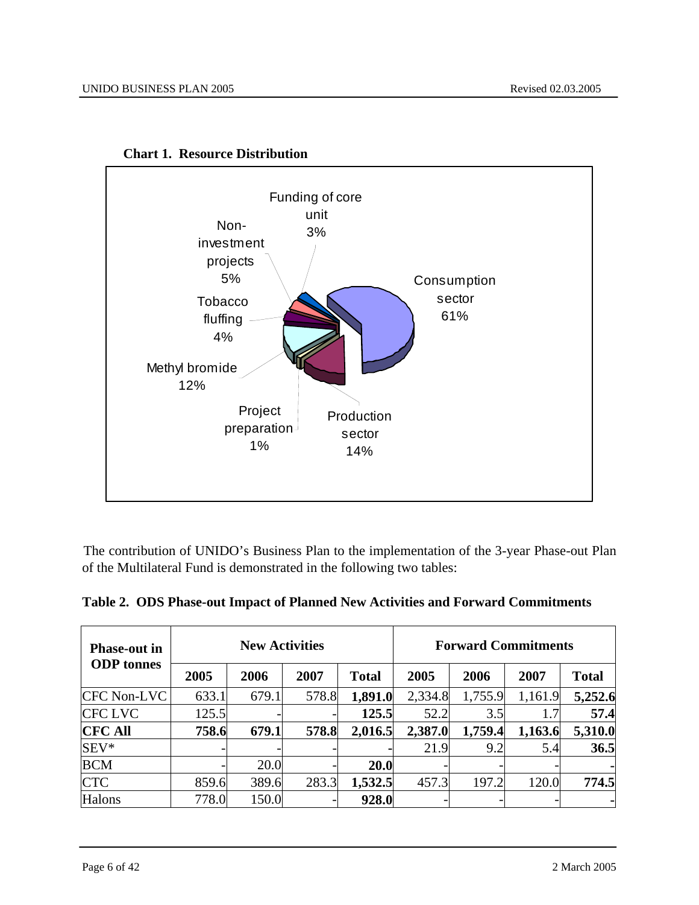**Chart 1. Resource Distribution**

Funding of core unit 3%

Non-investment projects 5%

Consumption sector 61%

Tobacco fluffing 4%

Methyl bromide 12%

Project preparation 1%

Production sector 14%

The contribution of UNIDO's Business Plan to the implementation of the 3-year Phase-out Plan of the Multilateral Fund is demonstrated in the following two tables:

**Table 2. ODS Phase-out Impact of Planned New Activities and Forward Commitments**

| Phase-out in ODP tonnes | New Activities | | | | Forward Commitments | | | |
|---|---|---|---|---|---|---|---|---|
| | 2005 | 2006 | 2007 | Total | 2005 | 2006 | 2007 | Total |
| CFC Non-LVC | 633.1 | 679.1 | 578.8 | **1,891.0** | 2,334.8 | 1,755.9 | 1,161.9 | **5,252.6** |
| CFC LVC | 125.5 | - | - | **125.5** | 52.2 | 3.5 | 1.7 | **57.4** |
| **CFC All** | **758.6** | **679.1** | **578.8** | **2,016.5** | **2,387.0** | **1,759.4** | **1,163.6** | **5,310.0** |
| SEV* | - | - | - | - | 21.9 | 9.2 | 5.4 | **36.5** |
| BCM | - | 20.0 | - | **20.0** | - | - | - | **-** |
| CTC | 859.6 | 389.6 | 283.3 | **1,532.5** | 457.3 | 197.2 | 120.0 | **774.5** |
| Halons | 778.0 | 150.0 | - | **928.0** | - | - | - | **-** |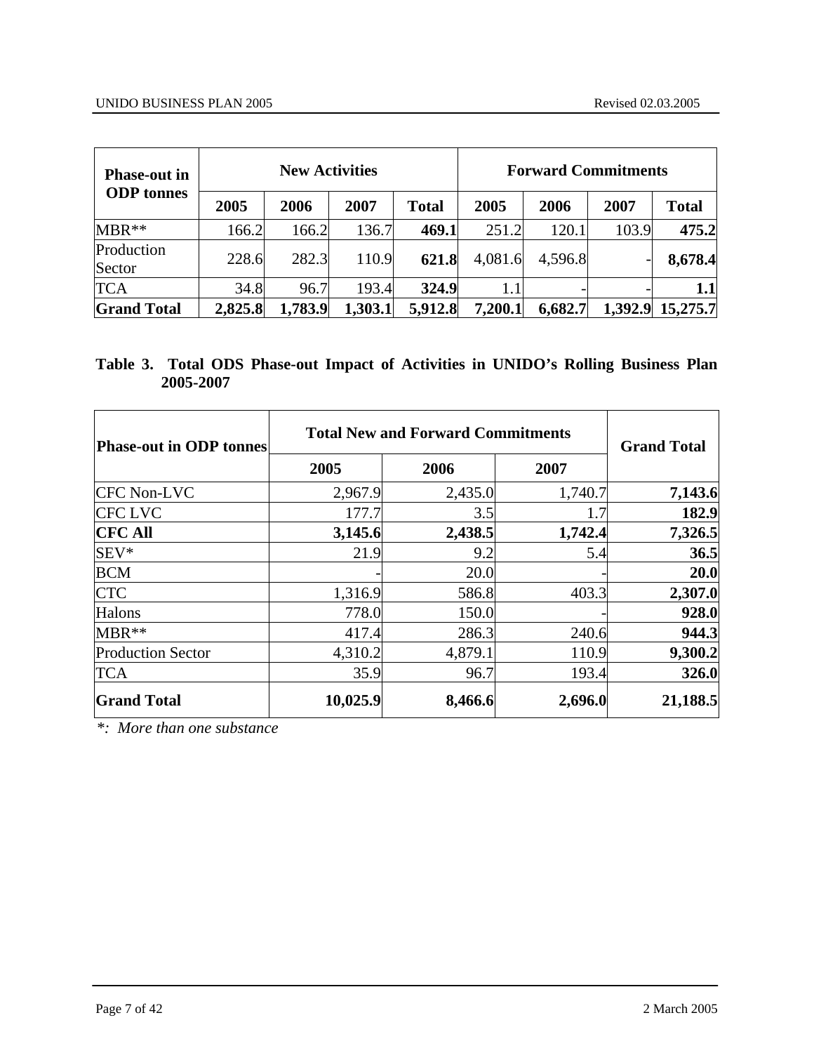| Phase-out in ODP tonnes | New Activities | | | | Forward Commitments | | | |
|---|---|---|---|---|---|---|---|---|
| | 2005 | 2006 | 2007 | Total | 2005 | 2006 | 2007 | Total |
| MBR** | 166.2 | 166.2 | 136.7 | **469.1** | 251.2 | 120.1 | 103.9 | **475.2** |
| Production Sector | 228.6 | 282.3 | 110.9 | **621.8** | 4,081.6 | 4,596.8 | - | **8,678.4** |
| TCA | 34.8 | 96.7 | 193.4 | **324.9** | 1.1 | - | - | **1.1** |
| **Grand Total** | **2,825.8** | **1,783.9** | **1,303.1** | **5,912.8** | **7,200.1** | **6,682.7** | **1,392.9** | **15,275.7** |

**Table 3. Total ODS Phase-out Impact of Activities in UNIDO's Rolling Business Plan 2005-2007**

| Phase-out in ODP tonnes | Total New and Forward Commitments | | | Grand Total |
|---|---|---|---|---|
| | 2005 | 2006 | 2007 | |
| CFC Non-LVC | 2,967.9 | 2,435.0 | 1,740.7 | **7,143.6** |
| CFC LVC | 177.7 | 3.5 | 1.7 | **182.9** |
| **CFC All** | **3,145.6** | **2,438.5** | **1,742.4** | **7,326.5** |
| SEV* | 21.9 | 9.2 | 5.4 | **36.5** |
| BCM | - | 20.0 | - | **20.0** |
| CTC | 1,316.9 | 586.8 | 403.3 | **2,307.0** |
| Halons | 778.0 | 150.0 | - | **928.0** |
| MBR** | 417.4 | 286.3 | 240.6 | **944.3** |
| Production Sector | 4,310.2 | 4,879.1 | 110.9 | **9,300.2** |
| TCA | 35.9 | 96.7 | 193.4 | **326.0** |
| **Grand Total** | **10,025.9** | **8,466.6** | **2,696.0** | **21,188.5** |

*\*: More than one substance*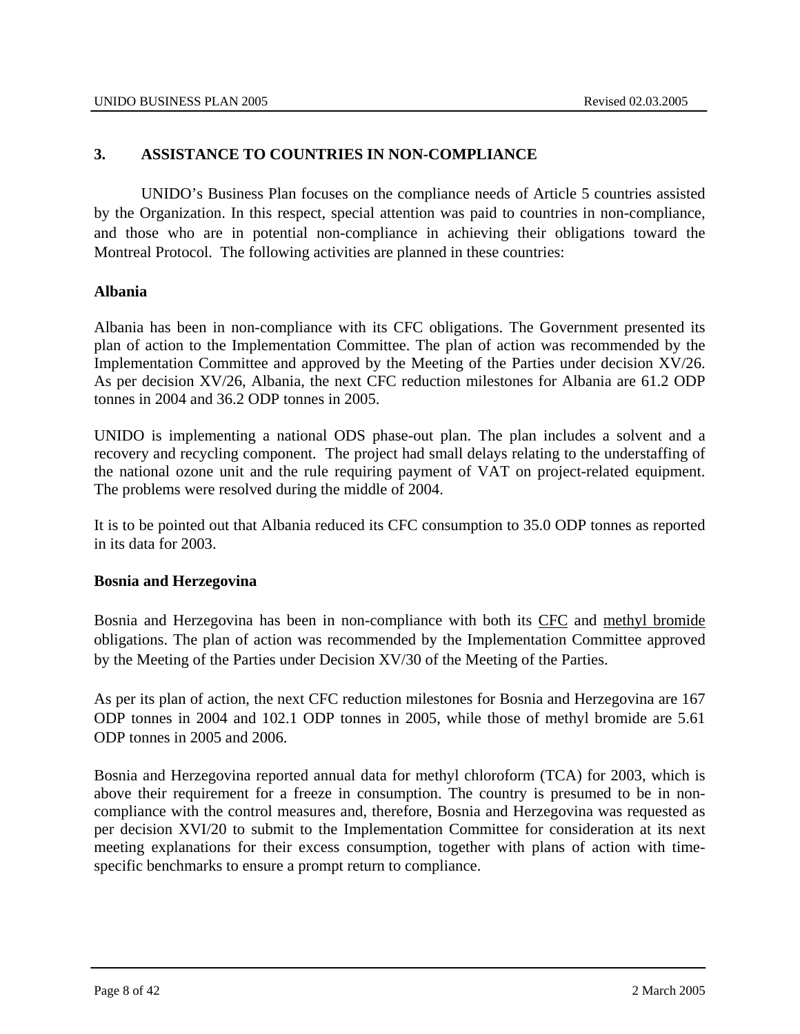## 3. ASSISTANCE TO COUNTRIES IN NON-COMPLIANCE

UNIDO's Business Plan focuses on the compliance needs of Article 5 countries assisted by the Organization. In this respect, special attention was paid to countries in non-compliance, and those who are in potential non-compliance in achieving their obligations toward the Montreal Protocol. The following activities are planned in these countries:

### Albania

Albania has been in non-compliance with its CFC obligations. The Government presented its plan of action to the Implementation Committee. The plan of action was recommended by the Implementation Committee and approved by the Meeting of the Parties under decision XV/26. As per decision XV/26, Albania, the next CFC reduction milestones for Albania are 61.2 ODP tonnes in 2004 and 36.2 ODP tonnes in 2005.

UNIDO is implementing a national ODS phase-out plan. The plan includes a solvent and a recovery and recycling component. The project had small delays relating to the understaffing of the national ozone unit and the rule requiring payment of VAT on project-related equipment. The problems were resolved during the middle of 2004.

It is to be pointed out that Albania reduced its CFC consumption to 35.0 ODP tonnes as reported in its data for 2003.

### Bosnia and Herzegovina

Bosnia and Herzegovina has been in non-compliance with both its CFC and methyl bromide obligations. The plan of action was recommended by the Implementation Committee approved by the Meeting of the Parties under Decision XV/30 of the Meeting of the Parties.

As per its plan of action, the next CFC reduction milestones for Bosnia and Herzegovina are 167 ODP tonnes in 2004 and 102.1 ODP tonnes in 2005, while those of methyl bromide are 5.61 ODP tonnes in 2005 and 2006.

Bosnia and Herzegovina reported annual data for methyl chloroform (TCA) for 2003, which is above their requirement for a freeze in consumption. The country is presumed to be in non-compliance with the control measures and, therefore, Bosnia and Herzegovina was requested as per decision XVI/20 to submit to the Implementation Committee for consideration at its next meeting explanations for their excess consumption, together with plans of action with time-specific benchmarks to ensure a prompt return to compliance.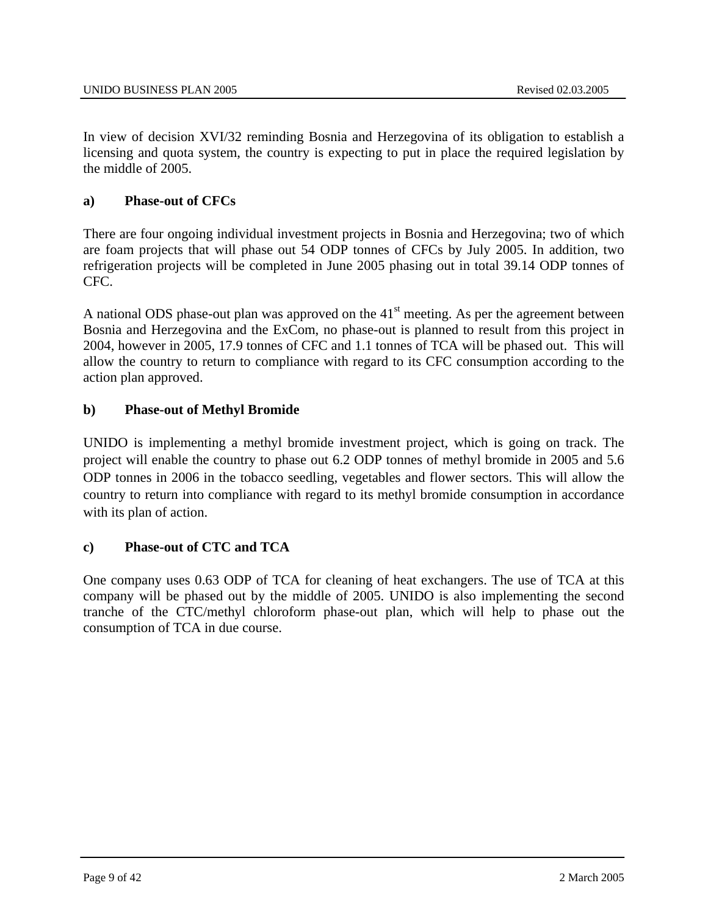In view of decision XVI/32 reminding Bosnia and Herzegovina of its obligation to establish a licensing and quota system, the country is expecting to put in place the required legislation by the middle of 2005.

**a) Phase-out of CFCs**

There are four ongoing individual investment projects in Bosnia and Herzegovina; two of which are foam projects that will phase out 54 ODP tonnes of CFCs by July 2005. In addition, two refrigeration projects will be completed in June 2005 phasing out in total 39.14 ODP tonnes of CFC.

A national ODS phase-out plan was approved on the 41st meeting. As per the agreement between Bosnia and Herzegovina and the ExCom, no phase-out is planned to result from this project in 2004, however in 2005, 17.9 tonnes of CFC and 1.1 tonnes of TCA will be phased out. This will allow the country to return to compliance with regard to its CFC consumption according to the action plan approved.

**b) Phase-out of Methyl Bromide**

UNIDO is implementing a methyl bromide investment project, which is going on track. The project will enable the country to phase out 6.2 ODP tonnes of methyl bromide in 2005 and 5.6 ODP tonnes in 2006 in the tobacco seedling, vegetables and flower sectors. This will allow the country to return into compliance with regard to its methyl bromide consumption in accordance with its plan of action.

**c) Phase-out of CTC and TCA**

One company uses 0.63 ODP of TCA for cleaning of heat exchangers. The use of TCA at this company will be phased out by the middle of 2005. UNIDO is also implementing the second tranche of the CTC/methyl chloroform phase-out plan, which will help to phase out the consumption of TCA in due course.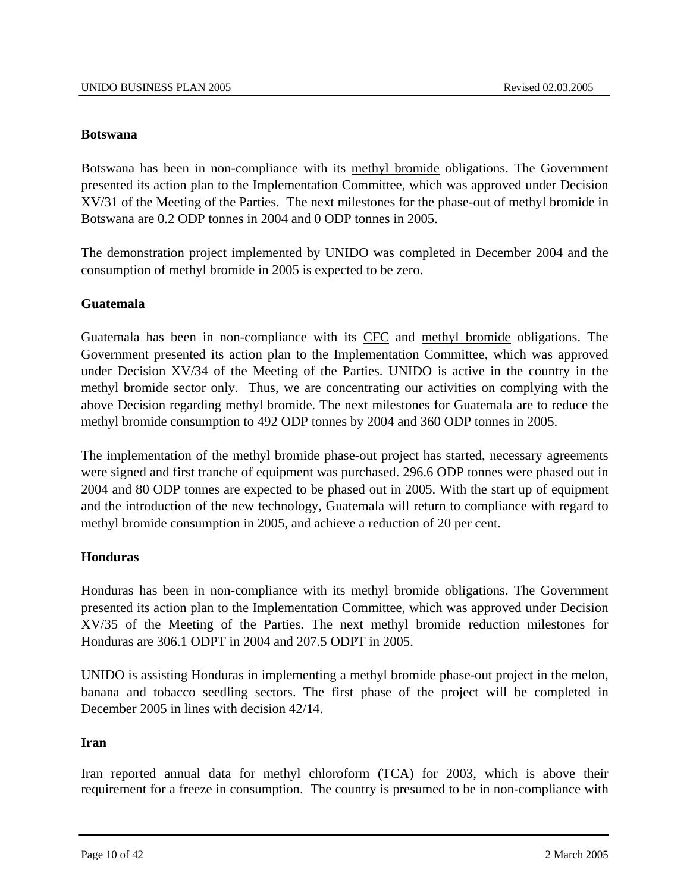**Botswana**

Botswana has been in non-compliance with its methyl bromide obligations. The Government presented its action plan to the Implementation Committee, which was approved under Decision XV/31 of the Meeting of the Parties. The next milestones for the phase-out of methyl bromide in Botswana are 0.2 ODP tonnes in 2004 and 0 ODP tonnes in 2005.

The demonstration project implemented by UNIDO was completed in December 2004 and the consumption of methyl bromide in 2005 is expected to be zero.

**Guatemala**

Guatemala has been in non-compliance with its CFC and methyl bromide obligations. The Government presented its action plan to the Implementation Committee, which was approved under Decision XV/34 of the Meeting of the Parties. UNIDO is active in the country in the methyl bromide sector only. Thus, we are concentrating our activities on complying with the above Decision regarding methyl bromide. The next milestones for Guatemala are to reduce the methyl bromide consumption to 492 ODP tonnes by 2004 and 360 ODP tonnes in 2005.

The implementation of the methyl bromide phase-out project has started, necessary agreements were signed and first tranche of equipment was purchased. 296.6 ODP tonnes were phased out in 2004 and 80 ODP tonnes are expected to be phased out in 2005. With the start up of equipment and the introduction of the new technology, Guatemala will return to compliance with regard to methyl bromide consumption in 2005, and achieve a reduction of 20 per cent.

**Honduras**

Honduras has been in non-compliance with its methyl bromide obligations. The Government presented its action plan to the Implementation Committee, which was approved under Decision XV/35 of the Meeting of the Parties. The next methyl bromide reduction milestones for Honduras are 306.1 ODPT in 2004 and 207.5 ODPT in 2005.

UNIDO is assisting Honduras in implementing a methyl bromide phase-out project in the melon, banana and tobacco seedling sectors. The first phase of the project will be completed in December 2005 in lines with decision 42/14.

**Iran**

Iran reported annual data for methyl chloroform (TCA) for 2003, which is above their requirement for a freeze in consumption. The country is presumed to be in non-compliance with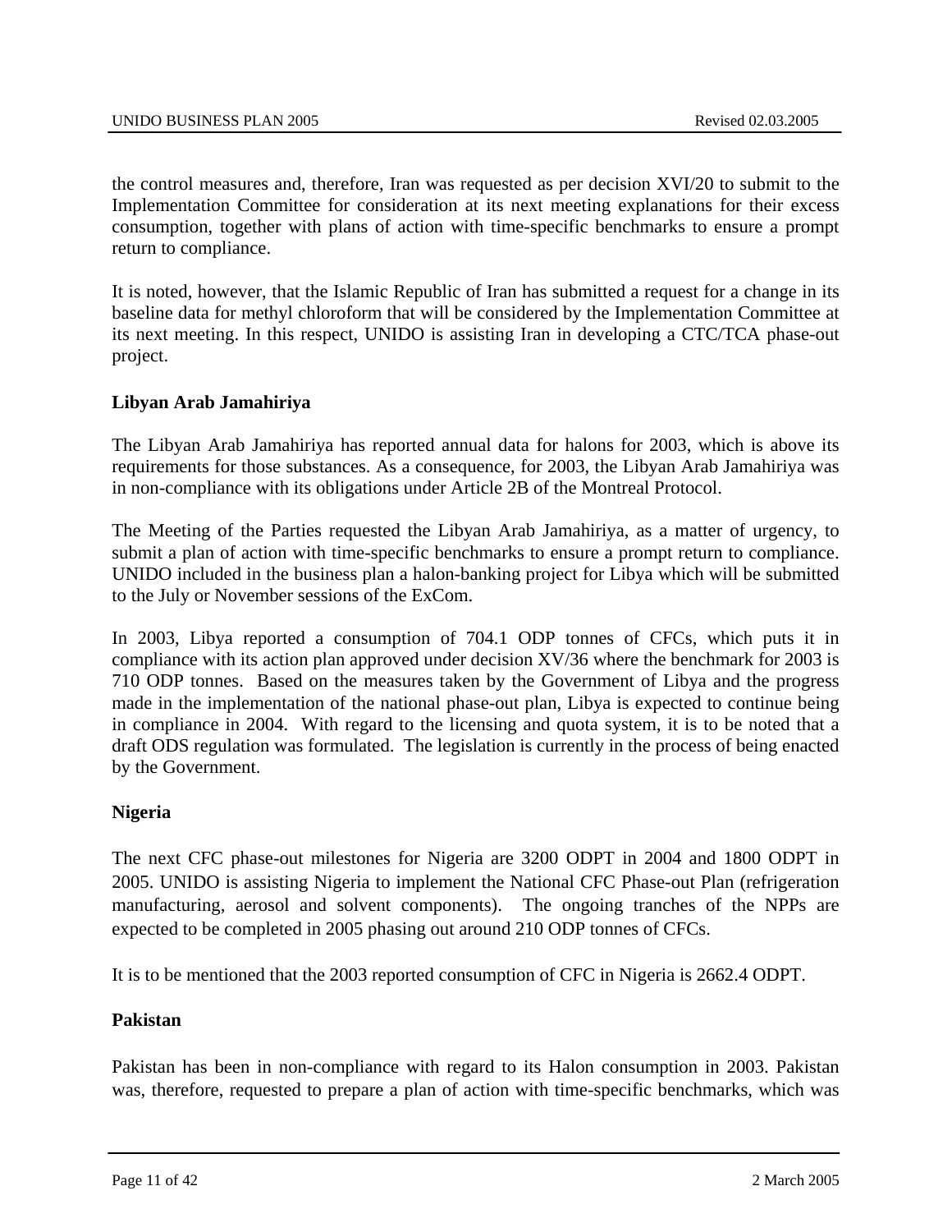the control measures and, therefore, Iran was requested as per decision XVI/20 to submit to the Implementation Committee for consideration at its next meeting explanations for their excess consumption, together with plans of action with time-specific benchmarks to ensure a prompt return to compliance.

It is noted, however, that the Islamic Republic of Iran has submitted a request for a change in its baseline data for methyl chloroform that will be considered by the Implementation Committee at its next meeting. In this respect, UNIDO is assisting Iran in developing a CTC/TCA phase-out project.

**Libyan Arab Jamahiriya**

The Libyan Arab Jamahiriya has reported annual data for halons for 2003, which is above its requirements for those substances. As a consequence, for 2003, the Libyan Arab Jamahiriya was in non-compliance with its obligations under Article 2B of the Montreal Protocol.

The Meeting of the Parties requested the Libyan Arab Jamahiriya, as a matter of urgency, to submit a plan of action with time-specific benchmarks to ensure a prompt return to compliance. UNIDO included in the business plan a halon-banking project for Libya which will be submitted to the July or November sessions of the ExCom.

In 2003, Libya reported a consumption of 704.1 ODP tonnes of CFCs, which puts it in compliance with its action plan approved under decision XV/36 where the benchmark for 2003 is 710 ODP tonnes. Based on the measures taken by the Government of Libya and the progress made in the implementation of the national phase-out plan, Libya is expected to continue being in compliance in 2004. With regard to the licensing and quota system, it is to be noted that a draft ODS regulation was formulated. The legislation is currently in the process of being enacted by the Government.

**Nigeria**

The next CFC phase-out milestones for Nigeria are 3200 ODPT in 2004 and 1800 ODPT in 2005. UNIDO is assisting Nigeria to implement the National CFC Phase-out Plan (refrigeration manufacturing, aerosol and solvent components). The ongoing tranches of the NPPs are expected to be completed in 2005 phasing out around 210 ODP tonnes of CFCs.

It is to be mentioned that the 2003 reported consumption of CFC in Nigeria is 2662.4 ODPT.

**Pakistan**

Pakistan has been in non-compliance with regard to its Halon consumption in 2003. Pakistan was, therefore, requested to prepare a plan of action with time-specific benchmarks, which was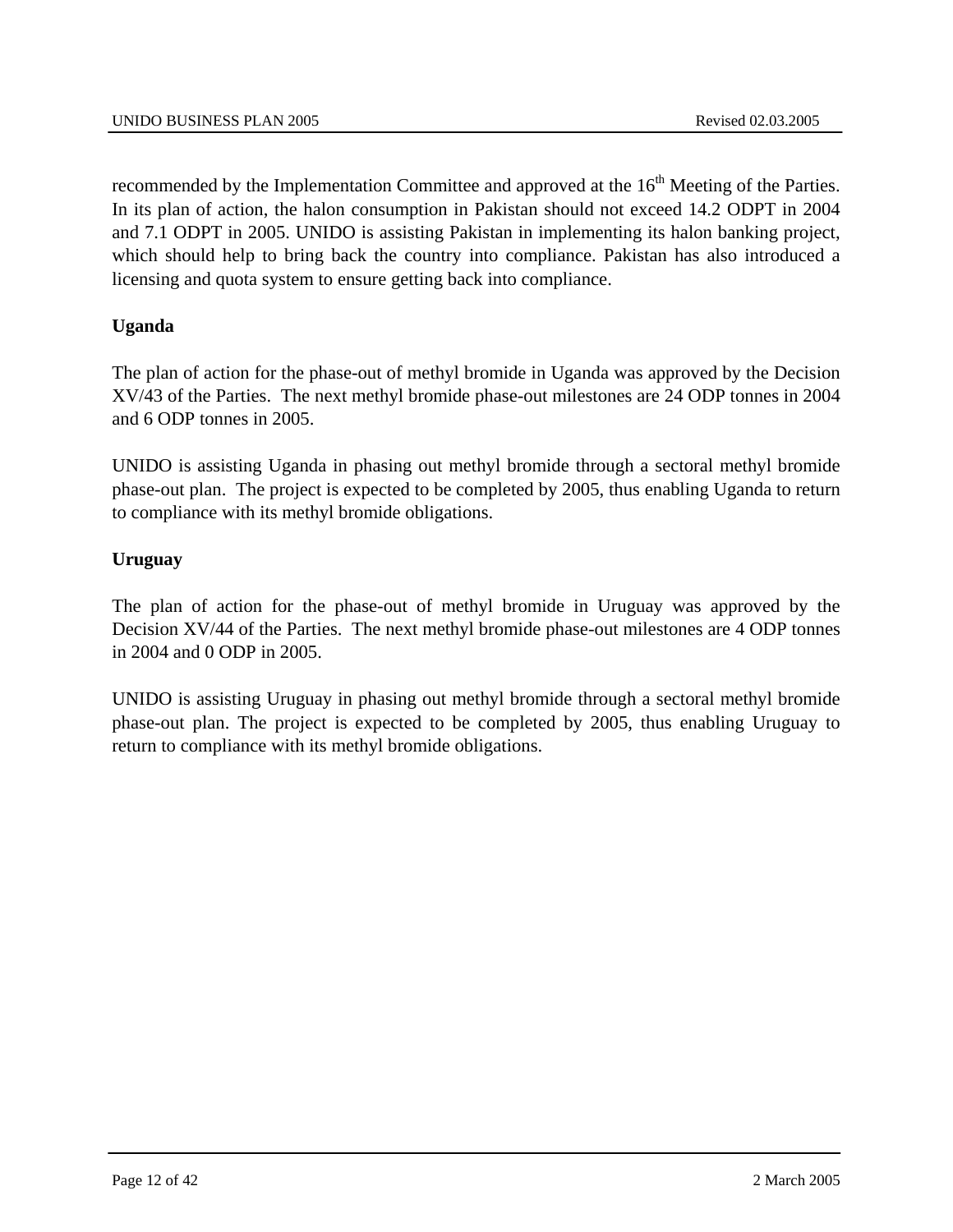recommended by the Implementation Committee and approved at the 16th Meeting of the Parties. In its plan of action, the halon consumption in Pakistan should not exceed 14.2 ODPT in 2004 and 7.1 ODPT in 2005. UNIDO is assisting Pakistan in implementing its halon banking project, which should help to bring back the country into compliance. Pakistan has also introduced a licensing and quota system to ensure getting back into compliance.

**Uganda**

The plan of action for the phase-out of methyl bromide in Uganda was approved by the Decision XV/43 of the Parties. The next methyl bromide phase-out milestones are 24 ODP tonnes in 2004 and 6 ODP tonnes in 2005.

UNIDO is assisting Uganda in phasing out methyl bromide through a sectoral methyl bromide phase-out plan. The project is expected to be completed by 2005, thus enabling Uganda to return to compliance with its methyl bromide obligations.

**Uruguay**

The plan of action for the phase-out of methyl bromide in Uruguay was approved by the Decision XV/44 of the Parties. The next methyl bromide phase-out milestones are 4 ODP tonnes in 2004 and 0 ODP in 2005.

UNIDO is assisting Uruguay in phasing out methyl bromide through a sectoral methyl bromide phase-out plan. The project is expected to be completed by 2005, thus enabling Uruguay to return to compliance with its methyl bromide obligations.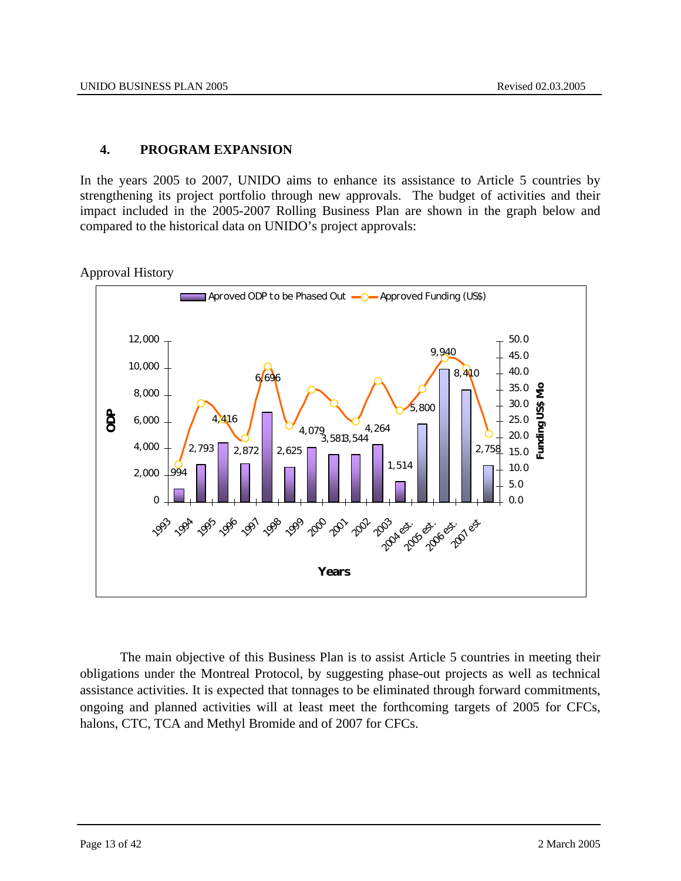## 4. PROGRAM EXPANSION

In the years 2005 to 2007, UNIDO aims to enhance its assistance to Article 5 countries by strengthening its project portfolio through new approvals. The budget of activities and their impact included in the 2005-2007 Rolling Business Plan are shown in the graph below and compared to the historical data on UNIDO's project approvals:

Approval History

The main objective of this Business Plan is to assist Article 5 countries in meeting their obligations under the Montreal Protocol, by suggesting phase-out projects as well as technical assistance activities. It is expected that tonnages to be eliminated through forward commitments, ongoing and planned activities will at least meet the forthcoming targets of 2005 for CFCs, halons, CTC, TCA and Methyl Bromide and of 2007 for CFCs.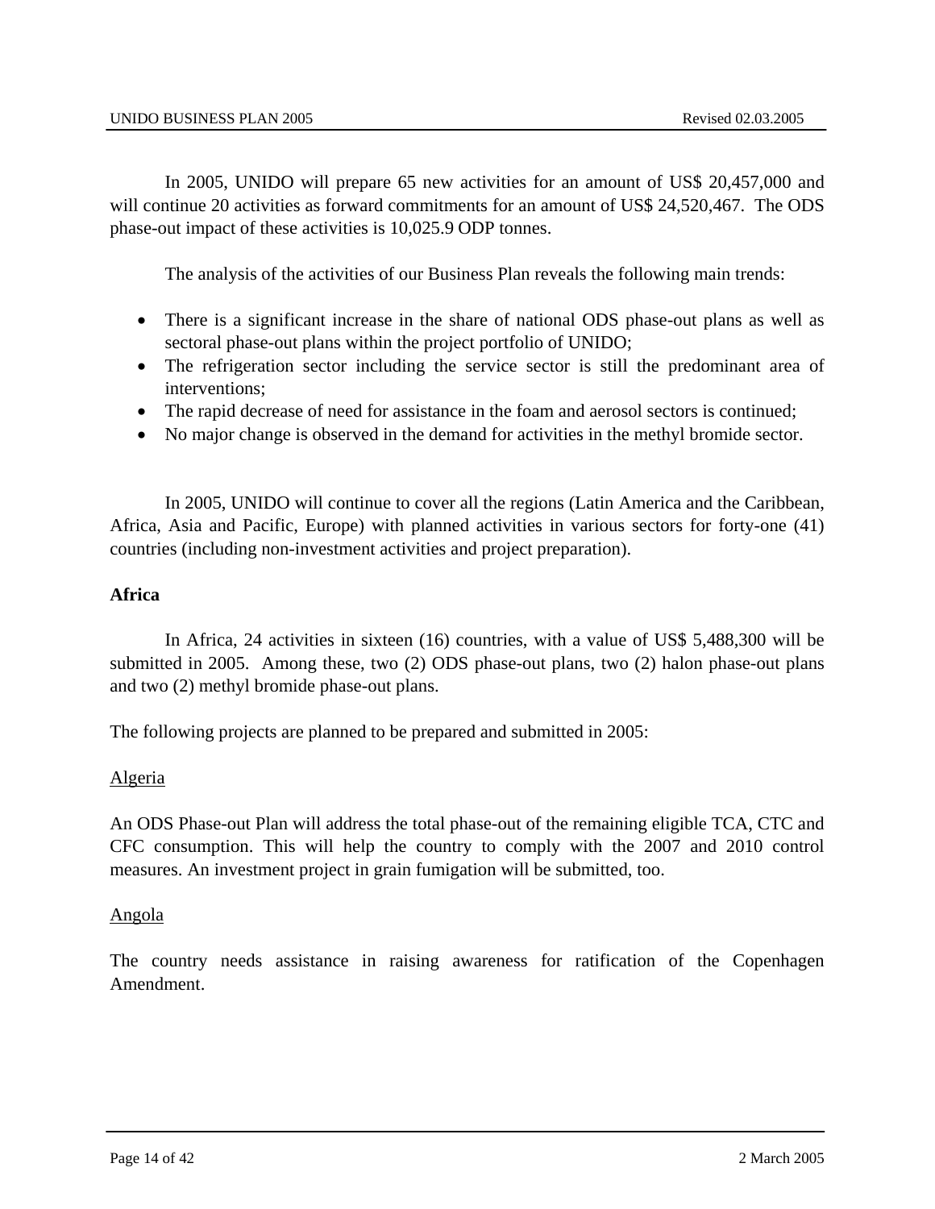In 2005, UNIDO will prepare 65 new activities for an amount of US$ 20,457,000 and will continue 20 activities as forward commitments for an amount of US$ 24,520,467. The ODS phase-out impact of these activities is 10,025.9 ODP tonnes.

The analysis of the activities of our Business Plan reveals the following main trends:

- There is a significant increase in the share of national ODS phase-out plans as well as sectoral phase-out plans within the project portfolio of UNIDO;
- The refrigeration sector including the service sector is still the predominant area of interventions;
- The rapid decrease of need for assistance in the foam and aerosol sectors is continued;
- No major change is observed in the demand for activities in the methyl bromide sector.

In 2005, UNIDO will continue to cover all the regions (Latin America and the Caribbean, Africa, Asia and Pacific, Europe) with planned activities in various sectors for forty-one (41) countries (including non-investment activities and project preparation).

**Africa**

In Africa, 24 activities in sixteen (16) countries, with a value of US$ 5,488,300 will be submitted in 2005. Among these, two (2) ODS phase-out plans, two (2) halon phase-out plans and two (2) methyl bromide phase-out plans.

The following projects are planned to be prepared and submitted in 2005:

Algeria

An ODS Phase-out Plan will address the total phase-out of the remaining eligible TCA, CTC and CFC consumption. This will help the country to comply with the 2007 and 2010 control measures. An investment project in grain fumigation will be submitted, too.

Angola

The country needs assistance in raising awareness for ratification of the Copenhagen Amendment.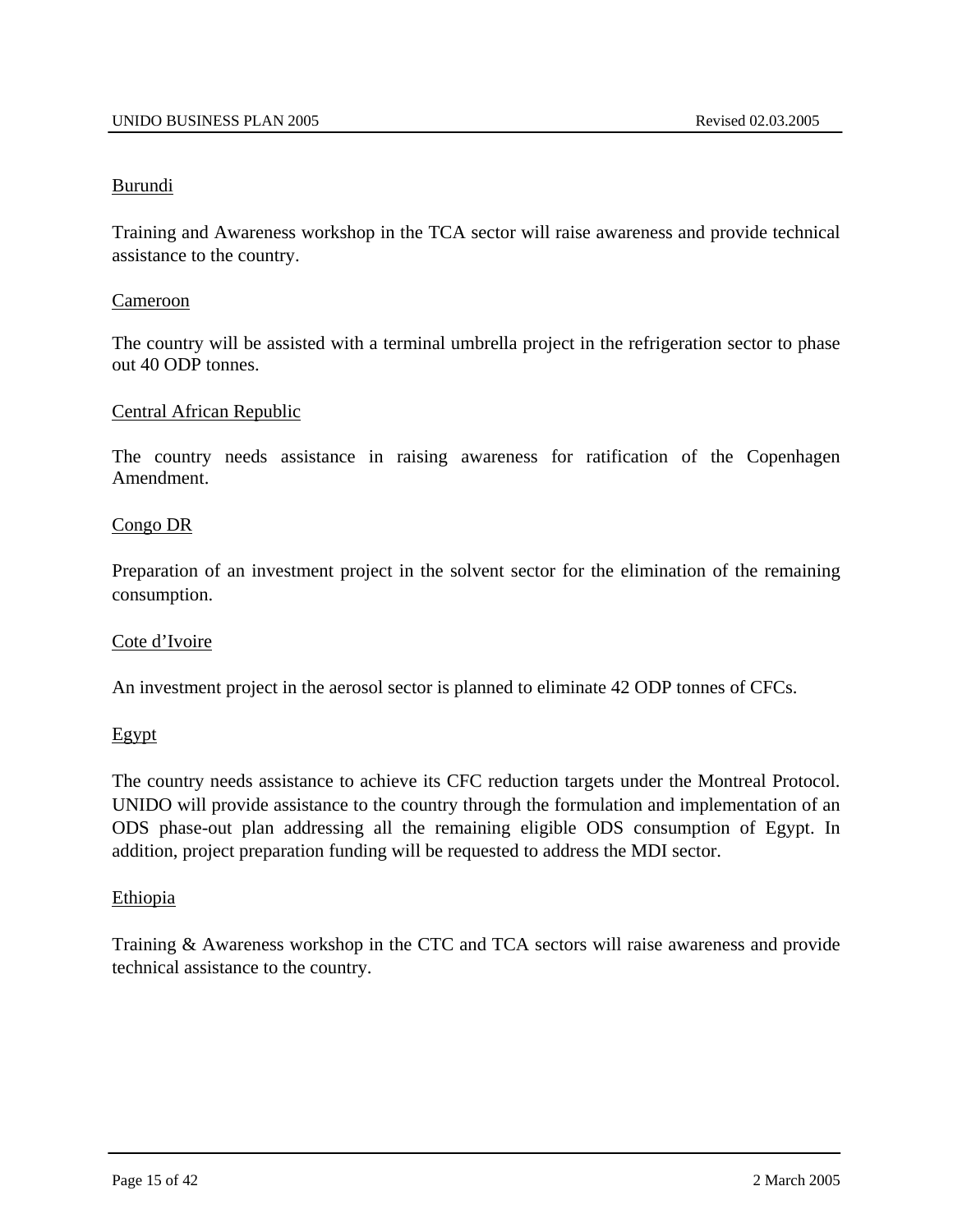Burundi

Training and Awareness workshop in the TCA sector will raise awareness and provide technical assistance to the country.

Cameroon

The country will be assisted with a terminal umbrella project in the refrigeration sector to phase out 40 ODP tonnes.

Central African Republic

The country needs assistance in raising awareness for ratification of the Copenhagen Amendment.

Congo DR

Preparation of an investment project in the solvent sector for the elimination of the remaining consumption.

Cote d'Ivoire

An investment project in the aerosol sector is planned to eliminate 42 ODP tonnes of CFCs.

Egypt

The country needs assistance to achieve its CFC reduction targets under the Montreal Protocol. UNIDO will provide assistance to the country through the formulation and implementation of an ODS phase-out plan addressing all the remaining eligible ODS consumption of Egypt. In addition, project preparation funding will be requested to address the MDI sector.

Ethiopia

Training & Awareness workshop in the CTC and TCA sectors will raise awareness and provide technical assistance to the country.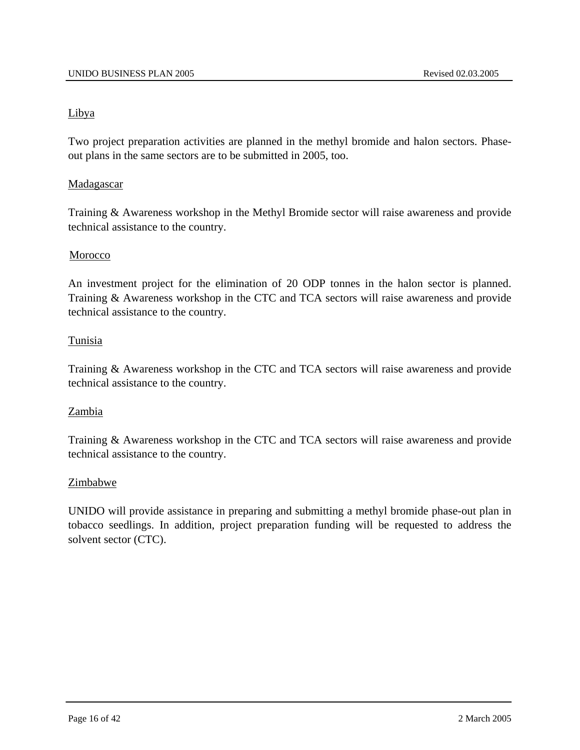Libya

Two project preparation activities are planned in the methyl bromide and halon sectors. Phase-out plans in the same sectors are to be submitted in 2005, too.

Madagascar

Training & Awareness workshop in the Methyl Bromide sector will raise awareness and provide technical assistance to the country.

Morocco

An investment project for the elimination of 20 ODP tonnes in the halon sector is planned. Training & Awareness workshop in the CTC and TCA sectors will raise awareness and provide technical assistance to the country.

Tunisia

Training & Awareness workshop in the CTC and TCA sectors will raise awareness and provide technical assistance to the country.

Zambia

Training & Awareness workshop in the CTC and TCA sectors will raise awareness and provide technical assistance to the country.

Zimbabwe

UNIDO will provide assistance in preparing and submitting a methyl bromide phase-out plan in tobacco seedlings. In addition, project preparation funding will be requested to address the solvent sector (CTC).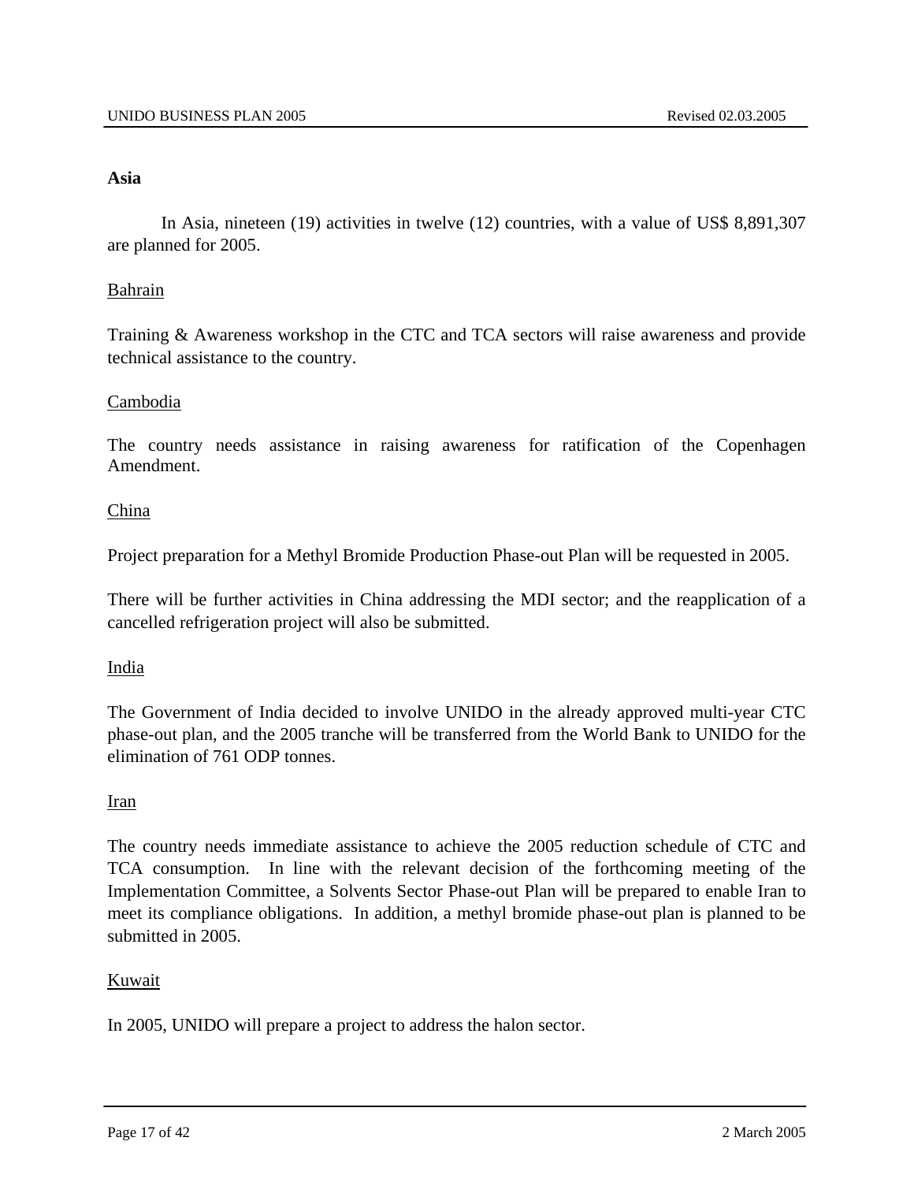## Asia

In Asia, nineteen (19) activities in twelve (12) countries, with a value of US$ 8,891,307 are planned for 2005.

Bahrain

Training & Awareness workshop in the CTC and TCA sectors will raise awareness and provide technical assistance to the country.

Cambodia

The country needs assistance in raising awareness for ratification of the Copenhagen Amendment.

China

Project preparation for a Methyl Bromide Production Phase-out Plan will be requested in 2005.

There will be further activities in China addressing the MDI sector; and the reapplication of a cancelled refrigeration project will also be submitted.

India

The Government of India decided to involve UNIDO in the already approved multi-year CTC phase-out plan, and the 2005 tranche will be transferred from the World Bank to UNIDO for the elimination of 761 ODP tonnes.

Iran

The country needs immediate assistance to achieve the 2005 reduction schedule of CTC and TCA consumption. In line with the relevant decision of the forthcoming meeting of the Implementation Committee, a Solvents Sector Phase-out Plan will be prepared to enable Iran to meet its compliance obligations. In addition, a methyl bromide phase-out plan is planned to be submitted in 2005.

Kuwait

In 2005, UNIDO will prepare a project to address the halon sector.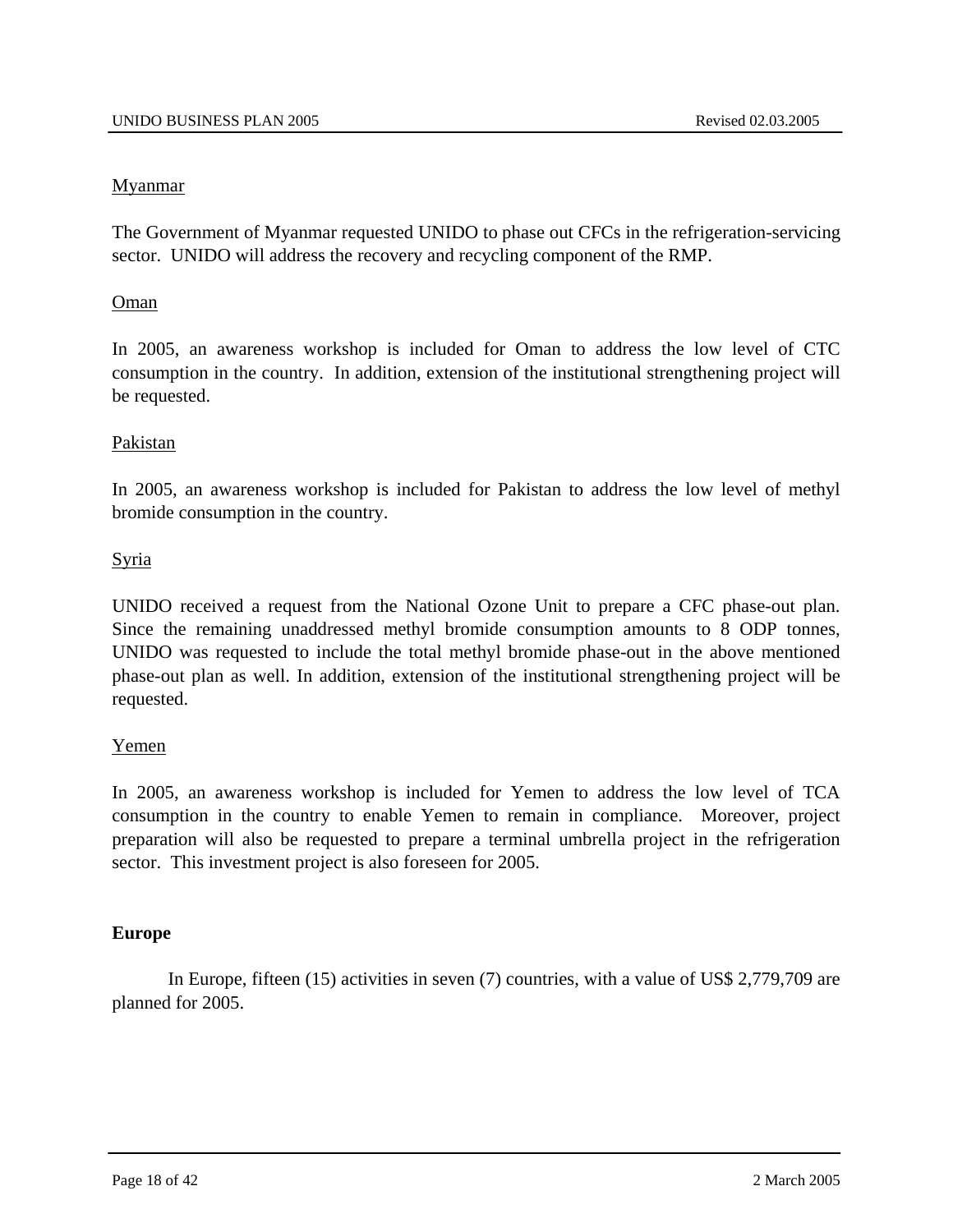Myanmar

The Government of Myanmar requested UNIDO to phase out CFCs in the refrigeration-servicing sector. UNIDO will address the recovery and recycling component of the RMP.

Oman

In 2005, an awareness workshop is included for Oman to address the low level of CTC consumption in the country. In addition, extension of the institutional strengthening project will be requested.

Pakistan

In 2005, an awareness workshop is included for Pakistan to address the low level of methyl bromide consumption in the country.

Syria

UNIDO received a request from the National Ozone Unit to prepare a CFC phase-out plan. Since the remaining unaddressed methyl bromide consumption amounts to 8 ODP tonnes, UNIDO was requested to include the total methyl bromide phase-out in the above mentioned phase-out plan as well. In addition, extension of the institutional strengthening project will be requested.

Yemen

In 2005, an awareness workshop is included for Yemen to address the low level of TCA consumption in the country to enable Yemen to remain in compliance. Moreover, project preparation will also be requested to prepare a terminal umbrella project in the refrigeration sector. This investment project is also foreseen for 2005.

**Europe**

In Europe, fifteen (15) activities in seven (7) countries, with a value of US$ 2,779,709 are planned for 2005.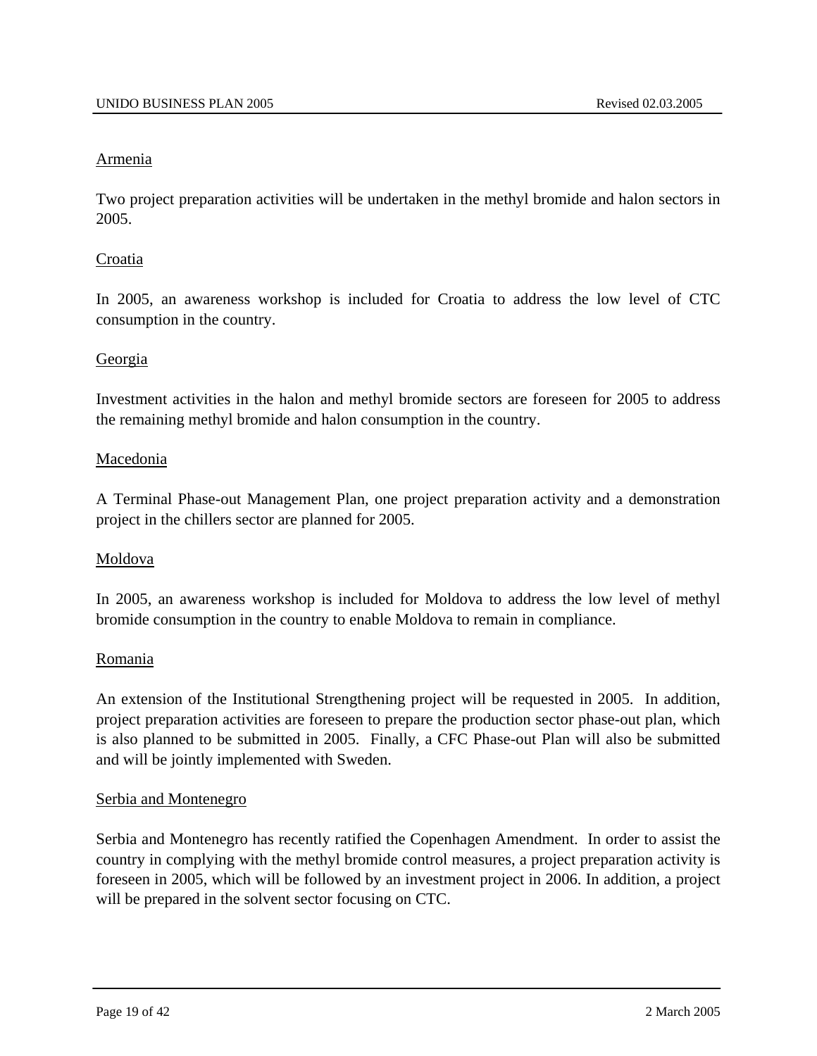Armenia

Two project preparation activities will be undertaken in the methyl bromide and halon sectors in 2005.

Croatia

In 2005, an awareness workshop is included for Croatia to address the low level of CTC consumption in the country.

Georgia

Investment activities in the halon and methyl bromide sectors are foreseen for 2005 to address the remaining methyl bromide and halon consumption in the country.

Macedonia

A Terminal Phase-out Management Plan, one project preparation activity and a demonstration project in the chillers sector are planned for 2005.

Moldova

In 2005, an awareness workshop is included for Moldova to address the low level of methyl bromide consumption in the country to enable Moldova to remain in compliance.

Romania

An extension of the Institutional Strengthening project will be requested in 2005. In addition, project preparation activities are foreseen to prepare the production sector phase-out plan, which is also planned to be submitted in 2005. Finally, a CFC Phase-out Plan will also be submitted and will be jointly implemented with Sweden.

Serbia and Montenegro

Serbia and Montenegro has recently ratified the Copenhagen Amendment. In order to assist the country in complying with the methyl bromide control measures, a project preparation activity is foreseen in 2005, which will be followed by an investment project in 2006. In addition, a project will be prepared in the solvent sector focusing on CTC.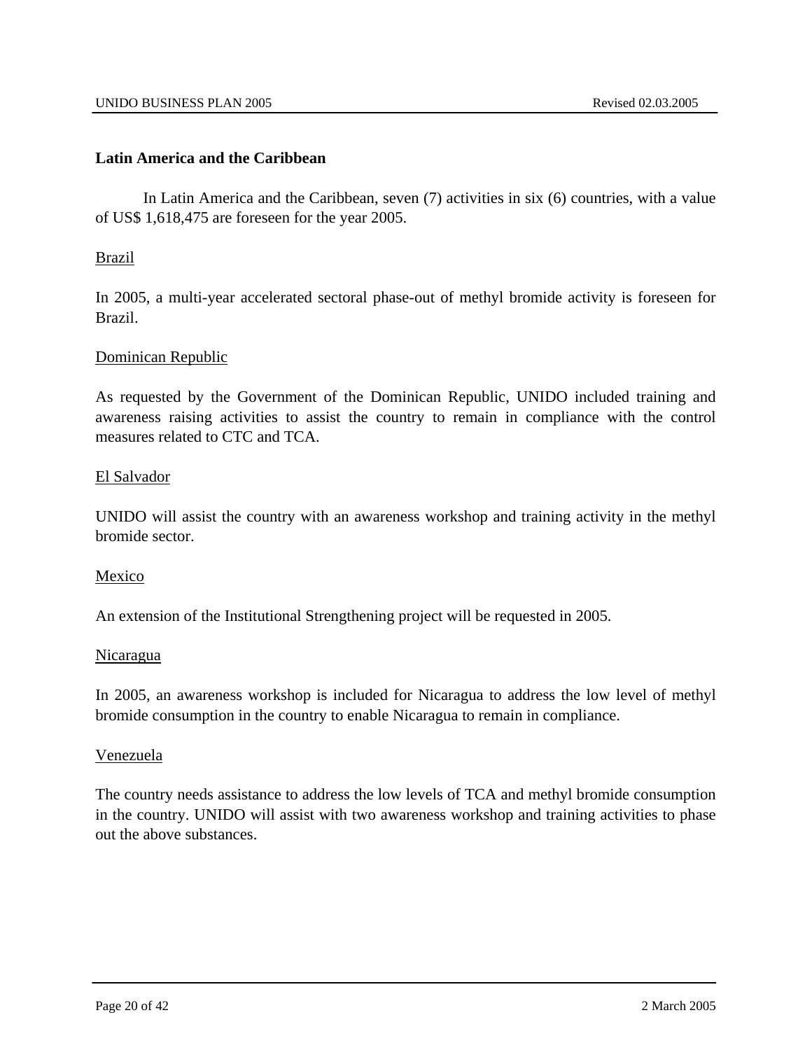## Latin America and the Caribbean

In Latin America and the Caribbean, seven (7) activities in six (6) countries, with a value of US$ 1,618,475 are foreseen for the year 2005.

Brazil

In 2005, a multi-year accelerated sectoral phase-out of methyl bromide activity is foreseen for Brazil.

Dominican Republic

As requested by the Government of the Dominican Republic, UNIDO included training and awareness raising activities to assist the country to remain in compliance with the control measures related to CTC and TCA.

El Salvador

UNIDO will assist the country with an awareness workshop and training activity in the methyl bromide sector.

Mexico

An extension of the Institutional Strengthening project will be requested in 2005.

Nicaragua

In 2005, an awareness workshop is included for Nicaragua to address the low level of methyl bromide consumption in the country to enable Nicaragua to remain in compliance.

Venezuela

The country needs assistance to address the low levels of TCA and methyl bromide consumption in the country. UNIDO will assist with two awareness workshop and training activities to phase out the above substances.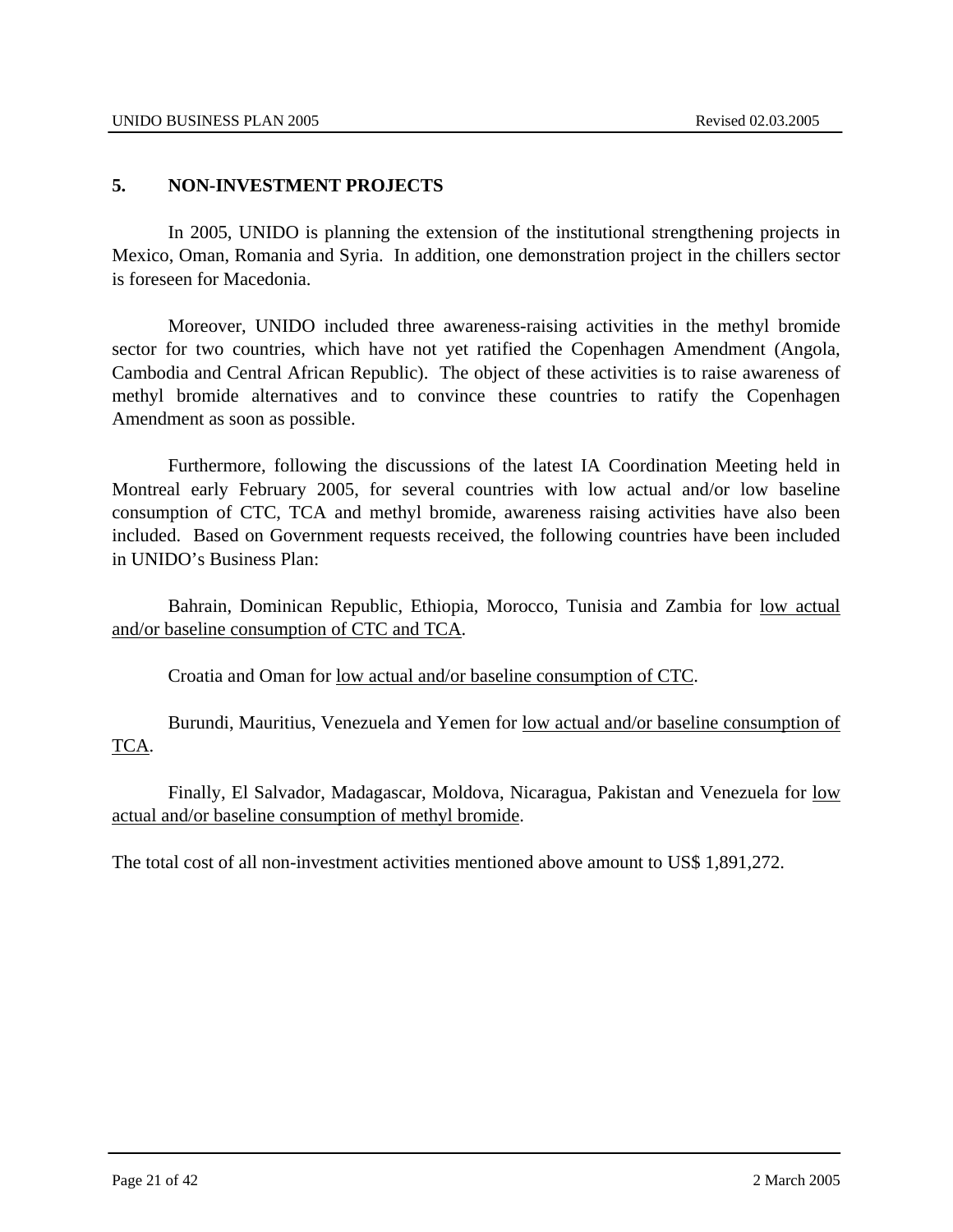## 5. NON-INVESTMENT PROJECTS

In 2005, UNIDO is planning the extension of the institutional strengthening projects in Mexico, Oman, Romania and Syria. In addition, one demonstration project in the chillers sector is foreseen for Macedonia.

Moreover, UNIDO included three awareness-raising activities in the methyl bromide sector for two countries, which have not yet ratified the Copenhagen Amendment (Angola, Cambodia and Central African Republic). The object of these activities is to raise awareness of methyl bromide alternatives and to convince these countries to ratify the Copenhagen Amendment as soon as possible.

Furthermore, following the discussions of the latest IA Coordination Meeting held in Montreal early February 2005, for several countries with low actual and/or low baseline consumption of CTC, TCA and methyl bromide, awareness raising activities have also been included. Based on Government requests received, the following countries have been included in UNIDO's Business Plan:

Bahrain, Dominican Republic, Ethiopia, Morocco, Tunisia and Zambia for <u>low actual and/or baseline consumption of CTC and TCA</u>.

Croatia and Oman for <u>low actual and/or baseline consumption of CTC</u>.

Burundi, Mauritius, Venezuela and Yemen for <u>low actual and/or baseline consumption of TCA</u>.

Finally, El Salvador, Madagascar, Moldova, Nicaragua, Pakistan and Venezuela for <u>low actual and/or baseline consumption of methyl bromide</u>.

The total cost of all non-investment activities mentioned above amount to US$ 1,891,272.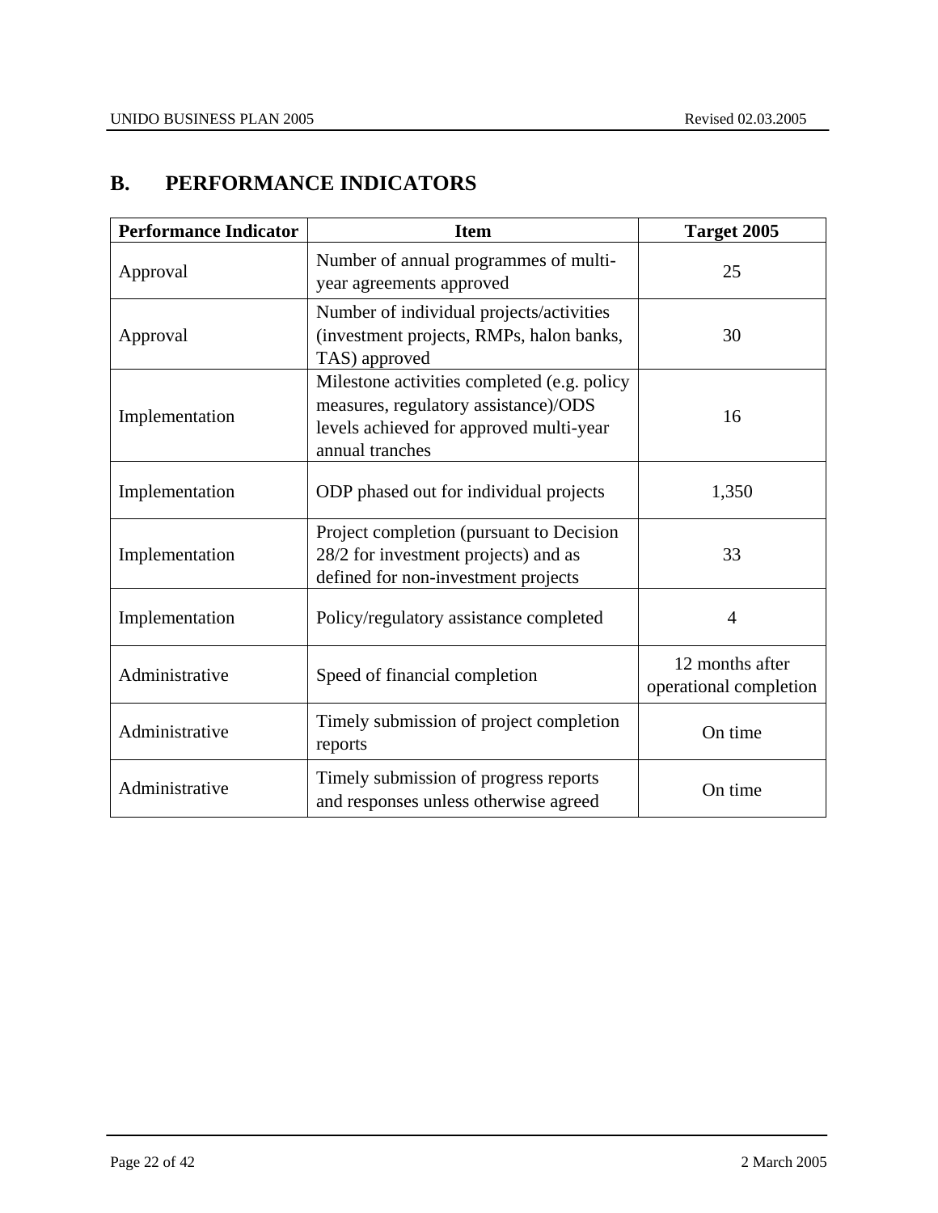## B. PERFORMANCE INDICATORS

| Performance Indicator | Item | Target 2005 |
|---|---|---|
| Approval | Number of annual programmes of multi-year agreements approved | 25 |
| Approval | Number of individual projects/activities (investment projects, RMPs, halon banks, TAS) approved | 30 |
| Implementation | Milestone activities completed (e.g. policy measures, regulatory assistance)/ODS levels achieved for approved multi-year annual tranches | 16 |
| Implementation | ODP phased out for individual projects | 1,350 |
| Implementation | Project completion (pursuant to Decision 28/2 for investment projects) and as defined for non-investment projects | 33 |
| Implementation | Policy/regulatory assistance completed | 4 |
| Administrative | Speed of financial completion | 12 months after operational completion |
| Administrative | Timely submission of project completion reports | On time |
| Administrative | Timely submission of progress reports and responses unless otherwise agreed | On time |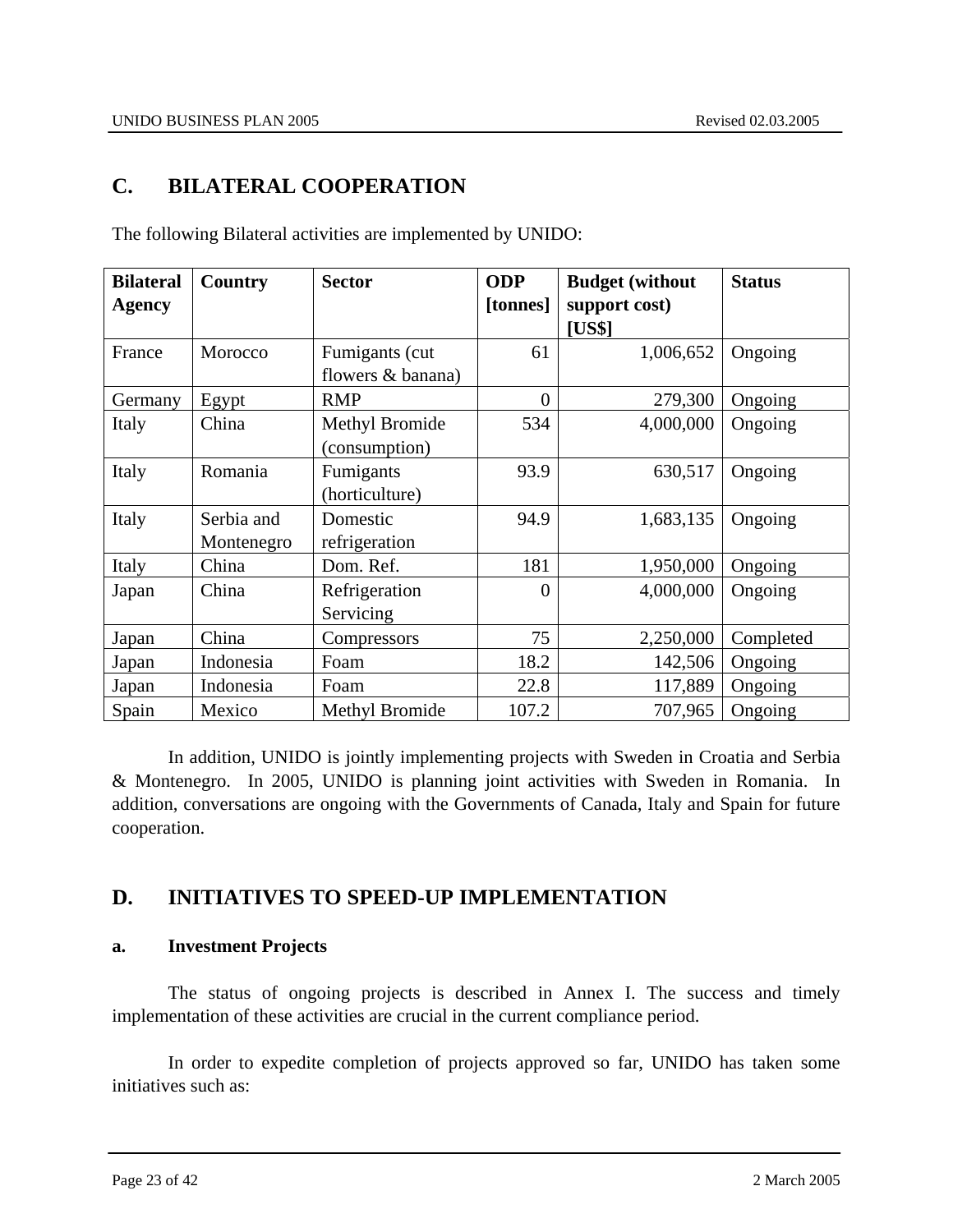## C. BILATERAL COOPERATION

The following Bilateral activities are implemented by UNIDO:

| Bilateral Agency | Country | Sector | ODP [tonnes] | Budget (without support cost) [US$] | Status |
|---|---|---|---|---|---|
| France | Morocco | Fumigants (cut flowers & banana) | 61 | 1,006,652 | Ongoing |
| Germany | Egypt | RMP | 0 | 279,300 | Ongoing |
| Italy | China | Methyl Bromide (consumption) | 534 | 4,000,000 | Ongoing |
| Italy | Romania | Fumigants (horticulture) | 93.9 | 630,517 | Ongoing |
| Italy | Serbia and Montenegro | Domestic refrigeration | 94.9 | 1,683,135 | Ongoing |
| Italy | China | Dom. Ref. | 181 | 1,950,000 | Ongoing |
| Japan | China | Refrigeration Servicing | 0 | 4,000,000 | Ongoing |
| Japan | China | Compressors | 75 | 2,250,000 | Completed |
| Japan | Indonesia | Foam | 18.2 | 142,506 | Ongoing |
| Japan | Indonesia | Foam | 22.8 | 117,889 | Ongoing |
| Spain | Mexico | Methyl Bromide | 107.2 | 707,965 | Ongoing |

In addition, UNIDO is jointly implementing projects with Sweden in Croatia and Serbia & Montenegro. In 2005, UNIDO is planning joint activities with Sweden in Romania. In addition, conversations are ongoing with the Governments of Canada, Italy and Spain for future cooperation.

## D. INITIATIVES TO SPEED-UP IMPLEMENTATION

### a. Investment Projects

The status of ongoing projects is described in Annex I. The success and timely implementation of these activities are crucial in the current compliance period.

In order to expedite completion of projects approved so far, UNIDO has taken some initiatives such as: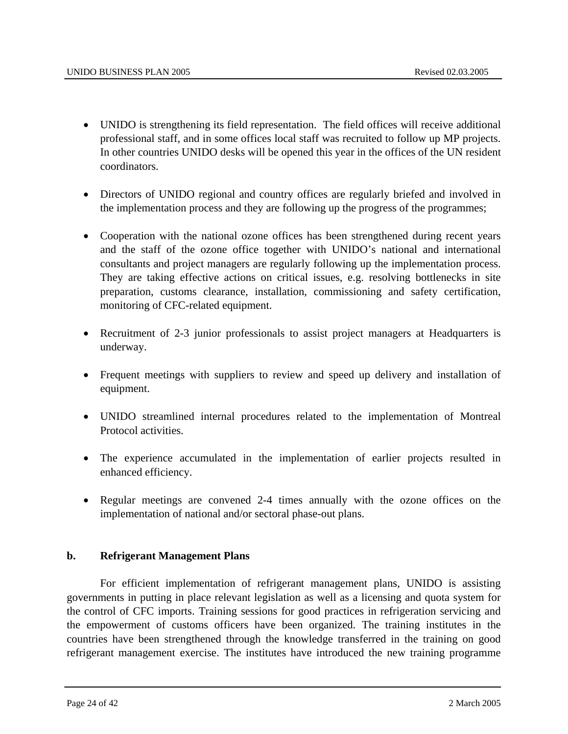- UNIDO is strengthening its field representation. The field offices will receive additional professional staff, and in some offices local staff was recruited to follow up MP projects. In other countries UNIDO desks will be opened this year in the offices of the UN resident coordinators.

- Directors of UNIDO regional and country offices are regularly briefed and involved in the implementation process and they are following up the progress of the programmes;

- Cooperation with the national ozone offices has been strengthened during recent years and the staff of the ozone office together with UNIDO's national and international consultants and project managers are regularly following up the implementation process. They are taking effective actions on critical issues, e.g. resolving bottlenecks in site preparation, customs clearance, installation, commissioning and safety certification, monitoring of CFC-related equipment.

- Recruitment of 2-3 junior professionals to assist project managers at Headquarters is underway.

- Frequent meetings with suppliers to review and speed up delivery and installation of equipment.

- UNIDO streamlined internal procedures related to the implementation of Montreal Protocol activities.

- The experience accumulated in the implementation of earlier projects resulted in enhanced efficiency.

- Regular meetings are convened 2-4 times annually with the ozone offices on the implementation of national and/or sectoral phase-out plans.

### b. Refrigerant Management Plans

For efficient implementation of refrigerant management plans, UNIDO is assisting governments in putting in place relevant legislation as well as a licensing and quota system for the control of CFC imports. Training sessions for good practices in refrigeration servicing and the empowerment of customs officers have been organized. The training institutes in the countries have been strengthened through the knowledge transferred in the training on good refrigerant management exercise. The institutes have introduced the new training programme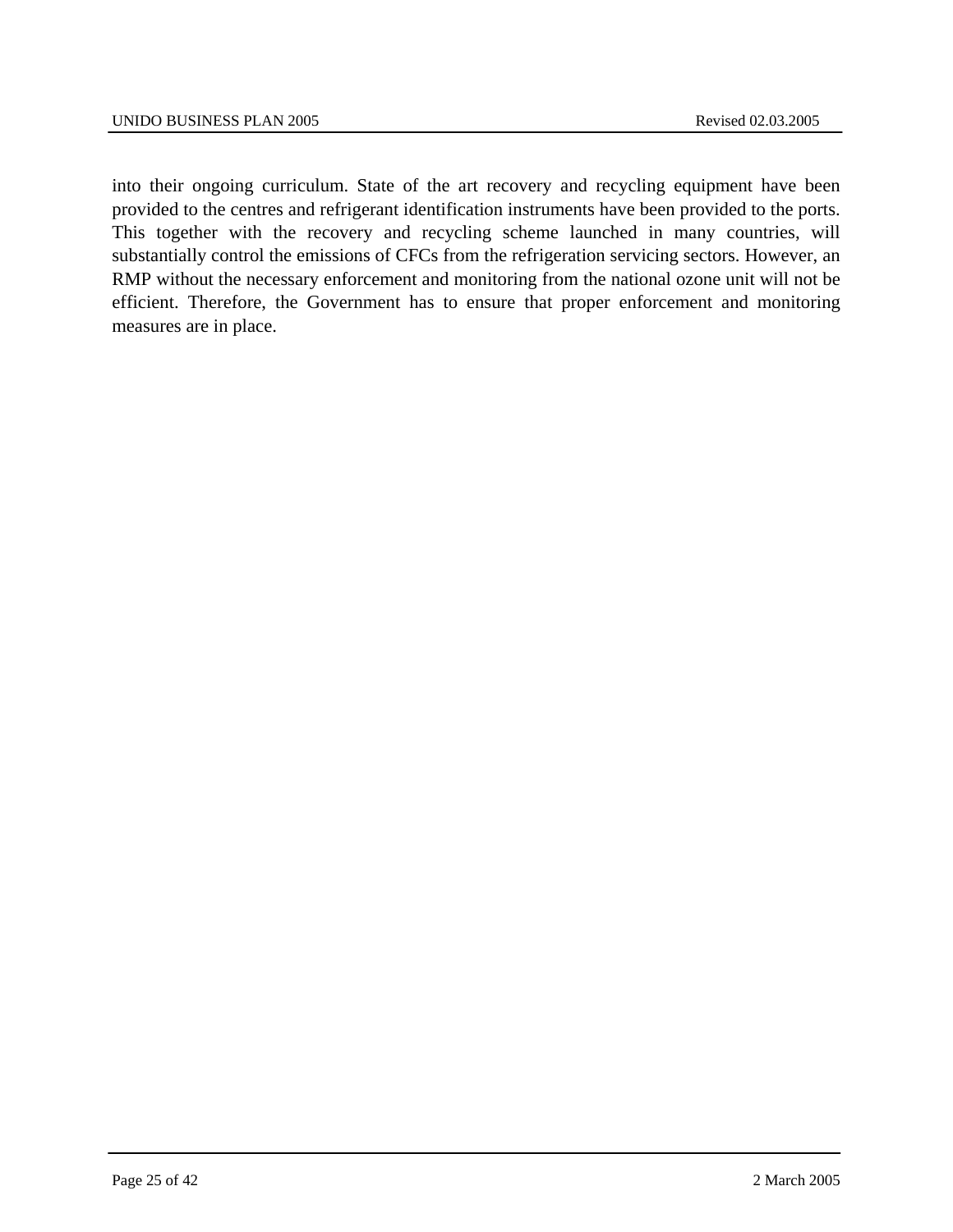into their ongoing curriculum. State of the art recovery and recycling equipment have been provided to the centres and refrigerant identification instruments have been provided to the ports. This together with the recovery and recycling scheme launched in many countries, will substantially control the emissions of CFCs from the refrigeration servicing sectors. However, an RMP without the necessary enforcement and monitoring from the national ozone unit will not be efficient. Therefore, the Government has to ensure that proper enforcement and monitoring measures are in place.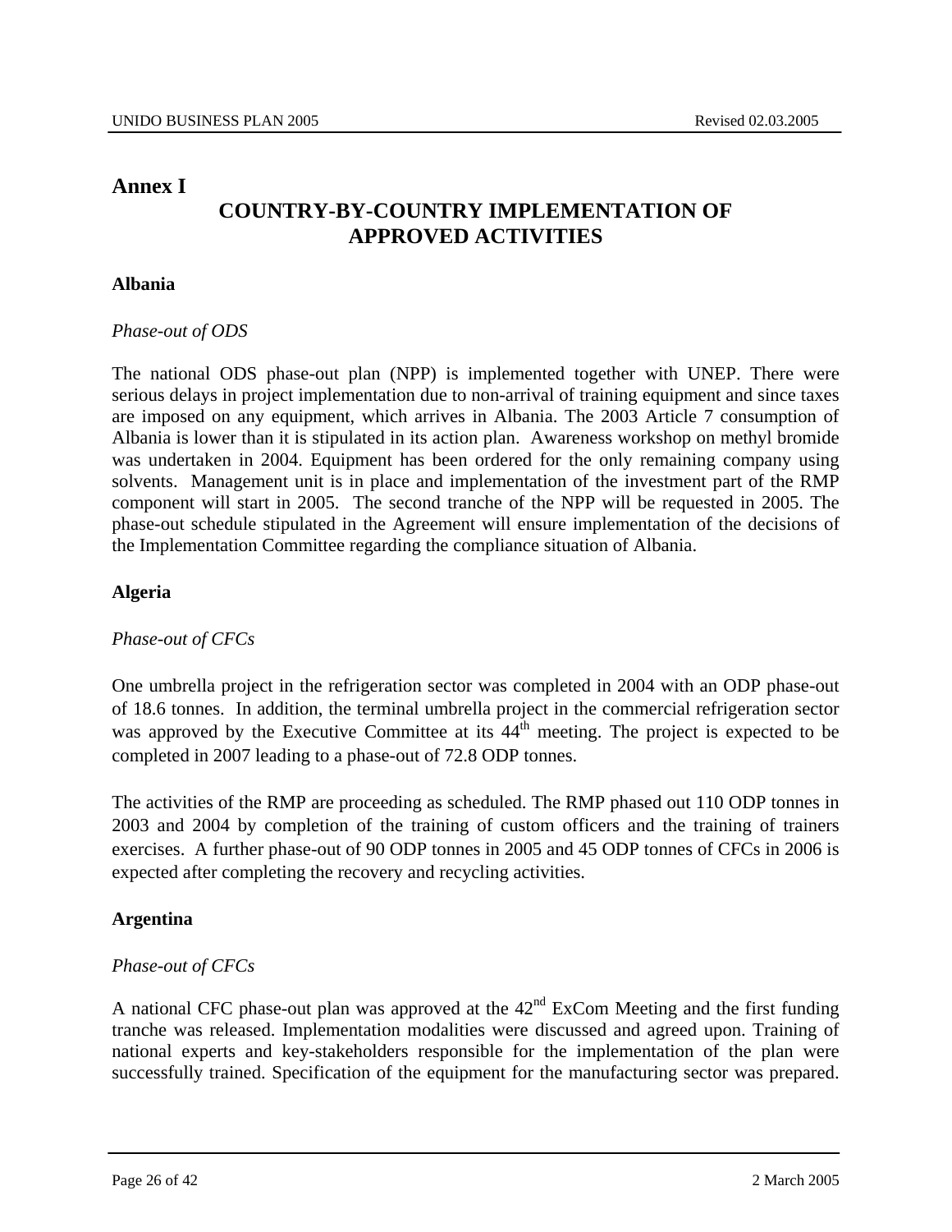# Annex I

## COUNTRY-BY-COUNTRY IMPLEMENTATION OF APPROVED ACTIVITIES

### Albania

*Phase-out of ODS*

The national ODS phase-out plan (NPP) is implemented together with UNEP. There were serious delays in project implementation due to non-arrival of training equipment and since taxes are imposed on any equipment, which arrives in Albania. The 2003 Article 7 consumption of Albania is lower than it is stipulated in its action plan. Awareness workshop on methyl bromide was undertaken in 2004. Equipment has been ordered for the only remaining company using solvents. Management unit is in place and implementation of the investment part of the RMP component will start in 2005. The second tranche of the NPP will be requested in 2005. The phase-out schedule stipulated in the Agreement will ensure implementation of the decisions of the Implementation Committee regarding the compliance situation of Albania.

### Algeria

*Phase-out of CFCs*

One umbrella project in the refrigeration sector was completed in 2004 with an ODP phase-out of 18.6 tonnes. In addition, the terminal umbrella project in the commercial refrigeration sector was approved by the Executive Committee at its 44th meeting. The project is expected to be completed in 2007 leading to a phase-out of 72.8 ODP tonnes.

The activities of the RMP are proceeding as scheduled. The RMP phased out 110 ODP tonnes in 2003 and 2004 by completion of the training of custom officers and the training of trainers exercises. A further phase-out of 90 ODP tonnes in 2005 and 45 ODP tonnes of CFCs in 2006 is expected after completing the recovery and recycling activities.

### Argentina

*Phase-out of CFCs*

A national CFC phase-out plan was approved at the 42nd ExCom Meeting and the first funding tranche was released. Implementation modalities were discussed and agreed upon. Training of national experts and key-stakeholders responsible for the implementation of the plan were successfully trained. Specification of the equipment for the manufacturing sector was prepared.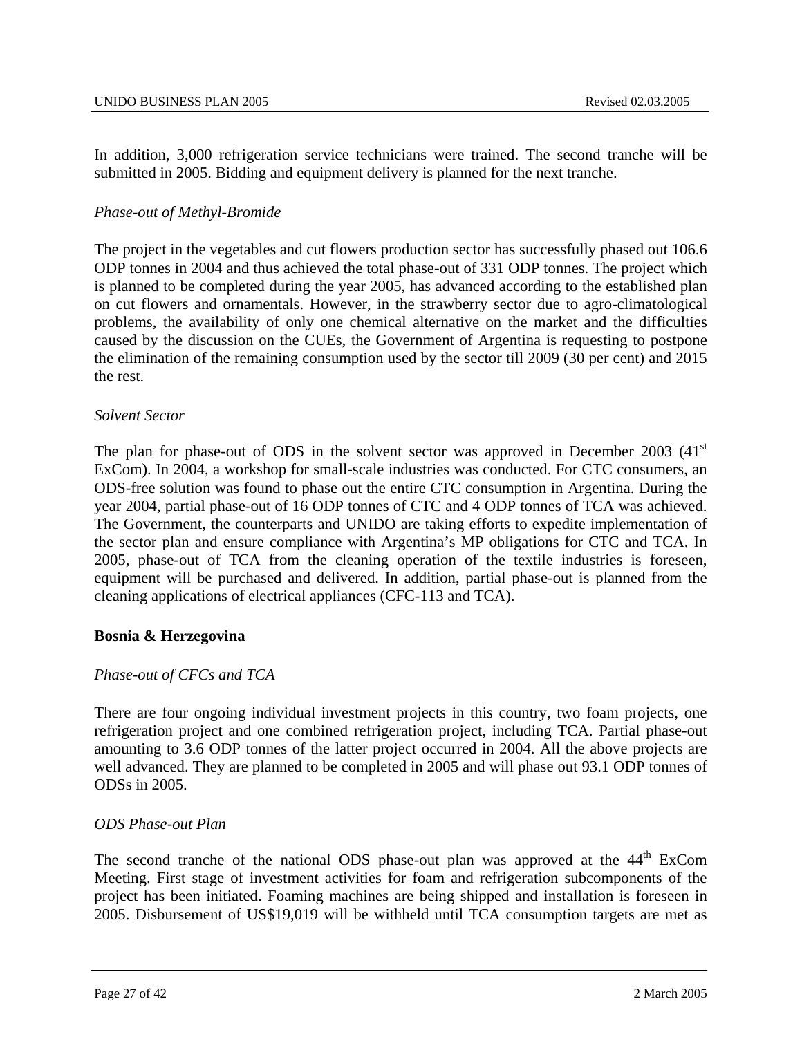In addition, 3,000 refrigeration service technicians were trained. The second tranche will be submitted in 2005. Bidding and equipment delivery is planned for the next tranche.

*Phase-out of Methyl-Bromide*

The project in the vegetables and cut flowers production sector has successfully phased out 106.6 ODP tonnes in 2004 and thus achieved the total phase-out of 331 ODP tonnes. The project which is planned to be completed during the year 2005, has advanced according to the established plan on cut flowers and ornamentals. However, in the strawberry sector due to agro-climatological problems, the availability of only one chemical alternative on the market and the difficulties caused by the discussion on the CUEs, the Government of Argentina is requesting to postpone the elimination of the remaining consumption used by the sector till 2009 (30 per cent) and 2015 the rest.

*Solvent Sector*

The plan for phase-out of ODS in the solvent sector was approved in December 2003 (41st ExCom). In 2004, a workshop for small-scale industries was conducted. For CTC consumers, an ODS-free solution was found to phase out the entire CTC consumption in Argentina. During the year 2004, partial phase-out of 16 ODP tonnes of CTC and 4 ODP tonnes of TCA was achieved. The Government, the counterparts and UNIDO are taking efforts to expedite implementation of the sector plan and ensure compliance with Argentina's MP obligations for CTC and TCA. In 2005, phase-out of TCA from the cleaning operation of the textile industries is foreseen, equipment will be purchased and delivered. In addition, partial phase-out is planned from the cleaning applications of electrical appliances (CFC-113 and TCA).

**Bosnia & Herzegovina**

*Phase-out of CFCs and TCA*

There are four ongoing individual investment projects in this country, two foam projects, one refrigeration project and one combined refrigeration project, including TCA. Partial phase-out amounting to 3.6 ODP tonnes of the latter project occurred in 2004. All the above projects are well advanced. They are planned to be completed in 2005 and will phase out 93.1 ODP tonnes of ODSs in 2005.

*ODS Phase-out Plan*

The second tranche of the national ODS phase-out plan was approved at the 44th ExCom Meeting. First stage of investment activities for foam and refrigeration subcomponents of the project has been initiated. Foaming machines are being shipped and installation is foreseen in 2005. Disbursement of US$19,019 will be withheld until TCA consumption targets are met as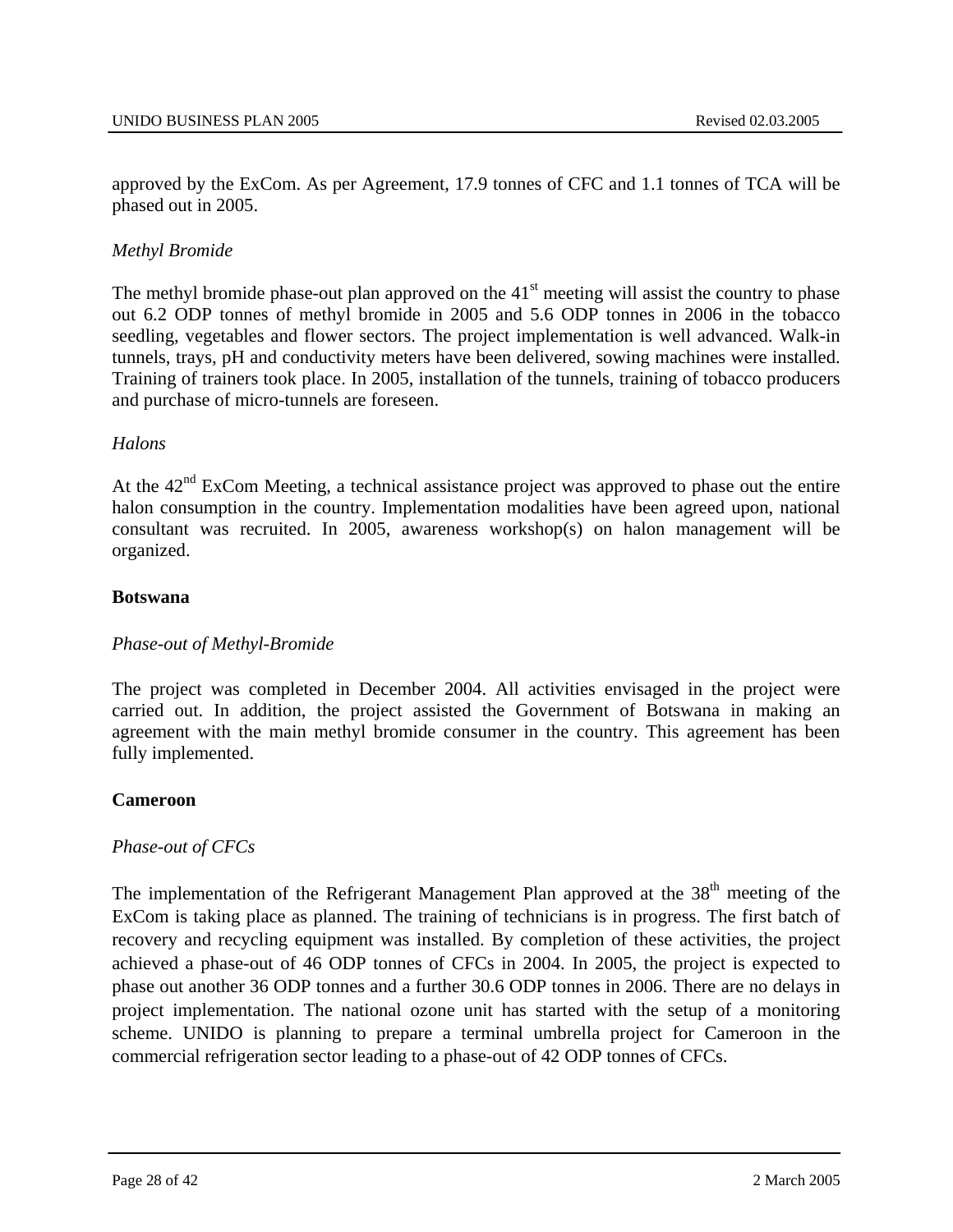approved by the ExCom. As per Agreement, 17.9 tonnes of CFC and 1.1 tonnes of TCA will be phased out in 2005.

*Methyl Bromide*

The methyl bromide phase-out plan approved on the 41st meeting will assist the country to phase out 6.2 ODP tonnes of methyl bromide in 2005 and 5.6 ODP tonnes in 2006 in the tobacco seedling, vegetables and flower sectors. The project implementation is well advanced. Walk-in tunnels, trays, pH and conductivity meters have been delivered, sowing machines were installed. Training of trainers took place. In 2005, installation of the tunnels, training of tobacco producers and purchase of micro-tunnels are foreseen.

*Halons*

At the 42nd ExCom Meeting, a technical assistance project was approved to phase out the entire halon consumption in the country. Implementation modalities have been agreed upon, national consultant was recruited. In 2005, awareness workshop(s) on halon management will be organized.

**Botswana**

*Phase-out of Methyl-Bromide*

The project was completed in December 2004. All activities envisaged in the project were carried out. In addition, the project assisted the Government of Botswana in making an agreement with the main methyl bromide consumer in the country. This agreement has been fully implemented.

**Cameroon**

*Phase-out of CFCs*

The implementation of the Refrigerant Management Plan approved at the 38th meeting of the ExCom is taking place as planned. The training of technicians is in progress. The first batch of recovery and recycling equipment was installed. By completion of these activities, the project achieved a phase-out of 46 ODP tonnes of CFCs in 2004. In 2005, the project is expected to phase out another 36 ODP tonnes and a further 30.6 ODP tonnes in 2006. There are no delays in project implementation. The national ozone unit has started with the setup of a monitoring scheme. UNIDO is planning to prepare a terminal umbrella project for Cameroon in the commercial refrigeration sector leading to a phase-out of 42 ODP tonnes of CFCs.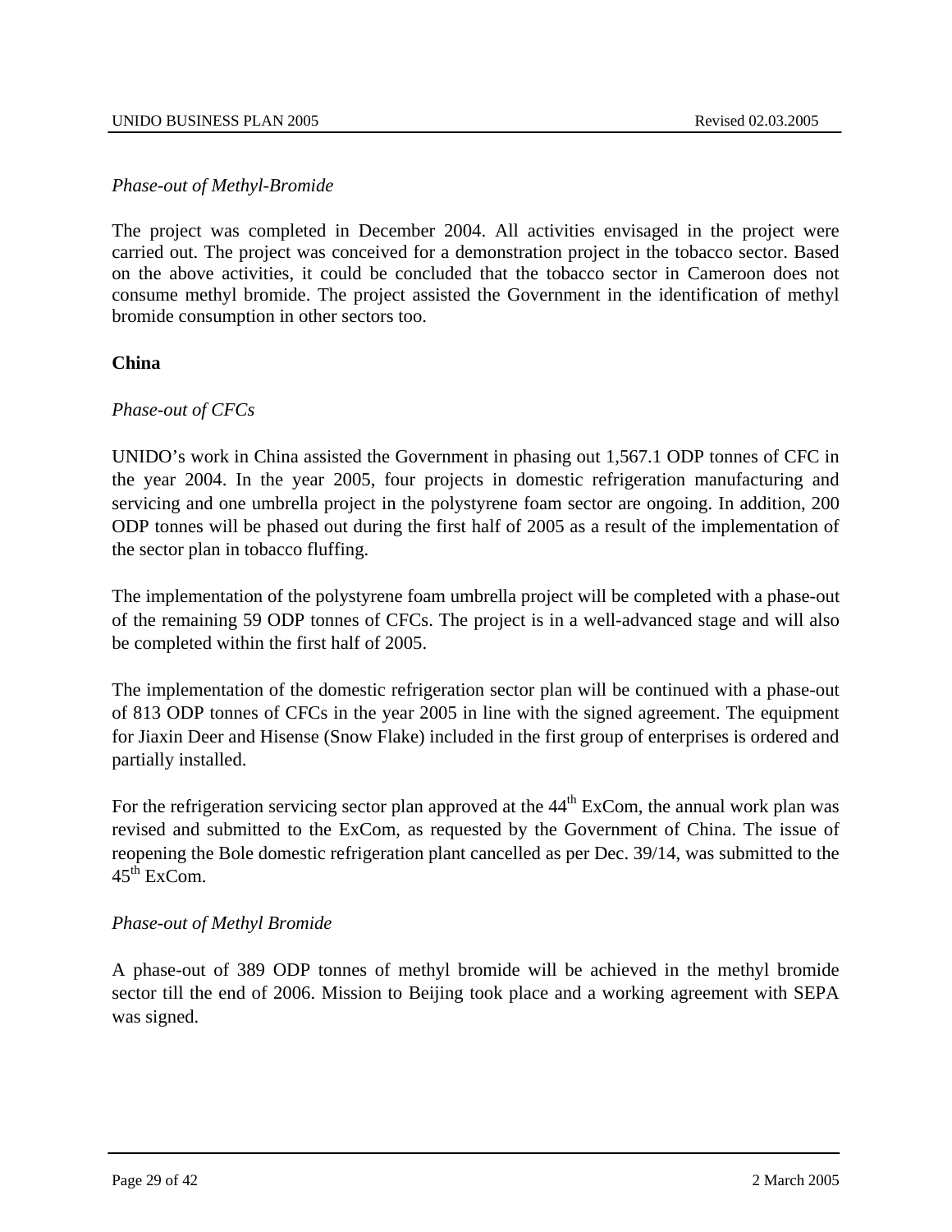*Phase-out of Methyl-Bromide*

The project was completed in December 2004. All activities envisaged in the project were carried out. The project was conceived for a demonstration project in the tobacco sector. Based on the above activities, it could be concluded that the tobacco sector in Cameroon does not consume methyl bromide. The project assisted the Government in the identification of methyl bromide consumption in other sectors too.

**China**

*Phase-out of CFCs*

UNIDO's work in China assisted the Government in phasing out 1,567.1 ODP tonnes of CFC in the year 2004. In the year 2005, four projects in domestic refrigeration manufacturing and servicing and one umbrella project in the polystyrene foam sector are ongoing. In addition, 200 ODP tonnes will be phased out during the first half of 2005 as a result of the implementation of the sector plan in tobacco fluffing.

The implementation of the polystyrene foam umbrella project will be completed with a phase-out of the remaining 59 ODP tonnes of CFCs. The project is in a well-advanced stage and will also be completed within the first half of 2005.

The implementation of the domestic refrigeration sector plan will be continued with a phase-out of 813 ODP tonnes of CFCs in the year 2005 in line with the signed agreement. The equipment for Jiaxin Deer and Hisense (Snow Flake) included in the first group of enterprises is ordered and partially installed.

For the refrigeration servicing sector plan approved at the 44th ExCom, the annual work plan was revised and submitted to the ExCom, as requested by the Government of China. The issue of reopening the Bole domestic refrigeration plant cancelled as per Dec. 39/14, was submitted to the 45th ExCom.

*Phase-out of Methyl Bromide*

A phase-out of 389 ODP tonnes of methyl bromide will be achieved in the methyl bromide sector till the end of 2006. Mission to Beijing took place and a working agreement with SEPA was signed.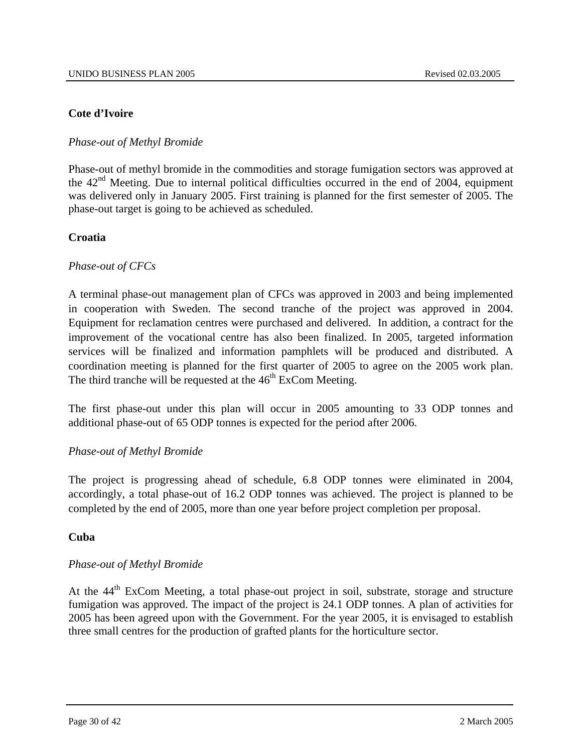**Cote d'Ivoire**

*Phase-out of Methyl Bromide*

Phase-out of methyl bromide in the commodities and storage fumigation sectors was approved at the 42nd Meeting. Due to internal political difficulties occurred in the end of 2004, equipment was delivered only in January 2005. First training is planned for the first semester of 2005. The phase-out target is going to be achieved as scheduled.

**Croatia**

*Phase-out of CFCs*

A terminal phase-out management plan of CFCs was approved in 2003 and being implemented in cooperation with Sweden. The second tranche of the project was approved in 2004. Equipment for reclamation centres were purchased and delivered. In addition, a contract for the improvement of the vocational centre has also been finalized. In 2005, targeted information services will be finalized and information pamphlets will be produced and distributed. A coordination meeting is planned for the first quarter of 2005 to agree on the 2005 work plan. The third tranche will be requested at the 46th ExCom Meeting.

The first phase-out under this plan will occur in 2005 amounting to 33 ODP tonnes and additional phase-out of 65 ODP tonnes is expected for the period after 2006.

*Phase-out of Methyl Bromide*

The project is progressing ahead of schedule, 6.8 ODP tonnes were eliminated in 2004, accordingly, a total phase-out of 16.2 ODP tonnes was achieved. The project is planned to be completed by the end of 2005, more than one year before project completion per proposal.

**Cuba**

*Phase-out of Methyl Bromide*

At the 44th ExCom Meeting, a total phase-out project in soil, substrate, storage and structure fumigation was approved. The impact of the project is 24.1 ODP tonnes. A plan of activities for 2005 has been agreed upon with the Government. For the year 2005, it is envisaged to establish three small centres for the production of grafted plants for the horticulture sector.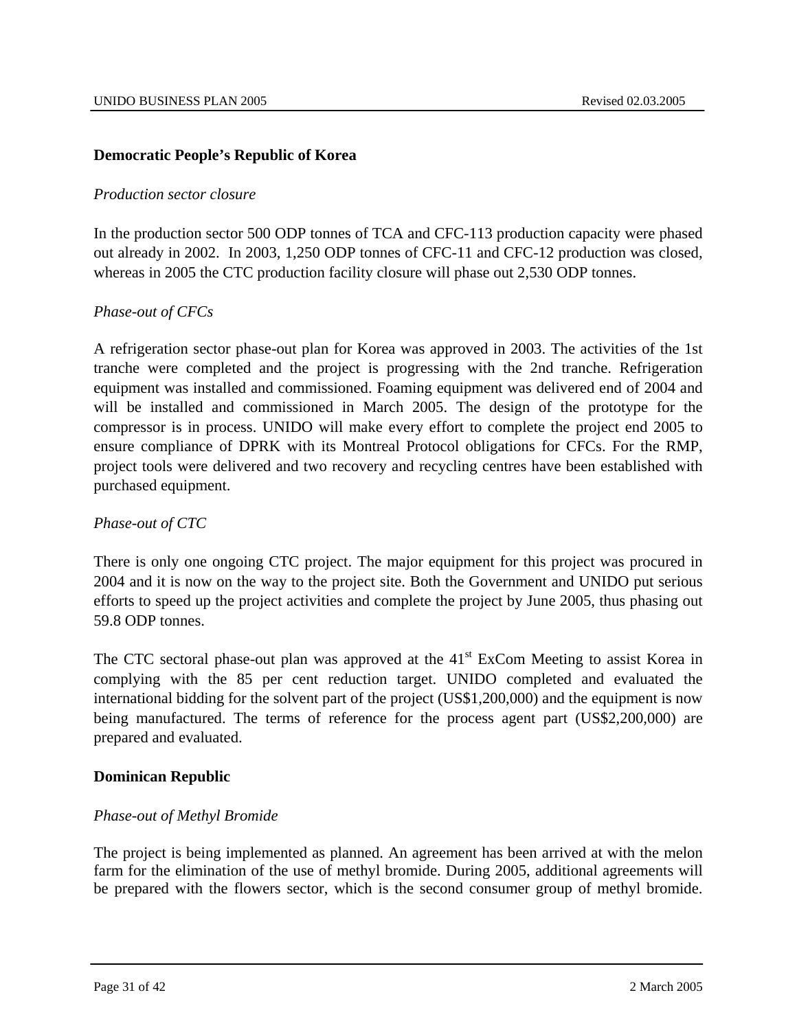**Democratic People's Republic of Korea**

*Production sector closure*

In the production sector 500 ODP tonnes of TCA and CFC-113 production capacity were phased out already in 2002. In 2003, 1,250 ODP tonnes of CFC-11 and CFC-12 production was closed, whereas in 2005 the CTC production facility closure will phase out 2,530 ODP tonnes.

*Phase-out of CFCs*

A refrigeration sector phase-out plan for Korea was approved in 2003. The activities of the 1st tranche were completed and the project is progressing with the 2nd tranche. Refrigeration equipment was installed and commissioned. Foaming equipment was delivered end of 2004 and will be installed and commissioned in March 2005. The design of the prototype for the compressor is in process. UNIDO will make every effort to complete the project end 2005 to ensure compliance of DPRK with its Montreal Protocol obligations for CFCs. For the RMP, project tools were delivered and two recovery and recycling centres have been established with purchased equipment.

*Phase-out of CTC*

There is only one ongoing CTC project. The major equipment for this project was procured in 2004 and it is now on the way to the project site. Both the Government and UNIDO put serious efforts to speed up the project activities and complete the project by June 2005, thus phasing out 59.8 ODP tonnes.

The CTC sectoral phase-out plan was approved at the 41st ExCom Meeting to assist Korea in complying with the 85 per cent reduction target. UNIDO completed and evaluated the international bidding for the solvent part of the project (US$1,200,000) and the equipment is now being manufactured. The terms of reference for the process agent part (US$2,200,000) are prepared and evaluated.

**Dominican Republic**

*Phase-out of Methyl Bromide*

The project is being implemented as planned. An agreement has been arrived at with the melon farm for the elimination of the use of methyl bromide. During 2005, additional agreements will be prepared with the flowers sector, which is the second consumer group of methyl bromide.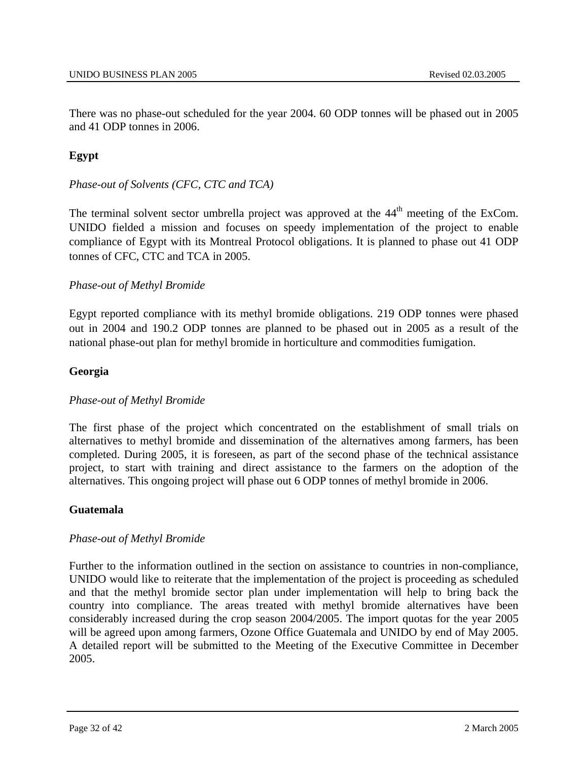There was no phase-out scheduled for the year 2004. 60 ODP tonnes will be phased out in 2005 and 41 ODP tonnes in 2006.

**Egypt**

*Phase-out of Solvents (CFC, CTC and TCA)*

The terminal solvent sector umbrella project was approved at the 44th meeting of the ExCom. UNIDO fielded a mission and focuses on speedy implementation of the project to enable compliance of Egypt with its Montreal Protocol obligations. It is planned to phase out 41 ODP tonnes of CFC, CTC and TCA in 2005.

*Phase-out of Methyl Bromide*

Egypt reported compliance with its methyl bromide obligations. 219 ODP tonnes were phased out in 2004 and 190.2 ODP tonnes are planned to be phased out in 2005 as a result of the national phase-out plan for methyl bromide in horticulture and commodities fumigation.

**Georgia**

*Phase-out of Methyl Bromide*

The first phase of the project which concentrated on the establishment of small trials on alternatives to methyl bromide and dissemination of the alternatives among farmers, has been completed. During 2005, it is foreseen, as part of the second phase of the technical assistance project, to start with training and direct assistance to the farmers on the adoption of the alternatives. This ongoing project will phase out 6 ODP tonnes of methyl bromide in 2006.

**Guatemala**

*Phase-out of Methyl Bromide*

Further to the information outlined in the section on assistance to countries in non-compliance, UNIDO would like to reiterate that the implementation of the project is proceeding as scheduled and that the methyl bromide sector plan under implementation will help to bring back the country into compliance. The areas treated with methyl bromide alternatives have been considerably increased during the crop season 2004/2005. The import quotas for the year 2005 will be agreed upon among farmers, Ozone Office Guatemala and UNIDO by end of May 2005. A detailed report will be submitted to the Meeting of the Executive Committee in December 2005.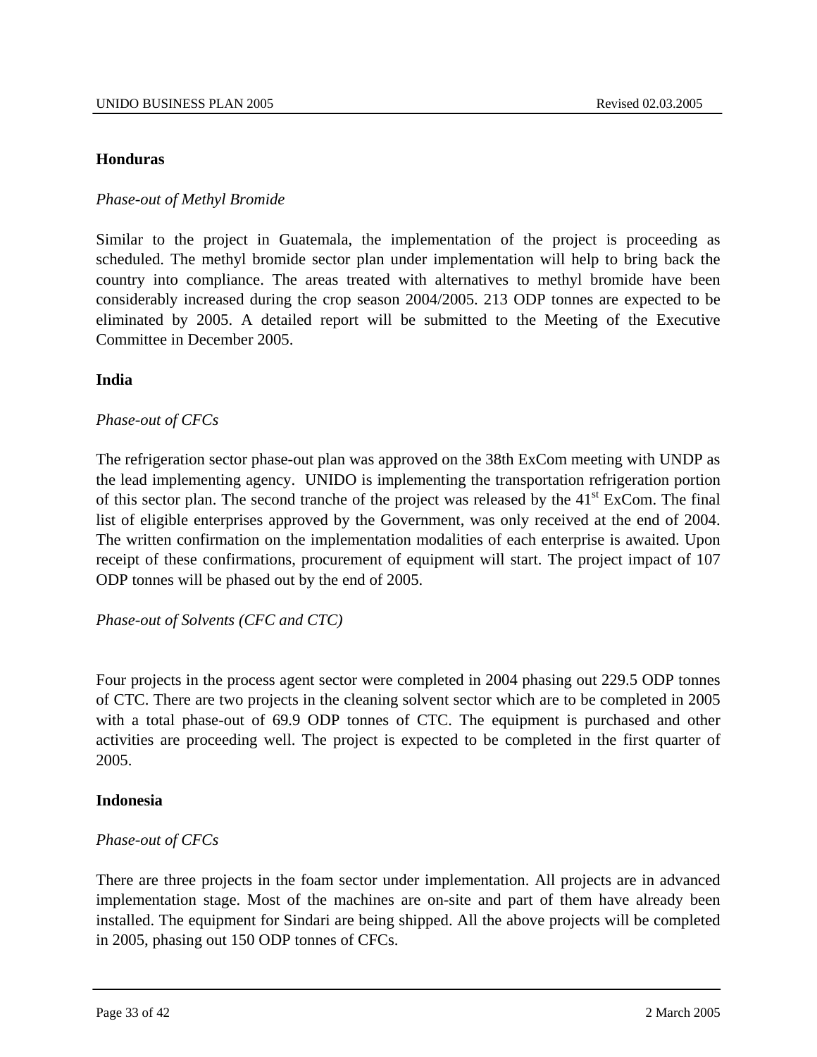**Honduras**

*Phase-out of Methyl Bromide*

Similar to the project in Guatemala, the implementation of the project is proceeding as scheduled. The methyl bromide sector plan under implementation will help to bring back the country into compliance. The areas treated with alternatives to methyl bromide have been considerably increased during the crop season 2004/2005. 213 ODP tonnes are expected to be eliminated by 2005. A detailed report will be submitted to the Meeting of the Executive Committee in December 2005.

**India**

*Phase-out of CFCs*

The refrigeration sector phase-out plan was approved on the 38th ExCom meeting with UNDP as the lead implementing agency. UNIDO is implementing the transportation refrigeration portion of this sector plan. The second tranche of the project was released by the 41st ExCom. The final list of eligible enterprises approved by the Government, was only received at the end of 2004. The written confirmation on the implementation modalities of each enterprise is awaited. Upon receipt of these confirmations, procurement of equipment will start. The project impact of 107 ODP tonnes will be phased out by the end of 2005.

*Phase-out of Solvents (CFC and CTC)*

Four projects in the process agent sector were completed in 2004 phasing out 229.5 ODP tonnes of CTC. There are two projects in the cleaning solvent sector which are to be completed in 2005 with a total phase-out of 69.9 ODP tonnes of CTC. The equipment is purchased and other activities are proceeding well. The project is expected to be completed in the first quarter of 2005.

**Indonesia**

*Phase-out of CFCs*

There are three projects in the foam sector under implementation. All projects are in advanced implementation stage. Most of the machines are on-site and part of them have already been installed. The equipment for Sindari are being shipped. All the above projects will be completed in 2005, phasing out 150 ODP tonnes of CFCs.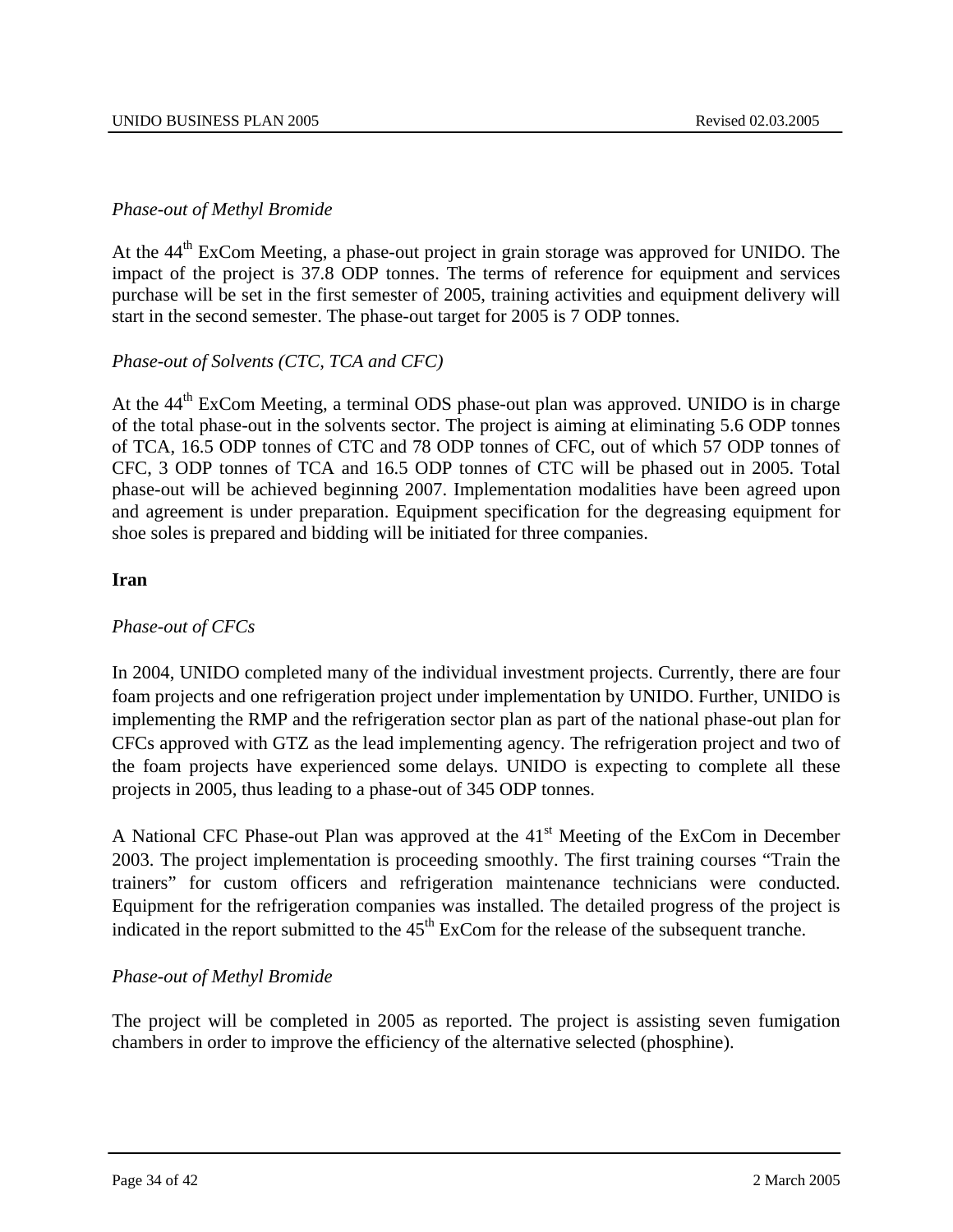*Phase-out of Methyl Bromide*

At the 44th ExCom Meeting, a phase-out project in grain storage was approved for UNIDO. The impact of the project is 37.8 ODP tonnes. The terms of reference for equipment and services purchase will be set in the first semester of 2005, training activities and equipment delivery will start in the second semester. The phase-out target for 2005 is 7 ODP tonnes.

*Phase-out of Solvents (CTC, TCA and CFC)*

At the 44th ExCom Meeting, a terminal ODS phase-out plan was approved. UNIDO is in charge of the total phase-out in the solvents sector. The project is aiming at eliminating 5.6 ODP tonnes of TCA, 16.5 ODP tonnes of CTC and 78 ODP tonnes of CFC, out of which 57 ODP tonnes of CFC, 3 ODP tonnes of TCA and 16.5 ODP tonnes of CTC will be phased out in 2005. Total phase-out will be achieved beginning 2007. Implementation modalities have been agreed upon and agreement is under preparation. Equipment specification for the degreasing equipment for shoe soles is prepared and bidding will be initiated for three companies.

**Iran**

*Phase-out of CFCs*

In 2004, UNIDO completed many of the individual investment projects. Currently, there are four foam projects and one refrigeration project under implementation by UNIDO. Further, UNIDO is implementing the RMP and the refrigeration sector plan as part of the national phase-out plan for CFCs approved with GTZ as the lead implementing agency. The refrigeration project and two of the foam projects have experienced some delays. UNIDO is expecting to complete all these projects in 2005, thus leading to a phase-out of 345 ODP tonnes.

A National CFC Phase-out Plan was approved at the 41st Meeting of the ExCom in December 2003. The project implementation is proceeding smoothly. The first training courses “Train the trainers” for custom officers and refrigeration maintenance technicians were conducted. Equipment for the refrigeration companies was installed. The detailed progress of the project is indicated in the report submitted to the 45th ExCom for the release of the subsequent tranche.

*Phase-out of Methyl Bromide*

The project will be completed in 2005 as reported. The project is assisting seven fumigation chambers in order to improve the efficiency of the alternative selected (phosphine).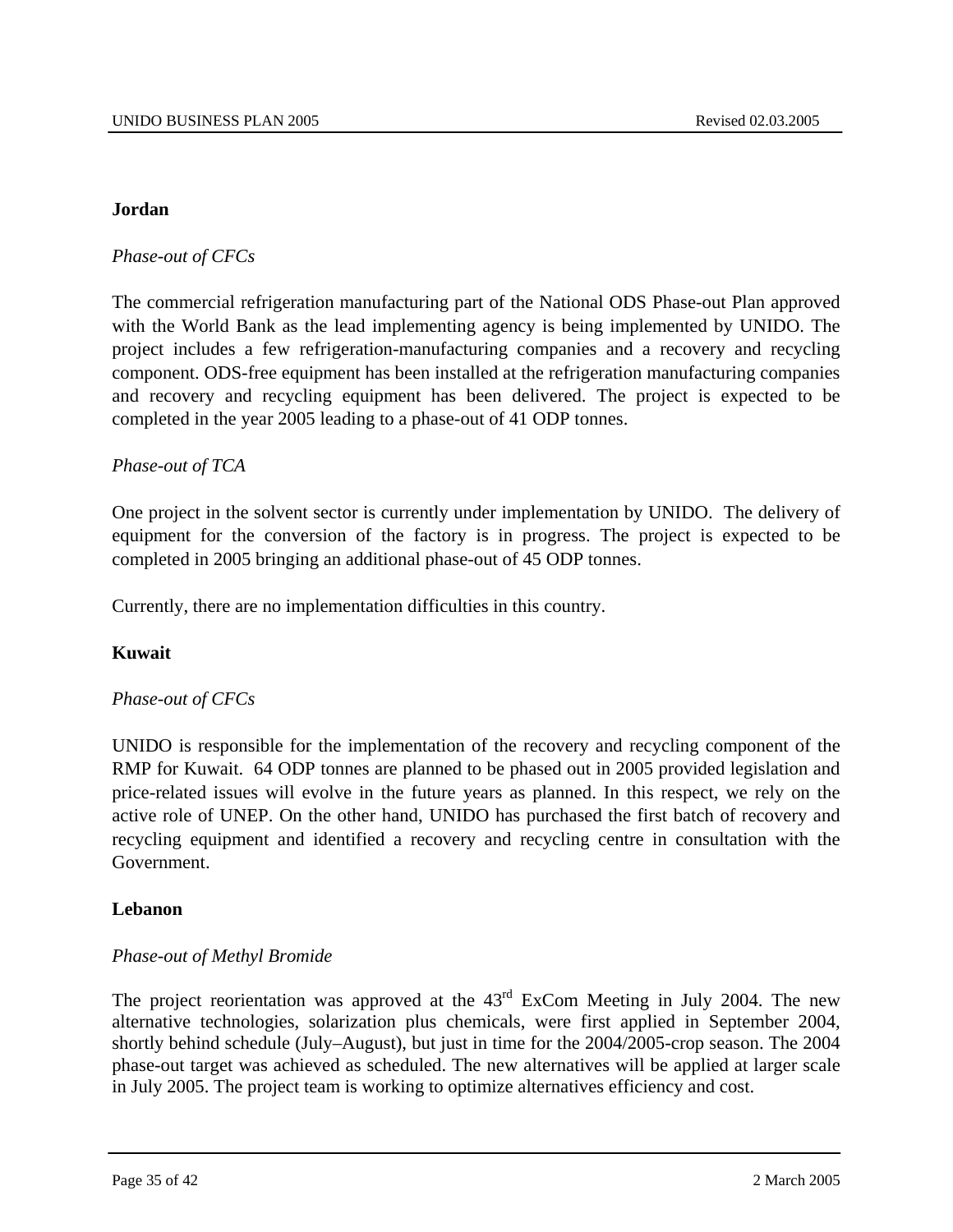**Jordan**

*Phase-out of CFCs*

The commercial refrigeration manufacturing part of the National ODS Phase-out Plan approved with the World Bank as the lead implementing agency is being implemented by UNIDO. The project includes a few refrigeration-manufacturing companies and a recovery and recycling component. ODS-free equipment has been installed at the refrigeration manufacturing companies and recovery and recycling equipment has been delivered. The project is expected to be completed in the year 2005 leading to a phase-out of 41 ODP tonnes.

*Phase-out of TCA*

One project in the solvent sector is currently under implementation by UNIDO. The delivery of equipment for the conversion of the factory is in progress. The project is expected to be completed in 2005 bringing an additional phase-out of 45 ODP tonnes.

Currently, there are no implementation difficulties in this country.

**Kuwait**

*Phase-out of CFCs*

UNIDO is responsible for the implementation of the recovery and recycling component of the RMP for Kuwait. 64 ODP tonnes are planned to be phased out in 2005 provided legislation and price-related issues will evolve in the future years as planned. In this respect, we rely on the active role of UNEP. On the other hand, UNIDO has purchased the first batch of recovery and recycling equipment and identified a recovery and recycling centre in consultation with the Government.

**Lebanon**

*Phase-out of Methyl Bromide*

The project reorientation was approved at the 43rd ExCom Meeting in July 2004. The new alternative technologies, solarization plus chemicals, were first applied in September 2004, shortly behind schedule (July–August), but just in time for the 2004/2005-crop season. The 2004 phase-out target was achieved as scheduled. The new alternatives will be applied at larger scale in July 2005. The project team is working to optimize alternatives efficiency and cost.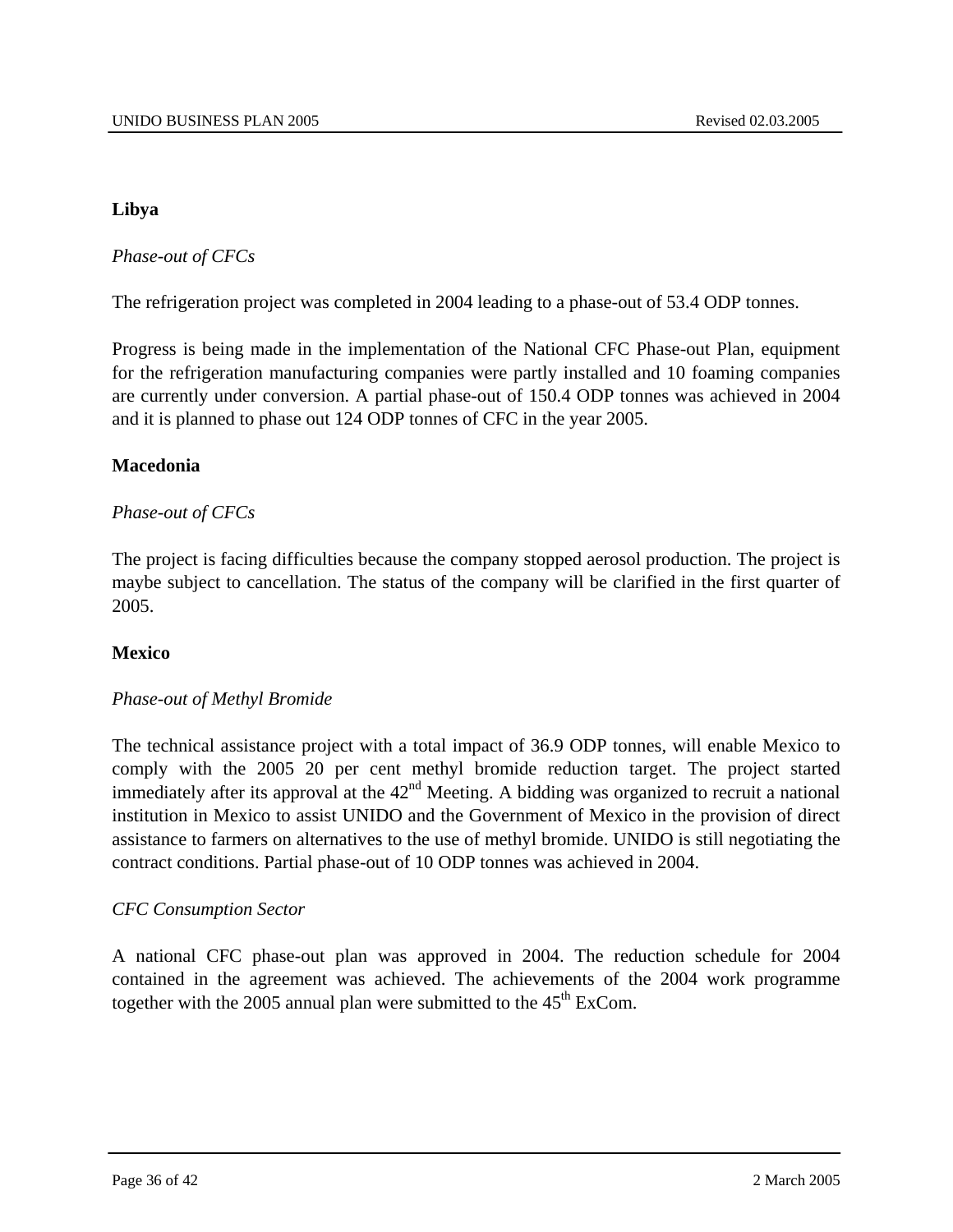**Libya**

*Phase-out of CFCs*

The refrigeration project was completed in 2004 leading to a phase-out of 53.4 ODP tonnes.

Progress is being made in the implementation of the National CFC Phase-out Plan, equipment for the refrigeration manufacturing companies were partly installed and 10 foaming companies are currently under conversion. A partial phase-out of 150.4 ODP tonnes was achieved in 2004 and it is planned to phase out 124 ODP tonnes of CFC in the year 2005.

**Macedonia**

*Phase-out of CFCs*

The project is facing difficulties because the company stopped aerosol production. The project is maybe subject to cancellation. The status of the company will be clarified in the first quarter of 2005.

**Mexico**

*Phase-out of Methyl Bromide*

The technical assistance project with a total impact of 36.9 ODP tonnes, will enable Mexico to comply with the 2005 20 per cent methyl bromide reduction target. The project started immediately after its approval at the 42nd Meeting. A bidding was organized to recruit a national institution in Mexico to assist UNIDO and the Government of Mexico in the provision of direct assistance to farmers on alternatives to the use of methyl bromide. UNIDO is still negotiating the contract conditions. Partial phase-out of 10 ODP tonnes was achieved in 2004.

*CFC Consumption Sector*

A national CFC phase-out plan was approved in 2004. The reduction schedule for 2004 contained in the agreement was achieved. The achievements of the 2004 work programme together with the 2005 annual plan were submitted to the 45th ExCom.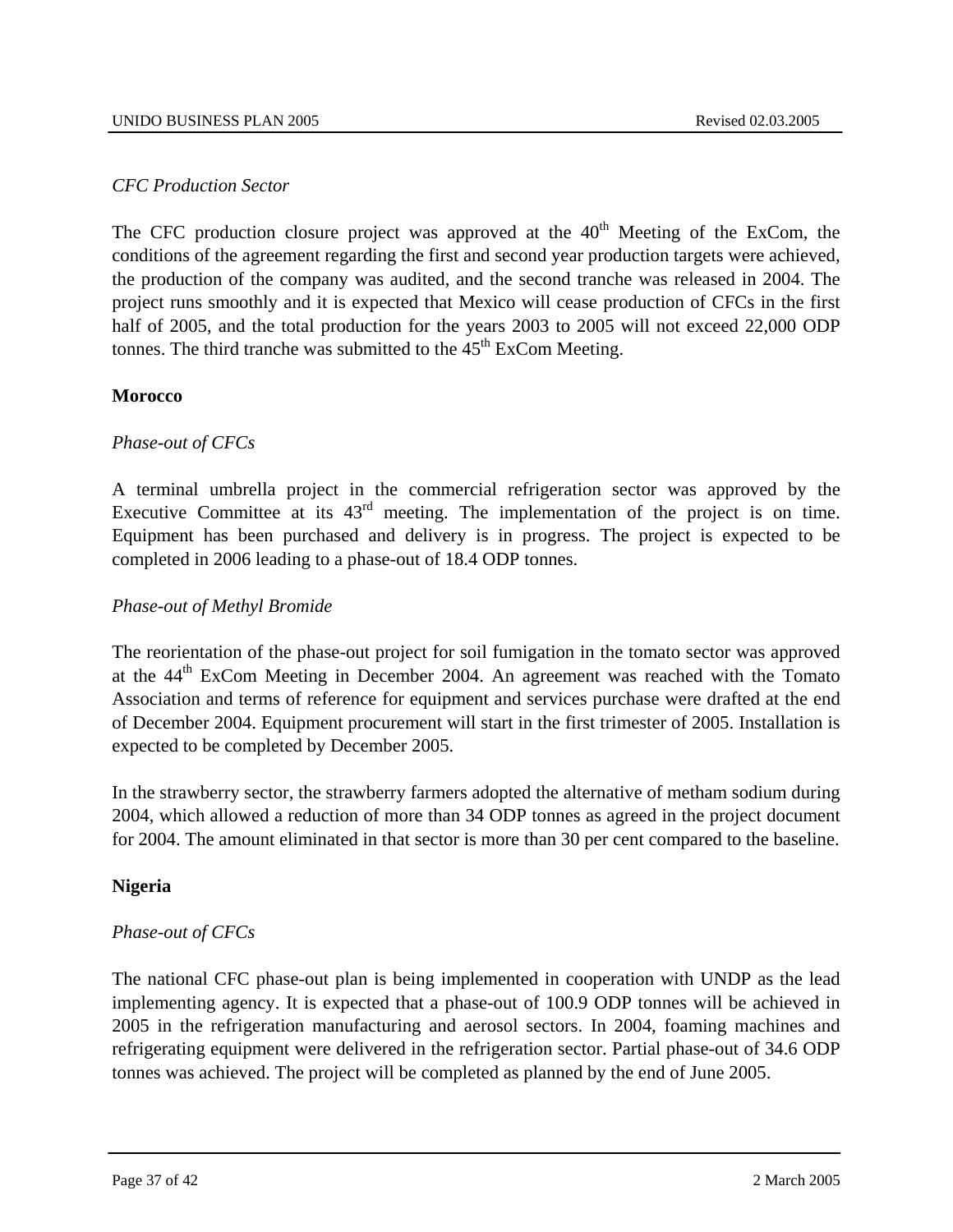*CFC Production Sector*

The CFC production closure project was approved at the 40th Meeting of the ExCom, the conditions of the agreement regarding the first and second year production targets were achieved, the production of the company was audited, and the second tranche was released in 2004. The project runs smoothly and it is expected that Mexico will cease production of CFCs in the first half of 2005, and the total production for the years 2003 to 2005 will not exceed 22,000 ODP tonnes. The third tranche was submitted to the 45th ExCom Meeting.

**Morocco**

*Phase-out of CFCs*

A terminal umbrella project in the commercial refrigeration sector was approved by the Executive Committee at its 43rd meeting. The implementation of the project is on time. Equipment has been purchased and delivery is in progress. The project is expected to be completed in 2006 leading to a phase-out of 18.4 ODP tonnes.

*Phase-out of Methyl Bromide*

The reorientation of the phase-out project for soil fumigation in the tomato sector was approved at the 44th ExCom Meeting in December 2004. An agreement was reached with the Tomato Association and terms of reference for equipment and services purchase were drafted at the end of December 2004. Equipment procurement will start in the first trimester of 2005. Installation is expected to be completed by December 2005.

In the strawberry sector, the strawberry farmers adopted the alternative of metham sodium during 2004, which allowed a reduction of more than 34 ODP tonnes as agreed in the project document for 2004. The amount eliminated in that sector is more than 30 per cent compared to the baseline.

**Nigeria**

*Phase-out of CFCs*

The national CFC phase-out plan is being implemented in cooperation with UNDP as the lead implementing agency. It is expected that a phase-out of 100.9 ODP tonnes will be achieved in 2005 in the refrigeration manufacturing and aerosol sectors. In 2004, foaming machines and refrigerating equipment were delivered in the refrigeration sector. Partial phase-out of 34.6 ODP tonnes was achieved. The project will be completed as planned by the end of June 2005.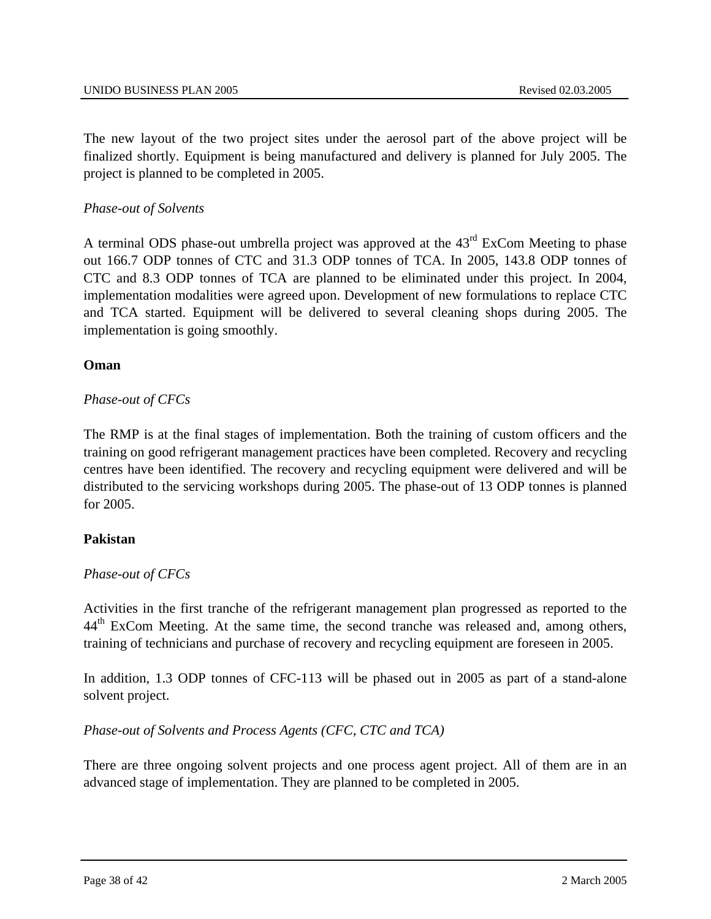The new layout of the two project sites under the aerosol part of the above project will be finalized shortly. Equipment is being manufactured and delivery is planned for July 2005. The project is planned to be completed in 2005.

*Phase-out of Solvents*

A terminal ODS phase-out umbrella project was approved at the 43rd ExCom Meeting to phase out 166.7 ODP tonnes of CTC and 31.3 ODP tonnes of TCA. In 2005, 143.8 ODP tonnes of CTC and 8.3 ODP tonnes of TCA are planned to be eliminated under this project. In 2004, implementation modalities were agreed upon. Development of new formulations to replace CTC and TCA started. Equipment will be delivered to several cleaning shops during 2005. The implementation is going smoothly.

**Oman**

*Phase-out of CFCs*

The RMP is at the final stages of implementation. Both the training of custom officers and the training on good refrigerant management practices have been completed. Recovery and recycling centres have been identified. The recovery and recycling equipment were delivered and will be distributed to the servicing workshops during 2005. The phase-out of 13 ODP tonnes is planned for 2005.

**Pakistan**

*Phase-out of CFCs*

Activities in the first tranche of the refrigerant management plan progressed as reported to the 44th ExCom Meeting. At the same time, the second tranche was released and, among others, training of technicians and purchase of recovery and recycling equipment are foreseen in 2005.

In addition, 1.3 ODP tonnes of CFC-113 will be phased out in 2005 as part of a stand-alone solvent project.

*Phase-out of Solvents and Process Agents (CFC, CTC and TCA)*

There are three ongoing solvent projects and one process agent project. All of them are in an advanced stage of implementation. They are planned to be completed in 2005.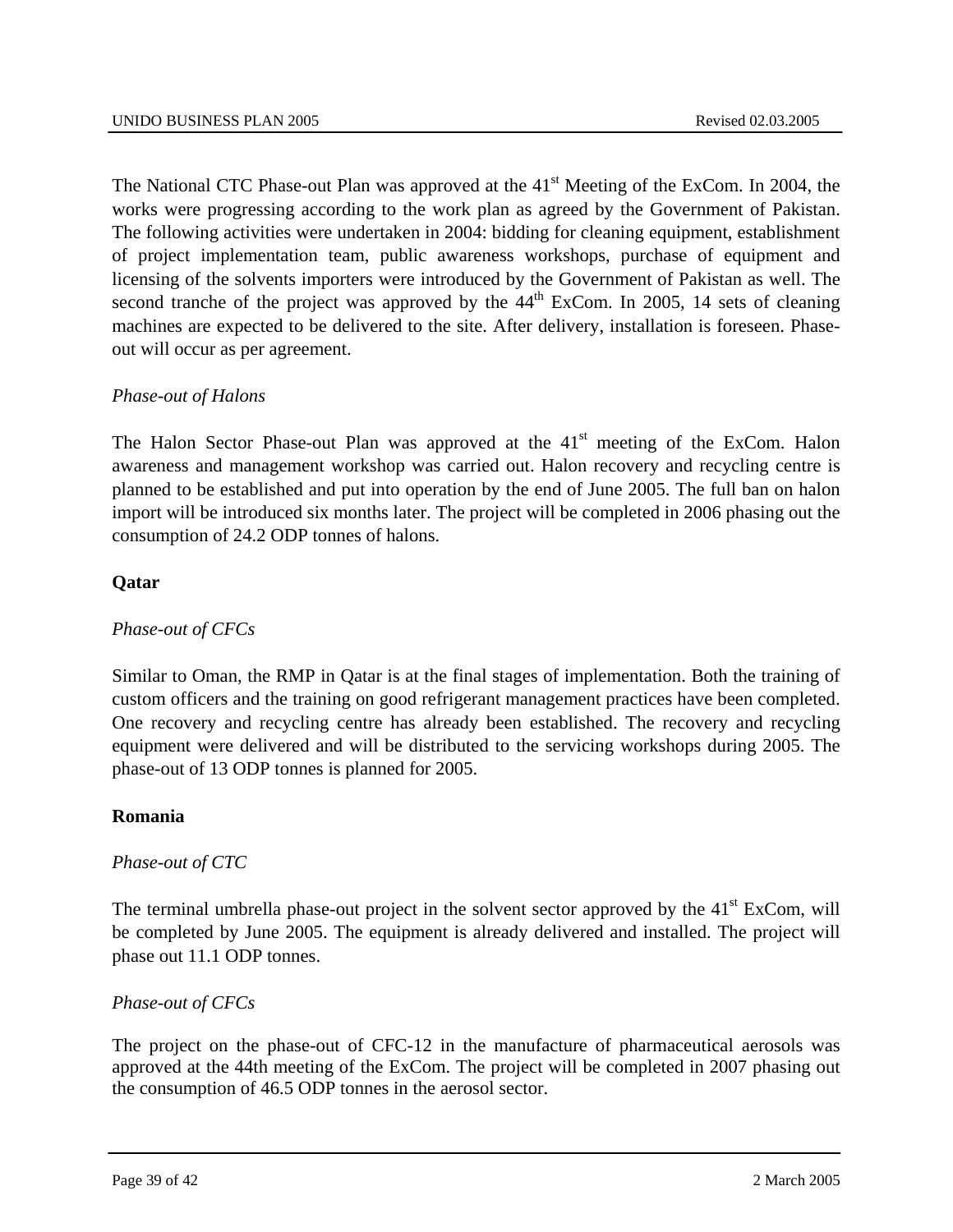The National CTC Phase-out Plan was approved at the 41st Meeting of the ExCom. In 2004, the works were progressing according to the work plan as agreed by the Government of Pakistan. The following activities were undertaken in 2004: bidding for cleaning equipment, establishment of project implementation team, public awareness workshops, purchase of equipment and licensing of the solvents importers were introduced by the Government of Pakistan as well. The second tranche of the project was approved by the 44th ExCom. In 2005, 14 sets of cleaning machines are expected to be delivered to the site. After delivery, installation is foreseen. Phase-out will occur as per agreement.

*Phase-out of Halons*

The Halon Sector Phase-out Plan was approved at the 41st meeting of the ExCom. Halon awareness and management workshop was carried out. Halon recovery and recycling centre is planned to be established and put into operation by the end of June 2005. The full ban on halon import will be introduced six months later. The project will be completed in 2006 phasing out the consumption of 24.2 ODP tonnes of halons.

**Qatar**

*Phase-out of CFCs*

Similar to Oman, the RMP in Qatar is at the final stages of implementation. Both the training of custom officers and the training on good refrigerant management practices have been completed. One recovery and recycling centre has already been established. The recovery and recycling equipment were delivered and will be distributed to the servicing workshops during 2005. The phase-out of 13 ODP tonnes is planned for 2005.

**Romania**

*Phase-out of CTC*

The terminal umbrella phase-out project in the solvent sector approved by the 41st ExCom, will be completed by June 2005. The equipment is already delivered and installed. The project will phase out 11.1 ODP tonnes.

*Phase-out of CFCs*

The project on the phase-out of CFC-12 in the manufacture of pharmaceutical aerosols was approved at the 44th meeting of the ExCom. The project will be completed in 2007 phasing out the consumption of 46.5 ODP tonnes in the aerosol sector.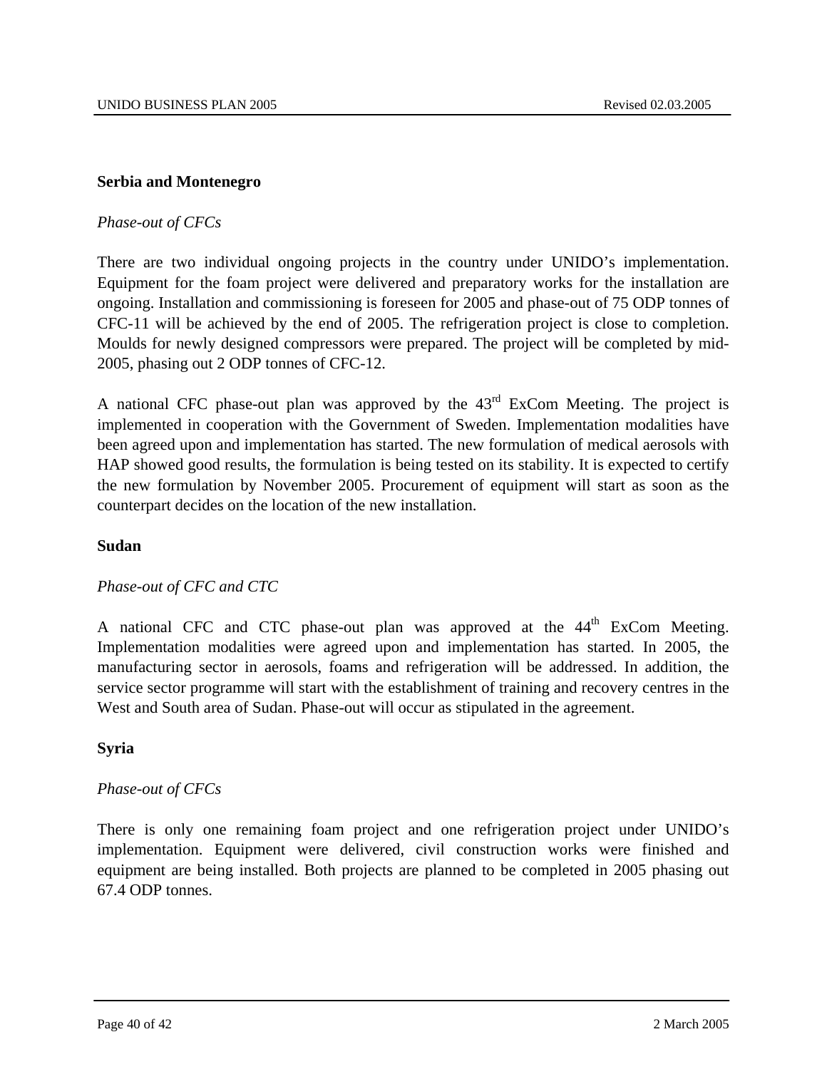## Serbia and Montenegro

*Phase-out of CFCs*

There are two individual ongoing projects in the country under UNIDO's implementation. Equipment for the foam project were delivered and preparatory works for the installation are ongoing. Installation and commissioning is foreseen for 2005 and phase-out of 75 ODP tonnes of CFC-11 will be achieved by the end of 2005. The refrigeration project is close to completion. Moulds for newly designed compressors were prepared. The project will be completed by mid-2005, phasing out 2 ODP tonnes of CFC-12.

A national CFC phase-out plan was approved by the 43rd ExCom Meeting. The project is implemented in cooperation with the Government of Sweden. Implementation modalities have been agreed upon and implementation has started. The new formulation of medical aerosols with HAP showed good results, the formulation is being tested on its stability. It is expected to certify the new formulation by November 2005. Procurement of equipment will start as soon as the counterpart decides on the location of the new installation.

## Sudan

*Phase-out of CFC and CTC*

A national CFC and CTC phase-out plan was approved at the 44th ExCom Meeting. Implementation modalities were agreed upon and implementation has started. In 2005, the manufacturing sector in aerosols, foams and refrigeration will be addressed. In addition, the service sector programme will start with the establishment of training and recovery centres in the West and South area of Sudan. Phase-out will occur as stipulated in the agreement.

## Syria

*Phase-out of CFCs*

There is only one remaining foam project and one refrigeration project under UNIDO's implementation. Equipment were delivered, civil construction works were finished and equipment are being installed. Both projects are planned to be completed in 2005 phasing out 67.4 ODP tonnes.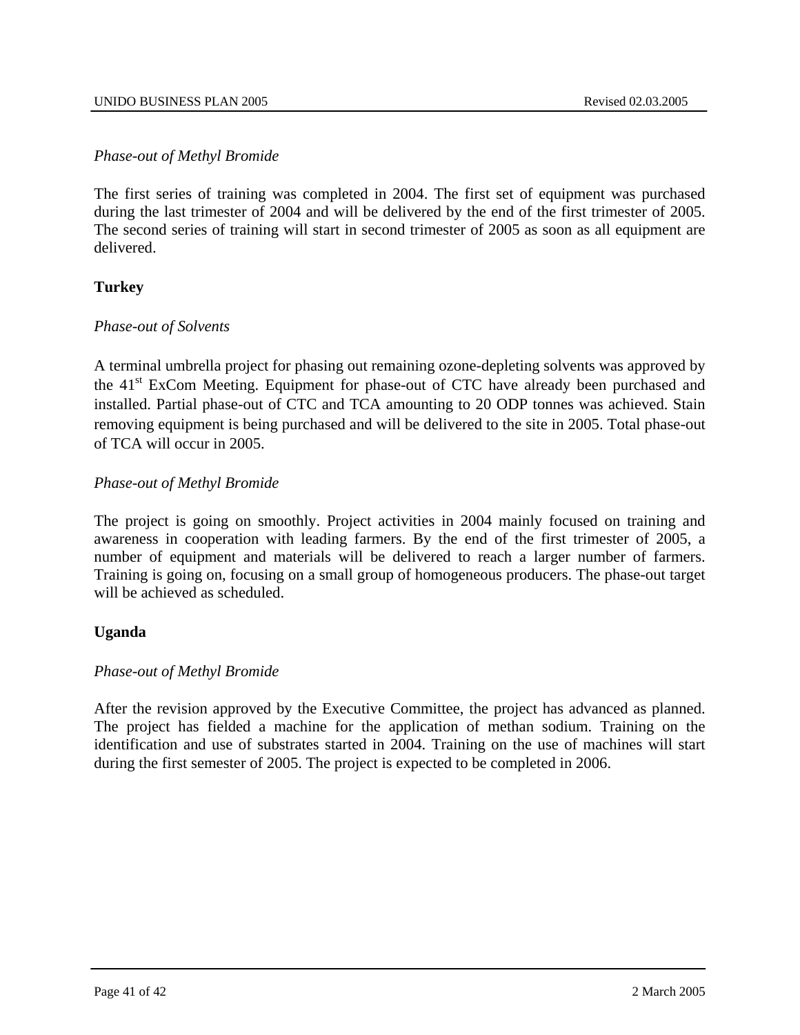*Phase-out of Methyl Bromide*

The first series of training was completed in 2004. The first set of equipment was purchased during the last trimester of 2004 and will be delivered by the end of the first trimester of 2005. The second series of training will start in second trimester of 2005 as soon as all equipment are delivered.

**Turkey**

*Phase-out of Solvents*

A terminal umbrella project for phasing out remaining ozone-depleting solvents was approved by the 41st ExCom Meeting. Equipment for phase-out of CTC have already been purchased and installed. Partial phase-out of CTC and TCA amounting to 20 ODP tonnes was achieved. Stain removing equipment is being purchased and will be delivered to the site in 2005. Total phase-out of TCA will occur in 2005.

*Phase-out of Methyl Bromide*

The project is going on smoothly. Project activities in 2004 mainly focused on training and awareness in cooperation with leading farmers. By the end of the first trimester of 2005, a number of equipment and materials will be delivered to reach a larger number of farmers. Training is going on, focusing on a small group of homogeneous producers. The phase-out target will be achieved as scheduled.

**Uganda**

*Phase-out of Methyl Bromide*

After the revision approved by the Executive Committee, the project has advanced as planned. The project has fielded a machine for the application of methan sodium. Training on the identification and use of substrates started in 2004. Training on the use of machines will start during the first semester of 2005. The project is expected to be completed in 2006.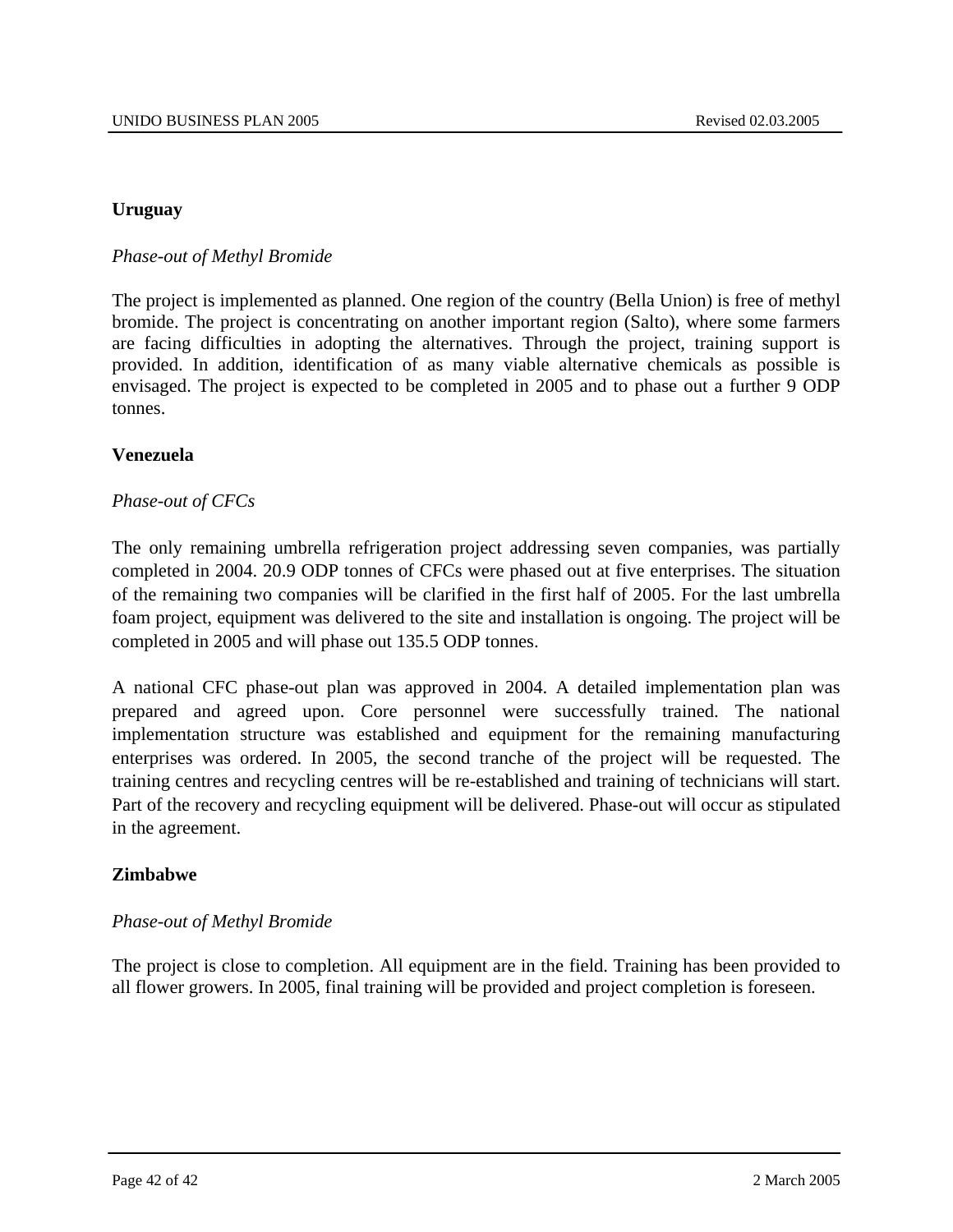**Uruguay**

*Phase-out of Methyl Bromide*

The project is implemented as planned. One region of the country (Bella Union) is free of methyl bromide. The project is concentrating on another important region (Salto), where some farmers are facing difficulties in adopting the alternatives. Through the project, training support is provided. In addition, identification of as many viable alternative chemicals as possible is envisaged. The project is expected to be completed in 2005 and to phase out a further 9 ODP tonnes.

**Venezuela**

*Phase-out of CFCs*

The only remaining umbrella refrigeration project addressing seven companies, was partially completed in 2004. 20.9 ODP tonnes of CFCs were phased out at five enterprises. The situation of the remaining two companies will be clarified in the first half of 2005. For the last umbrella foam project, equipment was delivered to the site and installation is ongoing. The project will be completed in 2005 and will phase out 135.5 ODP tonnes.

A national CFC phase-out plan was approved in 2004. A detailed implementation plan was prepared and agreed upon. Core personnel were successfully trained. The national implementation structure was established and equipment for the remaining manufacturing enterprises was ordered. In 2005, the second tranche of the project will be requested. The training centres and recycling centres will be re-established and training of technicians will start. Part of the recovery and recycling equipment will be delivered. Phase-out will occur as stipulated in the agreement.

**Zimbabwe**

*Phase-out of Methyl Bromide*

The project is close to completion. All equipment are in the field. Training has been provided to all flower growers. In 2005, final training will be provided and project completion is foreseen.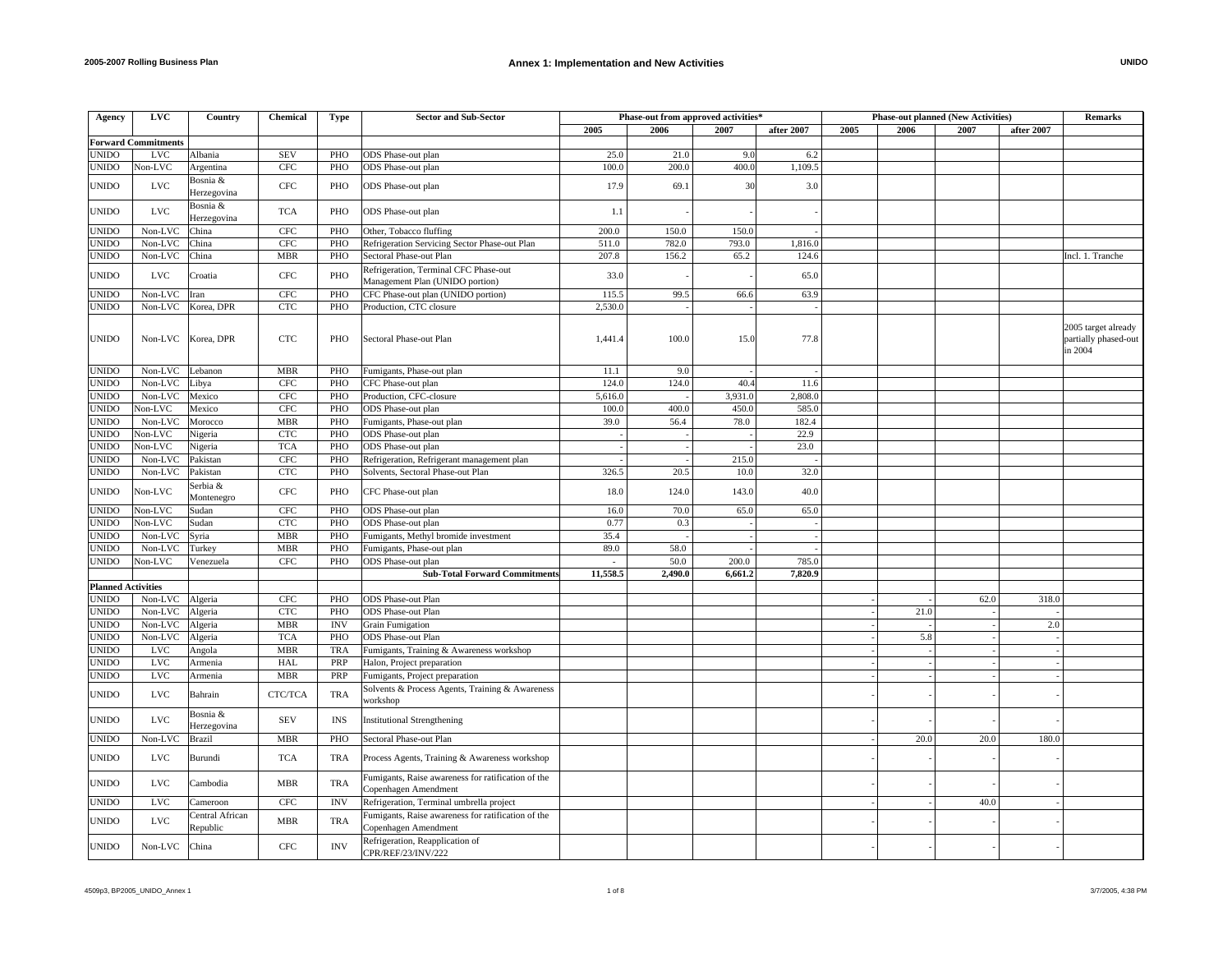## Annex 1: Implementation and New Activities

| Agency | LVC | Country | Chemical | Type | Sector and Sub-Sector | Phase-out from approved activities* | | | | Phase-out planned (New Activities) | | | | Remarks |
|---|---|---|---|---|---|---|---|---|---|---|---|---|---|---|
| | | | | | | 2005 | 2006 | 2007 | after 2007 | 2005 | 2006 | 2007 | after 2007 | |
| **Forward Commitments** | | | | | | | | | | | | | | |
| UNIDO | LVC | Albania | SEV | PHO | ODS Phase-out plan | 25.0 | 21.0 | 9.0 | 6.2 | | | | | |
| UNIDO | Non-LVC | Argentina | CFC | PHO | ODS Phase-out plan | 100.0 | 200.0 | 400.0 | 1,109.5 | | | | | |
| UNIDO | LVC | Bosnia & Herzegovina | CFC | PHO | ODS Phase-out plan | 17.9 | 69.1 | 30 | 3.0 | | | | | |
| UNIDO | LVC | Bosnia & Herzegovina | TCA | PHO | ODS Phase-out plan | 1.1 | - | - | - | | | | | |
| UNIDO | Non-LVC | China | CFC | PHO | Other, Tobacco fluffing | 200.0 | 150.0 | 150.0 | - | | | | | |
| UNIDO | Non-LVC | China | CFC | PHO | Refrigeration Servicing Sector Phase-out Plan | 511.0 | 782.0 | 793.0 | 1,816.0 | | | | | |
| UNIDO | Non-LVC | China | MBR | PHO | Sectoral Phase-out Plan | 207.8 | 156.2 | 65.2 | 124.6 | | | | | Incl. 1. Tranche |
| UNIDO | LVC | Croatia | CFC | PHO | Refrigeration, Terminal CFC Phase-out Management Plan (UNIDO portion) | 33.0 | - | - | 65.0 | | | | | |
| UNIDO | Non-LVC | Iran | CFC | PHO | CFC Phase-out plan (UNIDO portion) | 115.5 | 99.5 | 66.6 | 63.9 | | | | | |
| UNIDO | Non-LVC | Korea, DPR | CTC | PHO | Production, CTC closure | 2,530.0 | - | - | - | | | | | |
| UNIDO | Non-LVC | Korea, DPR | CTC | PHO | Sectoral Phase-out Plan | 1,441.4 | 100.0 | 15.0 | 77.8 | | | | | 2005 target already partially phased-out in 2004 |
| UNIDO | Non-LVC | Lebanon | MBR | PHO | Fumigants, Phase-out plan | 11.1 | 9.0 | - | - | | | | | |
| UNIDO | Non-LVC | Libya | CFC | PHO | CFC Phase-out plan | 124.0 | 124.0 | 40.4 | 11.6 | | | | | |
| UNIDO | Non-LVC | Mexico | CFC | PHO | Production, CFC-closure | 5,616.0 | - | 3,931.0 | 2,808.0 | | | | | |
| UNIDO | Non-LVC | Mexico | CFC | PHO | ODS Phase-out plan | 100.0 | 400.0 | 450.0 | 585.0 | | | | | |
| UNIDO | Non-LVC | Morocco | MBR | PHO | Fumigants, Phase-out plan | 39.0 | 56.4 | 78.0 | 182.4 | | | | | |
| UNIDO | Non-LVC | Nigeria | CTC | PHO | ODS Phase-out plan | - | - | - | 22.9 | | | | | |
| UNIDO | Non-LVC | Nigeria | TCA | PHO | ODS Phase-out plan | - | - | - | 23.0 | | | | | |
| UNIDO | Non-LVC | Pakistan | CFC | PHO | Refrigeration, Refrigerant management plan | - | - | 215.0 | - | | | | | |
| UNIDO | Non-LVC | Pakistan | CTC | PHO | Solvents, Sectoral Phase-out Plan | 326.5 | 20.5 | 10.0 | 32.0 | | | | | |
| UNIDO | Non-LVC | Serbia & Montenegro | CFC | PHO | CFC Phase-out plan | 18.0 | 124.0 | 143.0 | 40.0 | | | | | |
| UNIDO | Non-LVC | Sudan | CFC | PHO | ODS Phase-out plan | 16.0 | 70.0 | 65.0 | 65.0 | | | | | |
| UNIDO | Non-LVC | Sudan | CTC | PHO | ODS Phase-out plan | 0.77 | 0.3 | - | - | | | | | |
| UNIDO | Non-LVC | Syria | MBR | PHO | Fumigants, Methyl bromide investment | 35.4 | - | - | - | | | | | |
| UNIDO | Non-LVC | Turkey | MBR | PHO | Fumigants, Phase-out plan | 89.0 | 58.0 | - | - | | | | | |
| UNIDO | Non-LVC | Venezuela | CFC | PHO | ODS Phase-out plan | - | 50.0 | 200.0 | 785.0 | | | | | |
| | | | | | **Sub-Total Forward Commitments** | **11,558.5** | **2,490.0** | **6,661.2** | **7,820.9** | | | | | |
| **Planned Activities** | | | | | | | | | | | | | | |
| UNIDO | Non-LVC | Algeria | CFC | PHO | ODS Phase-out Plan | | | | | - | - | 62.0 | 318.0 | |
| UNIDO | Non-LVC | Algeria | CTC | PHO | ODS Phase-out Plan | | | | | - | 21.0 | - | - | |
| UNIDO | Non-LVC | Algeria | MBR | INV | Grain Fumigation | | | | | - | - | - | 2.0 | |
| UNIDO | Non-LVC | Algeria | TCA | PHO | ODS Phase-out Plan | | | | | - | 5.8 | - | - | |
| UNIDO | LVC | Angola | MBR | TRA | Fumigants, Training & Awareness workshop | | | | | - | - | - | - | |
| UNIDO | LVC | Armenia | HAL | PRP | Halon, Project preparation | | | | | - | - | - | - | |
| UNIDO | LVC | Armenia | MBR | PRP | Fumigants, Project preparation | | | | | - | - | - | - | |
| UNIDO | LVC | Bahrain | CTC/TCA | TRA | Solvents & Process Agents, Training & Awareness workshop | | | | | - | - | - | - | |
| UNIDO | LVC | Bosnia & Herzegovina | SEV | INS | Institutional Strengthening | | | | | - | - | - | - | |
| UNIDO | Non-LVC | Brazil | MBR | PHO | Sectoral Phase-out Plan | | | | | - | 20.0 | 20.0 | 180.0 | |
| UNIDO | LVC | Burundi | TCA | TRA | Process Agents, Training & Awareness workshop | | | | | - | - | - | - | |
| UNIDO | LVC | Cambodia | MBR | TRA | Fumigants, Raise awareness for ratification of the Copenhagen Amendment | | | | | - | - | - | - | |
| UNIDO | LVC | Cameroon | CFC | INV | Refrigeration, Terminal umbrella project | | | | | - | - | 40.0 | - | |
| UNIDO | LVC | Central African Republic | MBR | TRA | Fumigants, Raise awareness for ratification of the Copenhagen Amendment | | | | | - | - | - | - | |
| UNIDO | Non-LVC | China | CFC | INV | Refrigeration, Reapplication of CPR/REF/23/INV/222 | | | | | - | - | - | - | |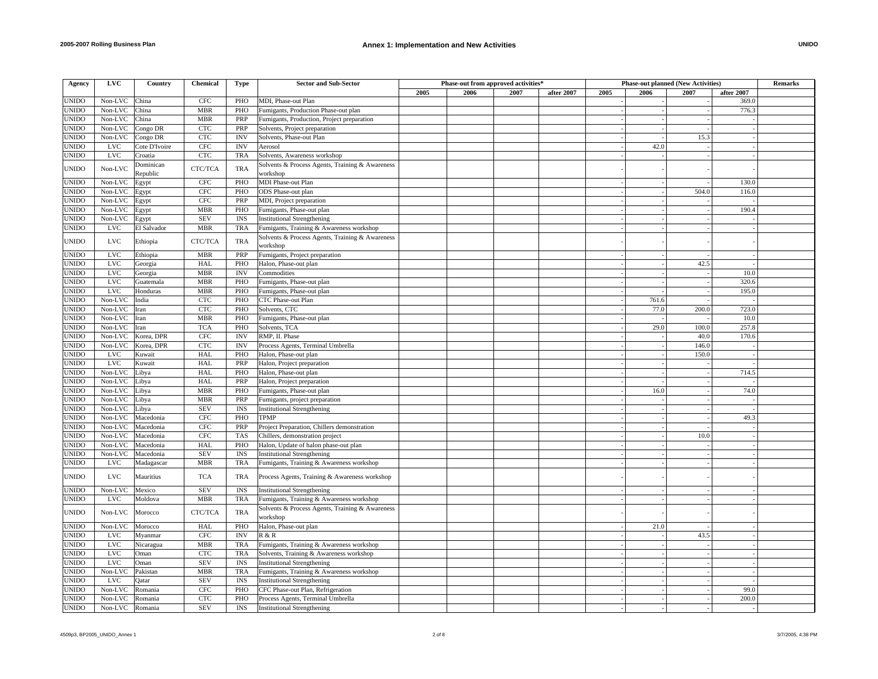## Annex 1: Implementation and New Activities

| Agency | LVC | Country | Chemical | Type | Sector and Sub-Sector | Phase-out from approved activities* | | | | Phase-out planned (New Activities) | | | | Remarks |
|---|---|---|---|---|---|---|---|---|---|---|---|---|---|---|
| | | | | | | 2005 | 2006 | 2007 | after 2007 | 2005 | 2006 | 2007 | after 2007 | |
| UNIDO | Non-LVC | China | CFC | PHO | MDI, Phase-out Plan | | | | | - | - | - | 369.0 | |
| UNIDO | Non-LVC | China | MBR | PHO | Fumigants, Production Phase-out plan | | | | | - | - | - | 776.3 | |
| UNIDO | Non-LVC | China | MBR | PRP | Fumigants, Production, Project preparation | | | | | - | - | - | - | |
| UNIDO | Non-LVC | Congo DR | CTC | PRP | Solvents, Project preparation | | | | | - | - | - | - | |
| UNIDO | Non-LVC | Congo DR | CTC | INV | Solvents, Phase-out Plan | | | | | - | - | 15.3 | - | |
| UNIDO | LVC | Cote D'Ivoire | CFC | INV | Aerosol | | | | | - | 42.0 | - | - | |
| UNIDO | LVC | Croatia | CTC | TRA | Solvents, Awareness workshop | | | | | - | - | - | - | |
| UNIDO | Non-LVC | Dominican Republic | CTC/TCA | TRA | Solvents & Process Agents, Training & Awareness workshop | | | | | - | - | - | - | |
| UNIDO | Non-LVC | Egypt | CFC | PHO | MDI Phase-out Plan | | | | | - | - | - | 130.0 | |
| UNIDO | Non-LVC | Egypt | CFC | PHO | ODS Phase-out plan | | | | | - | - | 504.0 | 116.0 | |
| UNIDO | Non-LVC | Egypt | CFC | PRP | MDI, Project preparation | | | | | - | - | - | - | |
| UNIDO | Non-LVC | Egypt | MBR | PHO | Fumigants, Phase-out plan | | | | | - | - | - | 190.4 | |
| UNIDO | Non-LVC | Egypt | SEV | INS | Institutional Strengthening | | | | | - | - | - | - | |
| UNIDO | LVC | El Salvador | MBR | TRA | Fumigants, Training & Awareness workshop | | | | | - | - | - | - | |
| UNIDO | LVC | Ethiopia | CTC/TCA | TRA | Solvents & Process Agents, Training & Awareness workshop | | | | | - | - | - | - | |
| UNIDO | LVC | Ethiopia | MBR | PRP | Fumigants, Project preparation | | | | | - | - | - | - | |
| UNIDO | LVC | Georgia | HAL | PHO | Halon, Phase-out plan | | | | | - | - | 42.5 | - | |
| UNIDO | LVC | Georgia | MBR | INV | Commodities | | | | | - | - | - | 10.0 | |
| UNIDO | LVC | Guatemala | MBR | PHO | Fumigants, Phase-out plan | | | | | - | - | - | 320.6 | |
| UNIDO | LVC | Honduras | MBR | PHO | Fumigants, Phase-out plan | | | | | - | - | - | 195.0 | |
| UNIDO | Non-LVC | India | CTC | PHO | CTC Phase-out Plan | | | | | - | 761.6 | - | - | |
| UNIDO | Non-LVC | Iran | CTC | PHO | Solvents, CTC | | | | | - | 77.0 | 200.0 | 723.0 | |
| UNIDO | Non-LVC | Iran | MBR | PHO | Fumigants, Phase-out plan | | | | | - | - | - | 10.0 | |
| UNIDO | Non-LVC | Iran | TCA | PHO | Solvents, TCA | | | | | - | 29.0 | 100.0 | 257.8 | |
| UNIDO | Non-LVC | Korea, DPR | CFC | INV | RMP, II. Phase | | | | | - | - | 40.0 | 170.6 | |
| UNIDO | Non-LVC | Korea, DPR | CTC | INV | Process Agents, Terminal Umbrella | | | | | - | - | 146.0 | - | |
| UNIDO | LVC | Kuwait | HAL | PHO | Halon, Phase-out plan | | | | | - | - | 150.0 | - | |
| UNIDO | LVC | Kuwait | HAL | PRP | Halon, Project preparation | | | | | - | - | - | - | |
| UNIDO | Non-LVC | Libya | HAL | PHO | Halon, Phase-out plan | | | | | - | - | - | 714.5 | |
| UNIDO | Non-LVC | Libya | HAL | PRP | Halon, Project preparation | | | | | - | - | - | - | |
| UNIDO | Non-LVC | Libya | MBR | PHO | Fumigants, Phase-out plan | | | | | - | 16.0 | - | 74.0 | |
| UNIDO | Non-LVC | Libya | MBR | PRP | Fumigants, project preparation | | | | | - | - | - | - | |
| UNIDO | Non-LVC | Libya | SEV | INS | Institutional Strengthening | | | | | - | - | - | - | |
| UNIDO | Non-LVC | Macedonia | CFC | PHO | TPMP | | | | | - | - | - | 49.3 | |
| UNIDO | Non-LVC | Macedonia | CFC | PRP | Project Preparation, Chillers demonstration | | | | | - | - | - | - | |
| UNIDO | Non-LVC | Macedonia | CFC | TAS | Chillers, demonstration project | | | | | - | - | 10.0 | - | |
| UNIDO | Non-LVC | Macedonia | HAL | PHO | Halon, Update of halon phase-out plan | | | | | - | - | - | - | |
| UNIDO | Non-LVC | Macedonia | SEV | INS | Institutional Strengthening | | | | | - | - | - | - | |
| UNIDO | LVC | Madagascar | MBR | TRA | Fumigants, Training & Awareness workshop | | | | | - | - | - | - | |
| UNIDO | LVC | Mauritius | TCA | TRA | Process Agents, Training & Awareness workshop | | | | | - | - | - | - | |
| UNIDO | Non-LVC | Mexico | SEV | INS | Institutional Strengthening | | | | | - | - | - | - | |
| UNIDO | LVC | Moldova | MBR | TRA | Fumigants, Training & Awareness workshop | | | | | - | - | - | - | |
| UNIDO | Non-LVC | Morocco | CTC/TCA | TRA | Solvents & Process Agents, Training & Awareness workshop | | | | | - | - | - | - | |
| UNIDO | Non-LVC | Morocco | HAL | PHO | Halon, Phase-out plan | | | | | - | 21.0 | - | - | |
| UNIDO | LVC | Myanmar | CFC | INV | R & R | | | | | - | - | 43.5 | - | |
| UNIDO | LVC | Nicaragua | MBR | TRA | Fumigants, Training & Awareness workshop | | | | | - | - | - | - | |
| UNIDO | LVC | Oman | CTC | TRA | Solvents, Training & Awareness workshop | | | | | - | - | - | - | |
| UNIDO | LVC | Oman | SEV | INS | Institutional Strengthening | | | | | - | - | - | - | |
| UNIDO | Non-LVC | Pakistan | MBR | TRA | Fumigants, Training & Awareness workshop | | | | | - | - | - | - | |
| UNIDO | LVC | Qatar | SEV | INS | Institutional Strengthening | | | | | - | - | - | - | |
| UNIDO | Non-LVC | Romania | CFC | PHO | CFC Phase-out Plan, Refrigeration | | | | | - | - | - | 99.0 | |
| UNIDO | Non-LVC | Romania | CTC | PHO | Process Agents, Terminal Umbrella | | | | | - | - | - | 200.0 | |
| UNIDO | Non-LVC | Romania | SEV | INS | Institutional Strengthening | | | | | - | - | - | - | |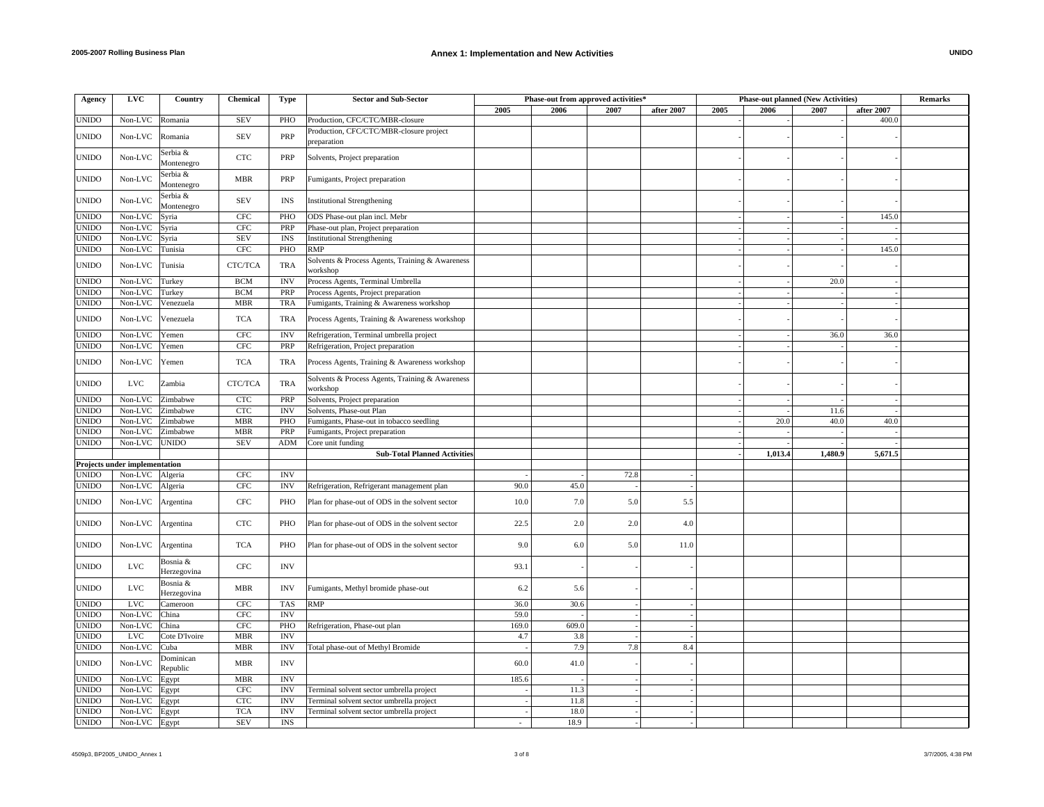## Annex 1: Implementation and New Activities

| Agency | LVC | Country | Chemical | Type | Sector and Sub-Sector | Phase-out from approved activities* | | | | Phase-out planned (New Activities) | | | | Remarks |
|---|---|---|---|---|---|---|---|---|---|---|---|---|---|---|
| | | | | | | 2005 | 2006 | 2007 | after 2007 | 2005 | 2006 | 2007 | after 2007 | |
| UNIDO | Non-LVC | Romania | SEV | PHO | Production, CFC/CTC/MBR-closure | | | | | - | - | - | 400.0 | |
| UNIDO | Non-LVC | Romania | SEV | PRP | Production, CFC/CTC/MBR-closure project preparation | | | | | - | - | - | - | |
| UNIDO | Non-LVC | Serbia & Montenegro | CTC | PRP | Solvents, Project preparation | | | | | - | - | - | - | |
| UNIDO | Non-LVC | Serbia & Montenegro | MBR | PRP | Fumigants, Project preparation | | | | | - | - | - | - | |
| UNIDO | Non-LVC | Serbia & Montenegro | SEV | INS | Institutional Strengthening | | | | | - | - | - | - | |
| UNIDO | Non-LVC | Syria | CFC | PHO | ODS Phase-out plan incl. Mebr | | | | | - | - | - | 145.0 | |
| UNIDO | Non-LVC | Syria | CFC | PRP | Phase-out plan, Project preparation | | | | | - | - | - | - | |
| UNIDO | Non-LVC | Syria | SEV | INS | Institutional Strengthening | | | | | - | - | - | - | |
| UNIDO | Non-LVC | Tunisia | CFC | PHO | RMP | | | | | - | - | - | 145.0 | |
| UNIDO | Non-LVC | Tunisia | CTC/TCA | TRA | Solvents & Process Agents, Training & Awareness workshop | | | | | - | - | - | - | |
| UNIDO | Non-LVC | Turkey | BCM | INV | Process Agents, Terminal Umbrella | | | | | - | - | 20.0 | - | |
| UNIDO | Non-LVC | Turkey | BCM | PRP | Process Agents, Project preparation | | | | | - | - | - | - | |
| UNIDO | Non-LVC | Venezuela | MBR | TRA | Fumigants, Training & Awareness workshop | | | | | - | - | - | - | |
| UNIDO | Non-LVC | Venezuela | TCA | TRA | Process Agents, Training & Awareness workshop | | | | | - | - | - | - | |
| UNIDO | Non-LVC | Yemen | CFC | INV | Refrigeration, Terminal umbrella project | | | | | - | - | 36.0 | 36.0 | |
| UNIDO | Non-LVC | Yemen | CFC | PRP | Refrigeration, Project preparation | | | | | - | - | - | - | |
| UNIDO | Non-LVC | Yemen | TCA | TRA | Process Agents, Training & Awareness workshop | | | | | - | - | - | - | |
| UNIDO | LVC | Zambia | CTC/TCA | TRA | Solvents & Process Agents, Training & Awareness workshop | | | | | - | - | - | - | |
| UNIDO | Non-LVC | Zimbabwe | CTC | PRP | Solvents, Project preparation | | | | | - | - | - | - | |
| UNIDO | Non-LVC | Zimbabwe | CTC | INV | Solvents, Phase-out Plan | | | | | - | - | 11.6 | - | |
| UNIDO | Non-LVC | Zimbabwe | MBR | PHO | Fumigants, Phase-out in tobacco seedling | | | | | - | 20.0 | 40.0 | 40.0 | |
| UNIDO | Non-LVC | Zimbabwe | MBR | PRP | Fumigants, Project preparation | | | | | - | - | - | - | |
| UNIDO | Non-LVC | UNIDO | SEV | ADM | Core unit funding | | | | | - | - | - | - | |
| | | | | | **Sub-Total Planned Activities** | | | | | - | **1,013.4** | **1,480.9** | **5,671.5** | |
| **Projects under implementation** | | | | | | | | | | | | | | |
| UNIDO | Non-LVC | Algeria | CFC | INV | | - | - | 72.8 | - | | | | | |
| UNIDO | Non-LVC | Algeria | CFC | INV | Refrigeration, Refrigerant management plan | 90.0 | 45.0 | - | - | | | | | |
| UNIDO | Non-LVC | Argentina | CFC | PHO | Plan for phase-out of ODS in the solvent sector | 10.0 | 7.0 | 5.0 | 5.5 | | | | | |
| UNIDO | Non-LVC | Argentina | CTC | PHO | Plan for phase-out of ODS in the solvent sector | 22.5 | 2.0 | 2.0 | 4.0 | | | | | |
| UNIDO | Non-LVC | Argentina | TCA | PHO | Plan for phase-out of ODS in the solvent sector | 9.0 | 6.0 | 5.0 | 11.0 | | | | | |
| UNIDO | LVC | Bosnia & Herzegovina | CFC | INV | | 93.1 | - | - | - | | | | | |
| UNIDO | LVC | Bosnia & Herzegovina | MBR | INV | Fumigants, Methyl bromide phase-out | 6.2 | 5.6 | - | - | | | | | |
| UNIDO | LVC | Cameroon | CFC | TAS | RMP | 36.0 | 30.6 | - | - | | | | | |
| UNIDO | Non-LVC | China | CFC | INV | | 59.0 | - | - | - | | | | | |
| UNIDO | Non-LVC | China | CFC | PHO | Refrigeration, Phase-out plan | 169.0 | 609.0 | - | - | | | | | |
| UNIDO | LVC | Cote D'Ivoire | MBR | INV | | 4.7 | 3.8 | - | - | | | | | |
| UNIDO | Non-LVC | Cuba | MBR | INV | Total phase-out of Methyl Bromide | - | 7.9 | 7.8 | 8.4 | | | | | |
| UNIDO | Non-LVC | Dominican Republic | MBR | INV | | 60.0 | 41.0 | - | - | | | | | |
| UNIDO | Non-LVC | Egypt | MBR | INV | | 185.6 | - | - | - | | | | | |
| UNIDO | Non-LVC | Egypt | CFC | INV | Terminal solvent sector umbrella project | - | 11.3 | - | - | | | | | |
| UNIDO | Non-LVC | Egypt | CTC | INV | Terminal solvent sector umbrella project | - | 11.8 | - | - | | | | | |
| UNIDO | Non-LVC | Egypt | TCA | INV | Terminal solvent sector umbrella project | - | 18.0 | - | - | | | | | |
| UNIDO | Non-LVC | Egypt | SEV | INS | | - | 18.9 | - | - | | | | | |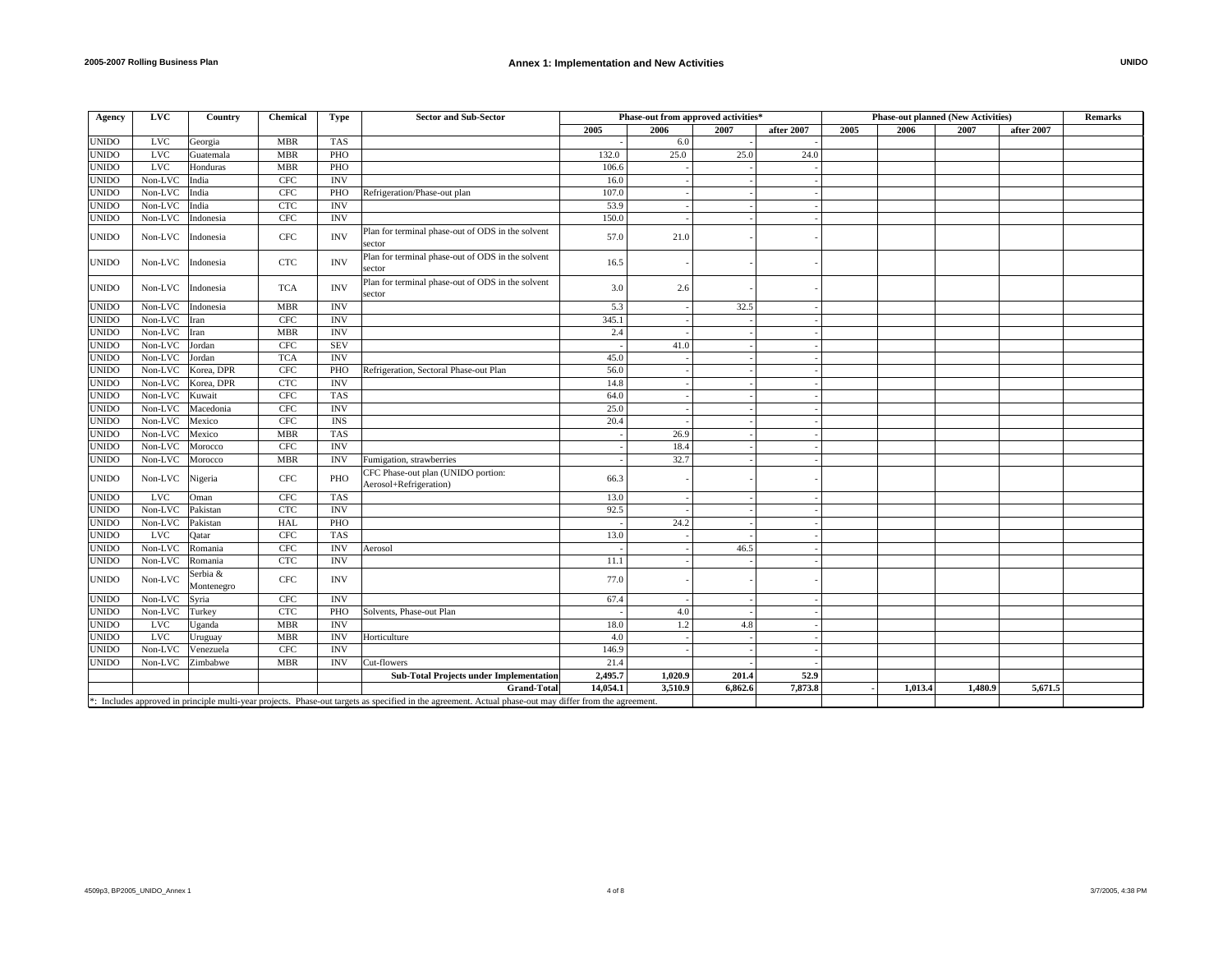## Annex 1: Implementation and New Activities

| Agency | LVC | Country | Chemical | Type | Sector and Sub-Sector | Phase-out from approved activities* | | | | Phase-out planned (New Activities) | | | | Remarks |
|---|---|---|---|---|---|---|---|---|---|---|---|---|---|---|
| | | | | | | 2005 | 2006 | 2007 | after 2007 | 2005 | 2006 | 2007 | after 2007 | |
| UNIDO | LVC | Georgia | MBR | TAS | | - | 6.0 | - | - | | | | | |
| UNIDO | LVC | Guatemala | MBR | PHO | | 132.0 | 25.0 | 25.0 | 24.0 | | | | | |
| UNIDO | LVC | Honduras | MBR | PHO | | 106.6 | - | - | - | | | | | |
| UNIDO | Non-LVC | India | CFC | INV | | 16.0 | - | - | - | | | | | |
| UNIDO | Non-LVC | India | CFC | PHO | Refrigeration/Phase-out plan | 107.0 | - | - | - | | | | | |
| UNIDO | Non-LVC | India | CTC | INV | | 53.9 | - | - | - | | | | | |
| UNIDO | Non-LVC | Indonesia | CFC | INV | | 150.0 | - | - | - | | | | | |
| UNIDO | Non-LVC | Indonesia | CFC | INV | Plan for terminal phase-out of ODS in the solvent sector | 57.0 | 21.0 | - | - | | | | | |
| UNIDO | Non-LVC | Indonesia | CTC | INV | Plan for terminal phase-out of ODS in the solvent sector | 16.5 | - | - | - | | | | | |
| UNIDO | Non-LVC | Indonesia | TCA | INV | Plan for terminal phase-out of ODS in the solvent sector | 3.0 | 2.6 | - | - | | | | | |
| UNIDO | Non-LVC | Indonesia | MBR | INV | | 5.3 | - | 32.5 | - | | | | | |
| UNIDO | Non-LVC | Iran | CFC | INV | | 345.1 | - | - | - | | | | | |
| UNIDO | Non-LVC | Iran | MBR | INV | | 2.4 | - | - | - | | | | | |
| UNIDO | Non-LVC | Jordan | CFC | SEV | | - | 41.0 | - | - | | | | | |
| UNIDO | Non-LVC | Jordan | TCA | INV | | 45.0 | - | - | - | | | | | |
| UNIDO | Non-LVC | Korea, DPR | CFC | PHO | Refrigeration, Sectoral Phase-out Plan | 56.0 | - | - | - | | | | | |
| UNIDO | Non-LVC | Korea, DPR | CTC | INV | | 14.8 | - | - | - | | | | | |
| UNIDO | Non-LVC | Kuwait | CFC | TAS | | 64.0 | - | - | - | | | | | |
| UNIDO | Non-LVC | Macedonia | CFC | INV | | 25.0 | - | - | - | | | | | |
| UNIDO | Non-LVC | Mexico | CFC | INS | | 20.4 | - | - | - | | | | | |
| UNIDO | Non-LVC | Mexico | MBR | TAS | | - | 26.9 | - | - | | | | | |
| UNIDO | Non-LVC | Morocco | CFC | INV | | - | 18.4 | - | - | | | | | |
| UNIDO | Non-LVC | Morocco | MBR | INV | Fumigation, strawberries | - | 32.7 | - | - | | | | | |
| UNIDO | Non-LVC | Nigeria | CFC | PHO | CFC Phase-out plan (UNIDO portion: Aerosol+Refrigeration) | 66.3 | - | - | - | | | | | |
| UNIDO | LVC | Oman | CFC | TAS | | 13.0 | - | - | - | | | | | |
| UNIDO | Non-LVC | Pakistan | CTC | INV | | 92.5 | - | - | - | | | | | |
| UNIDO | Non-LVC | Pakistan | HAL | PHO | | - | 24.2 | - | - | | | | | |
| UNIDO | LVC | Qatar | CFC | TAS | | 13.0 | - | - | - | | | | | |
| UNIDO | Non-LVC | Romania | CFC | INV | Aerosol | - | - | 46.5 | - | | | | | |
| UNIDO | Non-LVC | Romania | CTC | INV | | 11.1 | - | - | - | | | | | |
| UNIDO | Non-LVC | Serbia & Montenegro | CFC | INV | | 77.0 | - | - | - | | | | | |
| UNIDO | Non-LVC | Syria | CFC | INV | | 67.4 | - | - | - | | | | | |
| UNIDO | Non-LVC | Turkey | CTC | PHO | Solvents, Phase-out Plan | - | 4.0 | - | - | | | | | |
| UNIDO | LVC | Uganda | MBR | INV | | 18.0 | 1.2 | 4.8 | - | | | | | |
| UNIDO | LVC | Uruguay | MBR | INV | Horticulture | 4.0 | - | - | - | | | | | |
| UNIDO | Non-LVC | Venezuela | CFC | INV | | 146.9 | - | - | - | | | | | |
| UNIDO | Non-LVC | Zimbabwe | MBR | INV | Cut-flowers | 21.4 | | - | - | | | | | |
| | | | | | **Sub-Total Projects under Implementation** | **2,495.7** | **1,020.9** | **201.4** | **52.9** | | | | | |
| | | | | | **Grand-Total** | **14,054.1** | **3,510.9** | **6,862.6** | **7,873.8** | - | **1,013.4** | **1,480.9** | **5,671.5** | |

*: Includes approved in principle multi-year projects. Phase-out targets as specified in the agreement. Actual phase-out may differ from the agreement.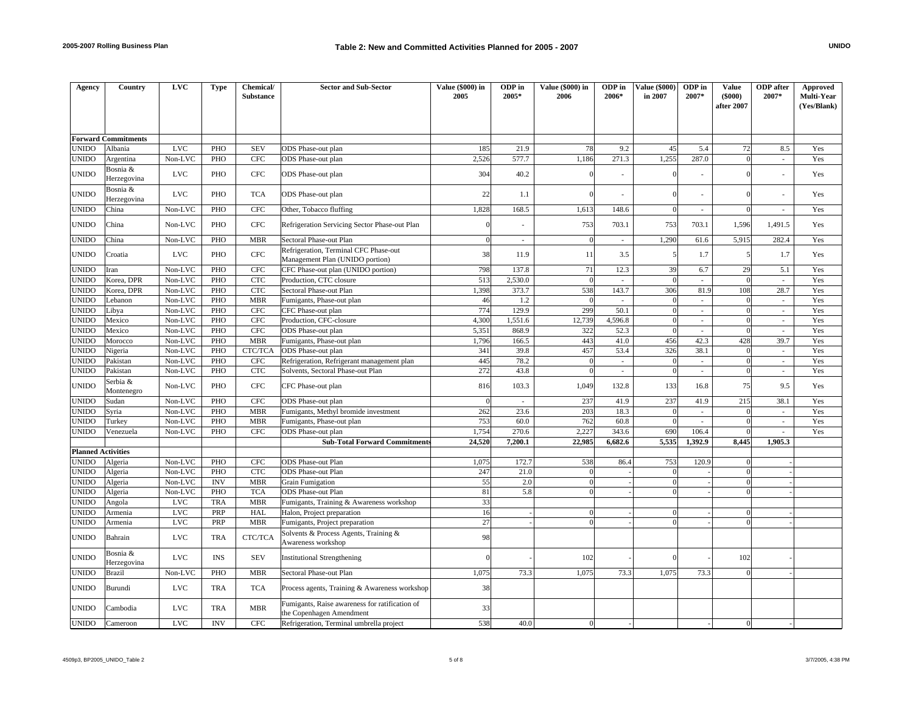## Table 2: New and Committed Activities Planned for 2005 - 2007

| Agency | Country | LVC | Type | Chemical/ Substance | Sector and Sub-Sector | Value ($000) in 2005 | ODP in 2005* | Value ($000) in 2006 | ODP in 2006* | Value ($000) in 2007 | ODP in 2007* | Value ($000) after 2007 | ODP after 2007* | Approved Multi-Year (Yes/Blank) |
|---|---|---|---|---|---|---|---|---|---|---|---|---|---|---|
| **Forward Commitments** | | | | | | | | | | | | | | |
| UNIDO | Albania | LVC | PHO | SEV | ODS Phase-out plan | 185 | 21.9 | 78 | 9.2 | 45 | 5.4 | 72 | 8.5 | Yes |
| UNIDO | Argentina | Non-LVC | PHO | CFC | ODS Phase-out plan | 2,526 | 577.7 | 1,186 | 271.3 | 1,255 | 287.0 | 0 | - | Yes |
| UNIDO | Bosnia & Herzegovina | LVC | PHO | CFC | ODS Phase-out plan | 304 | 40.2 | 0 | - | 0 | - | 0 | - | Yes |
| UNIDO | Bosnia & Herzegovina | LVC | PHO | TCA | ODS Phase-out plan | 22 | 1.1 | 0 | - | 0 | - | 0 | - | Yes |
| UNIDO | China | Non-LVC | PHO | CFC | Other, Tobacco fluffing | 1,828 | 168.5 | 1,613 | 148.6 | 0 | - | 0 | - | Yes |
| UNIDO | China | Non-LVC | PHO | CFC | Refrigeration Servicing Sector Phase-out Plan | 0 | - | 753 | 703.1 | 753 | 703.1 | 1,596 | 1,491.5 | Yes |
| UNIDO | China | Non-LVC | PHO | MBR | Sectoral Phase-out Plan | 0 | - | 0 | - | 1,290 | 61.6 | 5,915 | 282.4 | Yes |
| UNIDO | Croatia | LVC | PHO | CFC | Refrigeration, Terminal CFC Phase-out Management Plan (UNIDO portion) | 38 | 11.9 | 11 | 3.5 | 5 | 1.7 | 5 | 1.7 | Yes |
| UNIDO | Iran | Non-LVC | PHO | CFC | CFC Phase-out plan (UNIDO portion) | 798 | 137.8 | 71 | 12.3 | 39 | 6.7 | 29 | 5.1 | Yes |
| UNIDO | Korea, DPR | Non-LVC | PHO | CTC | Production, CTC closure | 513 | 2,530.0 | 0 | - | 0 | - | 0 | - | Yes |
| UNIDO | Korea, DPR | Non-LVC | PHO | CTC | Sectoral Phase-out Plan | 1,398 | 373.7 | 538 | 143.7 | 306 | 81.9 | 108 | 28.7 | Yes |
| UNIDO | Lebanon | Non-LVC | PHO | MBR | Fumigants, Phase-out plan | 46 | 1.2 | 0 | - | 0 | - | 0 | - | Yes |
| UNIDO | Libya | Non-LVC | PHO | CFC | CFC Phase-out plan | 774 | 129.9 | 299 | 50.1 | 0 | - | 0 | - | Yes |
| UNIDO | Mexico | Non-LVC | PHO | CFC | Production, CFC-closure | 4,300 | 1,551.6 | 12,739 | 4,596.8 | 0 | - | 0 | - | Yes |
| UNIDO | Mexico | Non-LVC | PHO | CFC | ODS Phase-out plan | 5,351 | 868.9 | 322 | 52.3 | 0 | - | 0 | - | Yes |
| UNIDO | Morocco | Non-LVC | PHO | MBR | Fumigants, Phase-out plan | 1,796 | 166.5 | 443 | 41.0 | 456 | 42.3 | 428 | 39.7 | Yes |
| UNIDO | Nigeria | Non-LVC | PHO | CTC/TCA | ODS Phase-out plan | 341 | 39.8 | 457 | 53.4 | 326 | 38.1 | 0 | - | Yes |
| UNIDO | Pakistan | Non-LVC | PHO | CFC | Refrigeration, Refrigerant management plan | 445 | 78.2 | 0 | - | 0 | - | 0 | - | Yes |
| UNIDO | Pakistan | Non-LVC | PHO | CTC | Solvents, Sectoral Phase-out Plan | 272 | 43.8 | 0 | - | 0 | - | 0 | - | Yes |
| UNIDO | Serbia & Montenegro | Non-LVC | PHO | CFC | CFC Phase-out plan | 816 | 103.3 | 1,049 | 132.8 | 133 | 16.8 | 75 | 9.5 | Yes |
| UNIDO | Sudan | Non-LVC | PHO | CFC | ODS Phase-out plan | 0 | - | 237 | 41.9 | 237 | 41.9 | 215 | 38.1 | Yes |
| UNIDO | Syria | Non-LVC | PHO | MBR | Fumigants, Methyl bromide investment | 262 | 23.6 | 203 | 18.3 | 0 | - | 0 | - | Yes |
| UNIDO | Turkey | Non-LVC | PHO | MBR | Fumigants, Phase-out plan | 753 | 60.0 | 762 | 60.8 | 0 | - | 0 | - | Yes |
| UNIDO | Venezuela | Non-LVC | PHO | CFC | ODS Phase-out plan | 1,754 | 270.6 | 2,227 | 343.6 | 690 | 106.4 | 0 | - | Yes |
| | | | | | **Sub-Total Forward Commitments** | **24,520** | **7,200.1** | **22,985** | **6,682.6** | **5,535** | **1,392.9** | **8,445** | **1,905.3** | |
| **Planned Activities** | | | | | | | | | | | | | | |
| UNIDO | Algeria | Non-LVC | PHO | CFC | ODS Phase-out Plan | 1,075 | 172.7 | 538 | 86.4 | 753 | 120.9 | 0 | - | |
| UNIDO | Algeria | Non-LVC | PHO | CTC | ODS Phase-out Plan | 247 | 21.0 | 0 | - | 0 | - | 0 | - | |
| UNIDO | Algeria | Non-LVC | INV | MBR | Grain Fumigation | 55 | 2.0 | 0 | - | 0 | - | 0 | - | |
| UNIDO | Algeria | Non-LVC | PHO | TCA | ODS Phase-out Plan | 81 | 5.8 | 0 | - | 0 | - | 0 | - | |
| UNIDO | Angola | LVC | TRA | MBR | Fumigants, Training & Awareness workshop | 33 | | | | | | | | |
| UNIDO | Armenia | LVC | PRP | HAL | Halon, Project preparation | 16 | - | 0 | - | 0 | - | 0 | - | |
| UNIDO | Armenia | LVC | PRP | MBR | Fumigants, Project preparation | 27 | - | 0 | - | 0 | - | 0 | - | |
| UNIDO | Bahrain | LVC | TRA | CTC/TCA | Solvents & Process Agents, Training & Awareness workshop | 98 | | | | | | | | |
| UNIDO | Bosnia & Herzegovina | LVC | INS | SEV | Institutional Strengthening | 0 | - | 102 | - | 0 | - | 102 | - | |
| UNIDO | Brazil | Non-LVC | PHO | MBR | Sectoral Phase-out Plan | 1,075 | 73.3 | 1,075 | 73.3 | 1,075 | 73.3 | 0 | - | |
| UNIDO | Burundi | LVC | TRA | TCA | Process agents, Training & Awareness workshop | 38 | | | | | | | | |
| UNIDO | Cambodia | LVC | TRA | MBR | Fumigants, Raise awareness for ratification of the Copenhagen Amendment | 33 | | | | | | | | |
| UNIDO | Cameroon | LVC | INV | CFC | Refrigeration, Terminal umbrella project | 538 | 40.0 | 0 | - | | - | 0 | - | |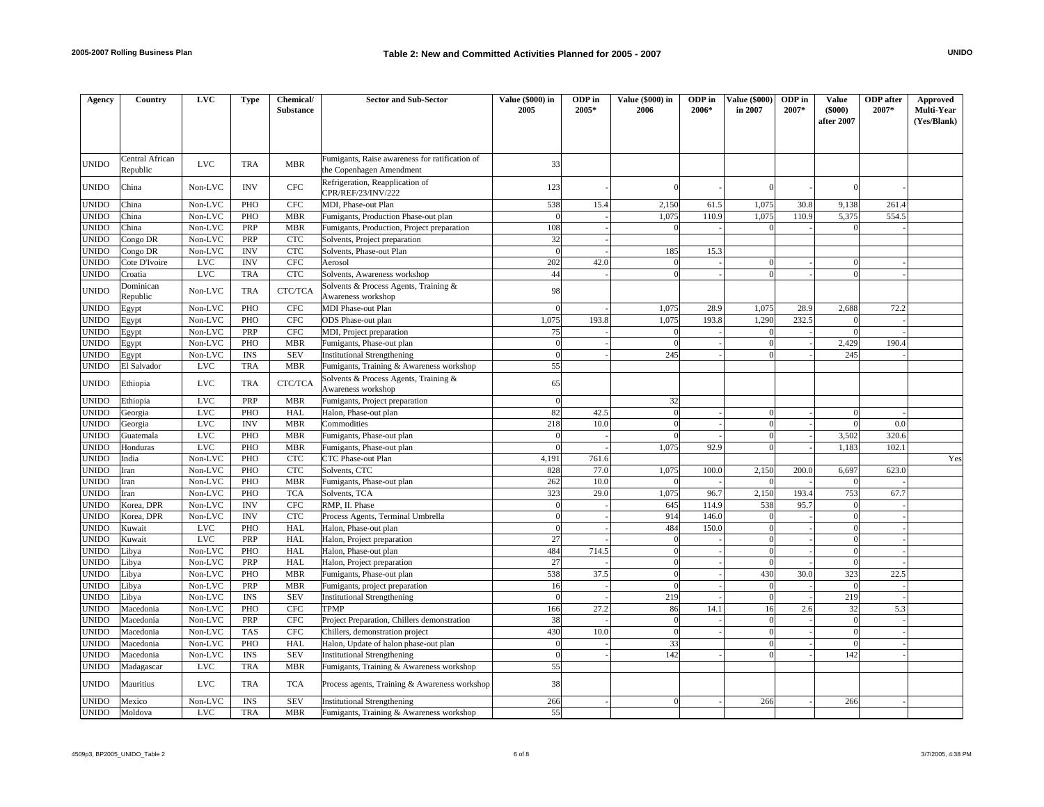## Table 2: New and Committed Activities Planned for 2005 - 2007

| Agency | Country | LVC | Type | Chemical/ Substance | Sector and Sub-Sector | Value ($000) in 2005 | ODP in 2005* | Value ($000) in 2006 | ODP in 2006* | Value ($000) in 2007 | ODP in 2007* | Value ($000) after 2007 | ODP after 2007* | Approved Multi-Year (Yes/Blank) |
|---|---|---|---|---|---|---|---|---|---|---|---|---|---|---|
| UNIDO | Central African Republic | LVC | TRA | MBR | Fumigants, Raise awareness for ratification of the Copenhagen Amendment | 33 | | | | | | | | |
| UNIDO | China | Non-LVC | INV | CFC | Refrigeration, Reapplication of CPR/REF/23/INV/222 | 123 | - | 0 | - | 0 | - | 0 | - | |
| UNIDO | China | Non-LVC | PHO | CFC | MDI, Phase-out Plan | 538 | 15.4 | 2,150 | 61.5 | 1,075 | 30.8 | 9,138 | 261.4 | |
| UNIDO | China | Non-LVC | PHO | MBR | Fumigants, Production Phase-out plan | 0 | - | 1,075 | 110.9 | 1,075 | 110.9 | 5,375 | 554.5 | |
| UNIDO | China | Non-LVC | PRP | MBR | Fumigants, Production, Project preparation | 108 | - | 0 | - | 0 | - | 0 | - | |
| UNIDO | Congo DR | Non-LVC | PRP | CTC | Solvents, Project preparation | 32 | - | | | | | | | |
| UNIDO | Congo DR | Non-LVC | INV | CTC | Solvents, Phase-out Plan | 0 | - | 185 | 15.3 | | | | | |
| UNIDO | Cote D'Ivoire | LVC | INV | CFC | Aerosol | 202 | 42.0 | 0 | - | 0 | - | 0 | - | |
| UNIDO | Croatia | LVC | TRA | CTC | Solvents, Awareness workshop | 44 | - | 0 | - | 0 | - | 0 | - | |
| UNIDO | Dominican Republic | Non-LVC | TRA | CTC/TCA | Solvents & Process Agents, Training & Awareness workshop | 98 | | | | | | | | |
| UNIDO | Egypt | Non-LVC | PHO | CFC | MDI Phase-out Plan | 0 | - | 1,075 | 28.9 | 1,075 | 28.9 | 2,688 | 72.2 | |
| UNIDO | Egypt | Non-LVC | PHO | CFC | ODS Phase-out plan | 1,075 | 193.8 | 1,075 | 193.8 | 1,290 | 232.5 | 0 | - | |
| UNIDO | Egypt | Non-LVC | PRP | CFC | MDI, Project preparation | 75 | - | 0 | - | 0 | - | 0 | - | |
| UNIDO | Egypt | Non-LVC | PHO | MBR | Fumigants, Phase-out plan | 0 | - | 0 | - | 0 | - | 2,429 | 190.4 | |
| UNIDO | Egypt | Non-LVC | INS | SEV | Institutional Strengthening | 0 | - | 245 | - | 0 | - | 245 | - | |
| UNIDO | El Salvador | LVC | TRA | MBR | Fumigants, Training & Awareness workshop | 55 | | | | | | | | |
| UNIDO | Ethiopia | LVC | TRA | CTC/TCA | Solvents & Process Agents, Training & Awareness workshop | 65 | | | | | | | | |
| UNIDO | Ethiopia | LVC | PRP | MBR | Fumigants, Project preparation | 0 | | 32 | | | | | | |
| UNIDO | Georgia | LVC | PHO | HAL | Halon, Phase-out plan | 82 | 42.5 | 0 | - | 0 | - | 0 | - | |
| UNIDO | Georgia | LVC | INV | MBR | Commodities | 218 | 10.0 | 0 | - | 0 | - | 0 | 0.0 | |
| UNIDO | Guatemala | LVC | PHO | MBR | Fumigants, Phase-out plan | 0 | - | 0 | - | 0 | - | 3,502 | 320.6 | |
| UNIDO | Honduras | LVC | PHO | MBR | Fumigants, Phase-out plan | 0 | - | 1,075 | 92.9 | 0 | - | 1,183 | 102.1 | |
| UNIDO | India | Non-LVC | PHO | CTC | CTC Phase-out Plan | 4,191 | 761.6 | | | | | | | Yes |
| UNIDO | Iran | Non-LVC | PHO | CTC | Solvents, CTC | 828 | 77.0 | 1,075 | 100.0 | 2,150 | 200.0 | 6,697 | 623.0 | |
| UNIDO | Iran | Non-LVC | PHO | MBR | Fumigants, Phase-out plan | 262 | 10.0 | 0 | - | 0 | - | 0 | - | |
| UNIDO | Iran | Non-LVC | PHO | TCA | Solvents, TCA | 323 | 29.0 | 1,075 | 96.7 | 2,150 | 193.4 | 753 | 67.7 | |
| UNIDO | Korea, DPR | Non-LVC | INV | CFC | RMP, II. Phase | 0 | - | 645 | 114.9 | 538 | 95.7 | 0 | - | |
| UNIDO | Korea, DPR | Non-LVC | INV | CTC | Process Agents, Terminal Umbrella | 0 | - | 914 | 146.0 | 0 | - | 0 | - | |
| UNIDO | Kuwait | LVC | PHO | HAL | Halon, Phase-out plan | 0 | - | 484 | 150.0 | 0 | - | 0 | - | |
| UNIDO | Kuwait | LVC | PRP | HAL | Halon, Project preparation | 27 | - | 0 | - | 0 | - | 0 | - | |
| UNIDO | Libya | Non-LVC | PHO | HAL | Halon, Phase-out plan | 484 | 714.5 | 0 | - | 0 | - | 0 | - | |
| UNIDO | Libya | Non-LVC | PRP | HAL | Halon, Project preparation | 27 | - | 0 | - | 0 | - | 0 | - | |
| UNIDO | Libya | Non-LVC | PHO | MBR | Fumigants, Phase-out plan | 538 | 37.5 | 0 | - | 430 | 30.0 | 323 | 22.5 | |
| UNIDO | Libya | Non-LVC | PRP | MBR | Fumigants, project preparation | 16 | - | 0 | - | 0 | - | 0 | - | |
| UNIDO | Libya | Non-LVC | INS | SEV | Institutional Strengthening | 0 | - | 219 | - | 0 | - | 219 | - | |
| UNIDO | Macedonia | Non-LVC | PHO | CFC | TPMP | 166 | 27.2 | 86 | 14.1 | 16 | 2.6 | 32 | 5.3 | |
| UNIDO | Macedonia | Non-LVC | PRP | CFC | Project Preparation, Chillers demonstration | 38 | - | 0 | - | 0 | - | 0 | - | |
| UNIDO | Macedonia | Non-LVC | TAS | CFC | Chillers, demonstration project | 430 | 10.0 | 0 | - | 0 | - | 0 | - | |
| UNIDO | Macedonia | Non-LVC | PHO | HAL | Halon, Update of halon phase-out plan | 0 | - | 33 | | 0 | - | 0 | - | |
| UNIDO | Macedonia | Non-LVC | INS | SEV | Institutional Strengthening | 0 | - | 142 | - | 0 | - | 142 | - | |
| UNIDO | Madagascar | LVC | TRA | MBR | Fumigants, Training & Awareness workshop | 55 | | | | | | | | |
| UNIDO | Mauritius | LVC | TRA | TCA | Process agents, Training & Awareness workshop | 38 | | | | | | | | |
| UNIDO | Mexico | Non-LVC | INS | SEV | Institutional Strengthening | 266 | - | 0 | - | 266 | - | 266 | - | |
| UNIDO | Moldova | LVC | TRA | MBR | Fumigants, Training & Awareness workshop | 55 | | | | | | | | |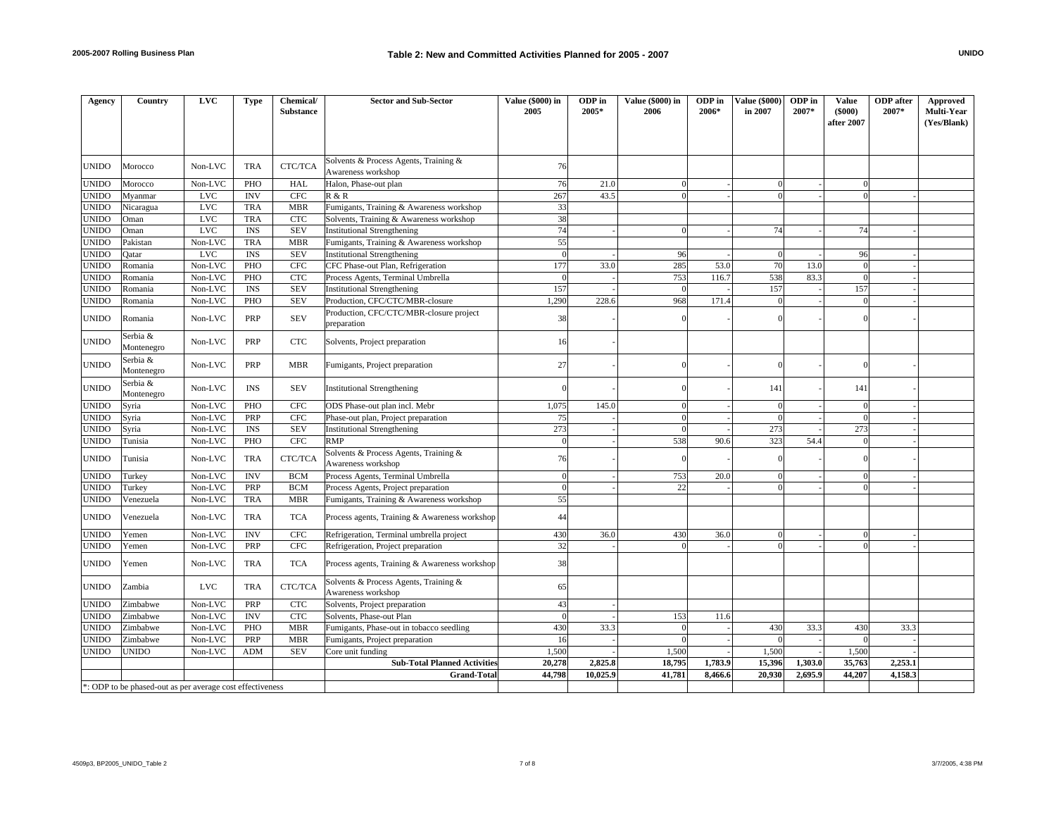## Table 2: New and Committed Activities Planned for 2005 - 2007

| Agency | Country | LVC | Type | Chemical/ Substance | Sector and Sub-Sector | Value ($000) in 2005 | ODP in 2005* | Value ($000) in 2006 | ODP in 2006* | Value ($000) in 2007 | ODP in 2007* | Value ($000) after 2007 | ODP after 2007* | Approved Multi-Year (Yes/Blank) |
|---|---|---|---|---|---|---|---|---|---|---|---|---|---|---|
| UNIDO | Morocco | Non-LVC | TRA | CTC/TCA | Solvents & Process Agents, Training & Awareness workshop | 76 | | | | | | | | |
| UNIDO | Morocco | Non-LVC | PHO | HAL | Halon, Phase-out plan | 76 | 21.0 | 0 | - | 0 | - | 0 | | |
| UNIDO | Myanmar | LVC | INV | CFC | R & R | 267 | 43.5 | 0 | - | 0 | - | 0 | - | |
| UNIDO | Nicaragua | LVC | TRA | MBR | Fumigants, Training & Awareness workshop | 33 | | | | | | | | |
| UNIDO | Oman | LVC | TRA | CTC | Solvents, Training & Awareness workshop | 38 | | | | | | | | |
| UNIDO | Oman | LVC | INS | SEV | Institutional Strengthening | 74 | - | 0 | - | 74 | - | 74 | - | |
| UNIDO | Pakistan | Non-LVC | TRA | MBR | Fumigants, Training & Awareness workshop | 55 | | | | | | | | |
| UNIDO | Qatar | LVC | INS | SEV | Institutional Strengthening | 0 | - | 96 | - | 0 | - | 96 | - | |
| UNIDO | Romania | Non-LVC | PHO | CFC | CFC Phase-out Plan, Refrigeration | 177 | 33.0 | 285 | 53.0 | 70 | 13.0 | 0 | - | |
| UNIDO | Romania | Non-LVC | PHO | CTC | Process Agents, Terminal Umbrella | 0 | - | 753 | 116.7 | 538 | 83.3 | 0 | - | |
| UNIDO | Romania | Non-LVC | INS | SEV | Institutional Strengthening | 157 | - | 0 | - | 157 | - | 157 | - | |
| UNIDO | Romania | Non-LVC | PHO | SEV | Production, CFC/CTC/MBR-closure | 1,290 | 228.6 | 968 | 171.4 | 0 | - | 0 | - | |
| UNIDO | Romania | Non-LVC | PRP | SEV | Production, CFC/CTC/MBR-closure project preparation | 38 | - | 0 | - | 0 | - | 0 | - | |
| UNIDO | Serbia & Montenegro | Non-LVC | PRP | CTC | Solvents, Project preparation | 16 | - | | | | | | | |
| UNIDO | Serbia & Montenegro | Non-LVC | PRP | MBR | Fumigants, Project preparation | 27 | - | 0 | - | 0 | - | 0 | - | |
| UNIDO | Serbia & Montenegro | Non-LVC | INS | SEV | Institutional Strengthening | 0 | - | 0 | - | 141 | - | 141 | - | |
| UNIDO | Syria | Non-LVC | PHO | CFC | ODS Phase-out plan incl. Mebr | 1,075 | 145.0 | 0 | - | 0 | - | 0 | - | |
| UNIDO | Syria | Non-LVC | PRP | CFC | Phase-out plan, Project preparation | 75 | - | 0 | - | 0 | - | 0 | - | |
| UNIDO | Syria | Non-LVC | INS | SEV | Institutional Strengthening | 273 | - | 0 | - | 273 | - | 273 | - | |
| UNIDO | Tunisia | Non-LVC | PHO | CFC | RMP | 0 | - | 538 | 90.6 | 323 | 54.4 | 0 | - | |
| UNIDO | Tunisia | Non-LVC | TRA | CTC/TCA | Solvents & Process Agents, Training & Awareness workshop | 76 | - | 0 | - | 0 | - | 0 | - | |
| UNIDO | Turkey | Non-LVC | INV | BCM | Process Agents, Terminal Umbrella | 0 | - | 753 | 20.0 | 0 | - | 0 | - | |
| UNIDO | Turkey | Non-LVC | PRP | BCM | Process Agents, Project preparation | 0 | - | 22 | - | 0 | - | 0 | - | |
| UNIDO | Venezuela | Non-LVC | TRA | MBR | Fumigants, Training & Awareness workshop | 55 | | | | | | | | |
| UNIDO | Venezuela | Non-LVC | TRA | TCA | Process agents, Training & Awareness workshop | 44 | | | | | | | | |
| UNIDO | Yemen | Non-LVC | INV | CFC | Refrigeration, Terminal umbrella project | 430 | 36.0 | 430 | 36.0 | 0 | - | 0 | - | |
| UNIDO | Yemen | Non-LVC | PRP | CFC | Refrigeration, Project preparation | 32 | - | 0 | - | 0 | - | 0 | - | |
| UNIDO | Yemen | Non-LVC | TRA | TCA | Process agents, Training & Awareness workshop | 38 | | | | | | | | |
| UNIDO | Zambia | LVC | TRA | CTC/TCA | Solvents & Process Agents, Training & Awareness workshop | 65 | | | | | | | | |
| UNIDO | Zimbabwe | Non-LVC | PRP | CTC | Solvents, Project preparation | 43 | - | | | | | | | |
| UNIDO | Zimbabwe | Non-LVC | INV | CTC | Solvents, Phase-out Plan | 0 | - | 153 | 11.6 | | | | | |
| UNIDO | Zimbabwe | Non-LVC | PHO | MBR | Fumigants, Phase-out in tobacco seedling | 430 | 33.3 | 0 | - | 430 | 33.3 | 430 | 33.3 | |
| UNIDO | Zimbabwe | Non-LVC | PRP | MBR | Fumigants, Project preparation | 16 | - | 0 | - | 0 | - | 0 | - | |
| UNIDO | UNIDO | Non-LVC | ADM | SEV | Core unit funding | 1,500 | - | 1,500 | - | 1,500 | - | 1,500 | - | |
| | | | | | **Sub-Total Planned Activities** | **20,278** | **2,825.8** | **18,795** | **1,783.9** | **15,396** | **1,303.0** | **35,763** | **2,253.1** | |
| | | | | | **Grand-Total** | **44,798** | **10,025.9** | **41,781** | **8,466.6** | **20,930** | **2,695.9** | **44,207** | **4,158.3** | |

*: ODP to be phased-out as per average cost effectiveness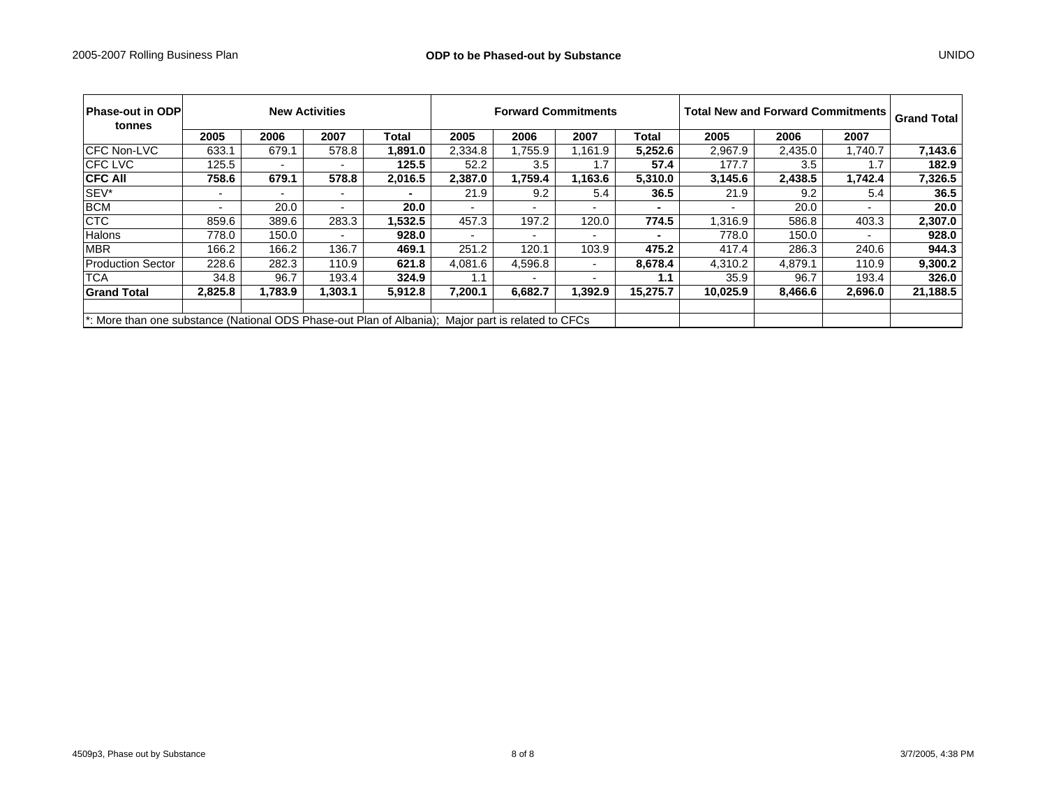## ODP to be Phased-out by Substance

| Phase-out in ODP tonnes | New Activities | | | | Forward Commitments | | | | Total New and Forward Commitments | | | Grand Total |
|---|---|---|---|---|---|---|---|---|---|---|---|---|
| | 2005 | 2006 | 2007 | Total | 2005 | 2006 | 2007 | Total | 2005 | 2006 | 2007 | |
| CFC Non-LVC | 633.1 | 679.1 | 578.8 | **1,891.0** | 2,334.8 | 1,755.9 | 1,161.9 | **5,252.6** | 2,967.9 | 2,435.0 | 1,740.7 | **7,143.6** |
| CFC LVC | 125.5 | - | - | **125.5** | 52.2 | 3.5 | 1.7 | **57.4** | 177.7 | 3.5 | 1.7 | **182.9** |
| **CFC All** | **758.6** | **679.1** | **578.8** | **2,016.5** | **2,387.0** | **1,759.4** | **1,163.6** | **5,310.0** | **3,145.6** | **2,438.5** | **1,742.4** | **7,326.5** |
| SEV* | - | - | - | **-** | 21.9 | 9.2 | 5.4 | **36.5** | 21.9 | 9.2 | 5.4 | **36.5** |
| BCM | - | 20.0 | - | **20.0** | - | - | - | **-** | - | 20.0 | - | **20.0** |
| CTC | 859.6 | 389.6 | 283.3 | **1,532.5** | 457.3 | 197.2 | 120.0 | **774.5** | 1,316.9 | 586.8 | 403.3 | **2,307.0** |
| Halons | 778.0 | 150.0 | - | **928.0** | - | - | - | **-** | 778.0 | 150.0 | - | **928.0** |
| MBR | 166.2 | 166.2 | 136.7 | **469.1** | 251.2 | 120.1 | 103.9 | **475.2** | 417.4 | 286.3 | 240.6 | **944.3** |
| Production Sector | 228.6 | 282.3 | 110.9 | **621.8** | 4,081.6 | 4,596.8 | - | **8,678.4** | 4,310.2 | 4,879.1 | 110.9 | **9,300.2** |
| TCA | 34.8 | 96.7 | 193.4 | **324.9** | 1.1 | - | - | **1.1** | 35.9 | 96.7 | 193.4 | **326.0** |
| **Grand Total** | **2,825.8** | **1,783.9** | **1,303.1** | **5,912.8** | **7,200.1** | **6,682.7** | **1,392.9** | **15,275.7** | **10,025.9** | **8,466.6** | **2,696.0** | **21,188.5** |

*: More than one substance (National ODS Phase-out Plan of Albania); Major part is related to CFCs